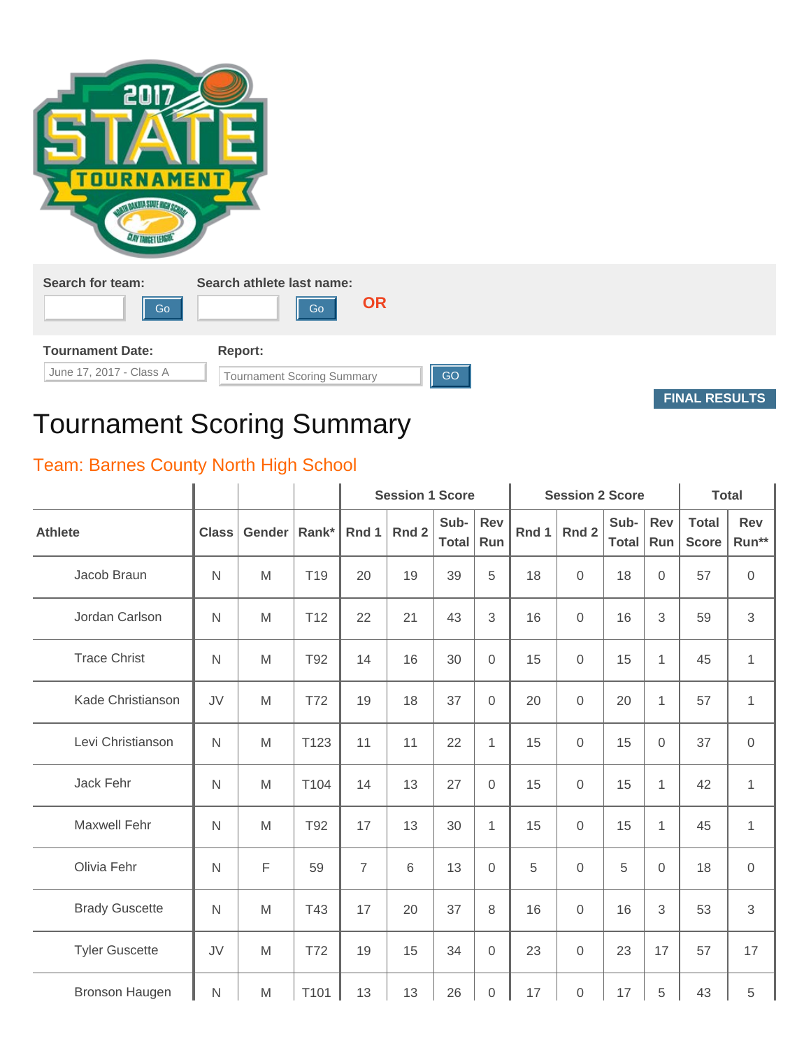Search for team: Go

Search athlete last name: Go

OR

Tournament Date: June 17, 2017 - Class A

Report: Tournament Scoring Summary GO

FINAL RESULTS

# Tournament Scoring Summary

## Team: Barnes County North High School

| Athlete | Class | Gender | Rank* | Session 1 Score | | | | Session 2 Score | | | | Total | |
|---|---|---|---|---|---|---|---|---|---|---|---|---|---|
| | | | | Rnd 1 | Rnd 2 | Sub-Total | Rev Run | Rnd 1 | Rnd 2 | Sub-Total | Rev Run | Total Score | Rev Run** |
| Jacob Braun | N | M | T19 | 20 | 19 | 39 | 5 | 18 | 0 | 18 | 0 | 57 | 0 |
| Jordan Carlson | N | M | T12 | 22 | 21 | 43 | 3 | 16 | 0 | 16 | 3 | 59 | 3 |
| Trace Christ | N | M | T92 | 14 | 16 | 30 | 0 | 15 | 0 | 15 | 1 | 45 | 1 |
| Kade Christianson | JV | M | T72 | 19 | 18 | 37 | 0 | 20 | 0 | 20 | 1 | 57 | 1 |
| Levi Christianson | N | M | T123 | 11 | 11 | 22 | 1 | 15 | 0 | 15 | 0 | 37 | 0 |
| Jack Fehr | N | M | T104 | 14 | 13 | 27 | 0 | 15 | 0 | 15 | 1 | 42 | 1 |
| Maxwell Fehr | N | M | T92 | 17 | 13 | 30 | 1 | 15 | 0 | 15 | 1 | 45 | 1 |
| Olivia Fehr | N | F | 59 | 7 | 6 | 13 | 0 | 5 | 0 | 5 | 0 | 18 | 0 |
| Brady Guscette | N | M | T43 | 17 | 20 | 37 | 8 | 16 | 0 | 16 | 3 | 53 | 3 |
| Tyler Guscette | JV | M | T72 | 19 | 15 | 34 | 0 | 23 | 0 | 23 | 17 | 57 | 17 |
| Bronson Haugen | N | M | T101 | 13 | 13 | 26 | 0 | 17 | 0 | 17 | 5 | 43 | 5 |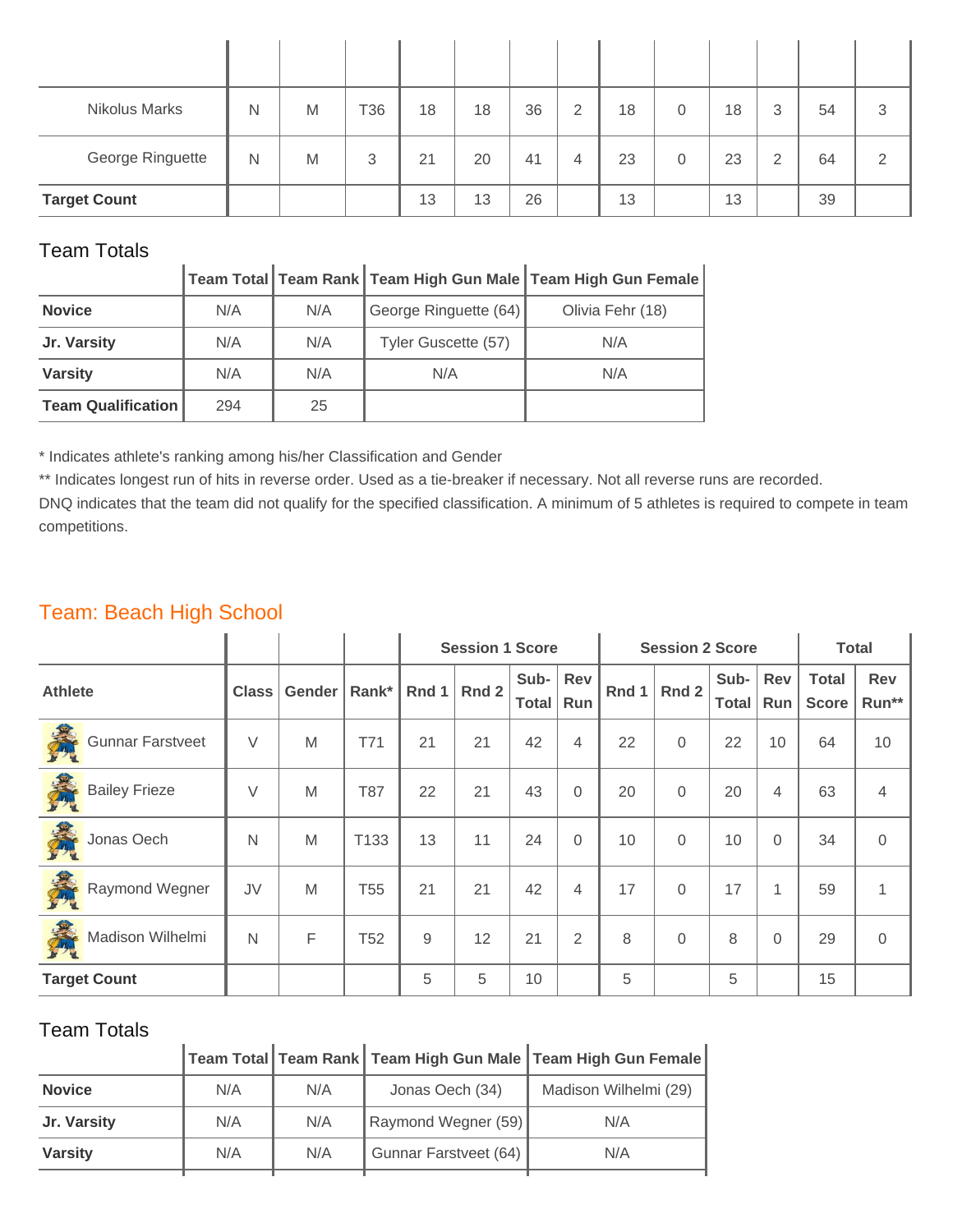| | | | | | | | | | | | | | |
|---|---|---|---|---|---|---|---|---|---|---|---|---|---|
| Nikolus Marks | N | M | T36 | 18 | 18 | 36 | 2 | 18 | 0 | 18 | 3 | 54 | 3 |
| George Ringuette | N | M | 3 | 21 | 20 | 41 | 4 | 23 | 0 | 23 | 2 | 64 | 2 |
| **Target Count** | | | | 13 | 13 | 26 | | 13 | | 13 | | 39 | |

### Team Totals

| | Team Total | Team Rank | Team High Gun Male | Team High Gun Female |
|---|---|---|---|---|
| **Novice** | N/A | N/A | George Ringuette (64) | Olivia Fehr (18) |
| **Jr. Varsity** | N/A | N/A | Tyler Guscette (57) | N/A |
| **Varsity** | N/A | N/A | N/A | N/A |
| **Team Qualification** | 294 | 25 | | |

* Indicates athlete's ranking among his/her Classification and Gender

** Indicates longest run of hits in reverse order. Used as a tie-breaker if necessary. Not all reverse runs are recorded.

DNQ indicates that the team did not qualify for the specified classification. A minimum of 5 athletes is required to compete in team competitions.

## Team: Beach High School

| | | | | Session 1 Score | | | | Session 2 Score | | | | Total | |
|---|---|---|---|---|---|---|---|---|---|---|---|---|---|
| **Athlete** | **Class** | **Gender** | **Rank*** | **Rnd 1** | **Rnd 2** | **Sub-Total** | **Rev Run** | **Rnd 1** | **Rnd 2** | **Sub-Total** | **Rev Run** | **Total Score** | **Rev Run**** |
| Gunnar Farstveet | V | M | T71 | 21 | 21 | 42 | 4 | 22 | 0 | 22 | 10 | 64 | 10 |
| Bailey Frieze | V | M | T87 | 22 | 21 | 43 | 0 | 20 | 0 | 20 | 4 | 63 | 4 |
| Jonas Oech | N | M | T133 | 13 | 11 | 24 | 0 | 10 | 0 | 10 | 0 | 34 | 0 |
| Raymond Wegner | JV | M | T55 | 21 | 21 | 42 | 4 | 17 | 0 | 17 | 1 | 59 | 1 |
| Madison Wilhelmi | N | F | T52 | 9 | 12 | 21 | 2 | 8 | 0 | 8 | 0 | 29 | 0 |
| **Target Count** | | | | 5 | 5 | 10 | | 5 | | 5 | | 15 | |

### Team Totals

| | Team Total | Team Rank | Team High Gun Male | Team High Gun Female |
|---|---|---|---|---|
| **Novice** | N/A | N/A | Jonas Oech (34) | Madison Wilhelmi (29) |
| **Jr. Varsity** | N/A | N/A | Raymond Wegner (59) | N/A |
| **Varsity** | N/A | N/A | Gunnar Farstveet (64) | N/A |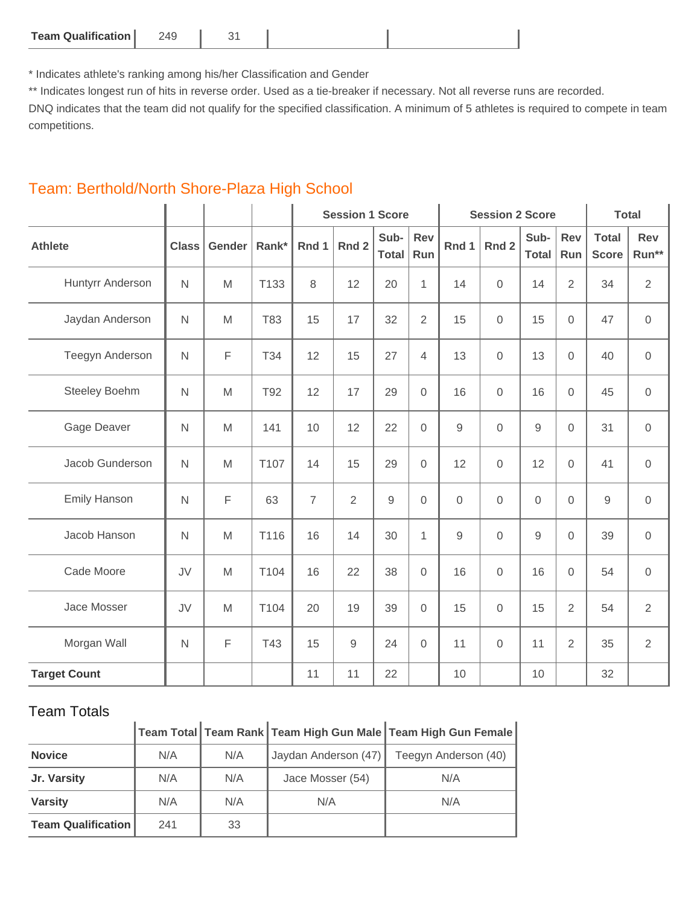| Team Qualification | 249 | 31 | | |
|---|---|---|---|---|

* Indicates athlete's ranking among his/her Classification and Gender

** Indicates longest run of hits in reverse order. Used as a tie-breaker if necessary. Not all reverse runs are recorded.

DNQ indicates that the team did not qualify for the specified classification. A minimum of 5 athletes is required to compete in team competitions.

## Team: Berthold/North Shore-Plaza High School

| | | | | Session 1 Score | | | | Session 2 Score | | | | Total | |
|---|---|---|---|---|---|---|---|---|---|---|---|---|---|
| Athlete | Class | Gender | Rank* | Rnd 1 | Rnd 2 | Sub-Total | Rev Run | Rnd 1 | Rnd 2 | Sub-Total | Rev Run | Total Score | Rev Run** |
| Huntyrr Anderson | N | M | T133 | 8 | 12 | 20 | 1 | 14 | 0 | 14 | 2 | 34 | 2 |
| Jaydan Anderson | N | M | T83 | 15 | 17 | 32 | 2 | 15 | 0 | 15 | 0 | 47 | 0 |
| Teegyn Anderson | N | F | T34 | 12 | 15 | 27 | 4 | 13 | 0 | 13 | 0 | 40 | 0 |
| Steeley Boehm | N | M | T92 | 12 | 17 | 29 | 0 | 16 | 0 | 16 | 0 | 45 | 0 |
| Gage Deaver | N | M | 141 | 10 | 12 | 22 | 0 | 9 | 0 | 9 | 0 | 31 | 0 |
| Jacob Gunderson | N | M | T107 | 14 | 15 | 29 | 0 | 12 | 0 | 12 | 0 | 41 | 0 |
| Emily Hanson | N | F | 63 | 7 | 2 | 9 | 0 | 0 | 0 | 0 | 0 | 9 | 0 |
| Jacob Hanson | N | M | T116 | 16 | 14 | 30 | 1 | 9 | 0 | 9 | 0 | 39 | 0 |
| Cade Moore | JV | M | T104 | 16 | 22 | 38 | 0 | 16 | 0 | 16 | 0 | 54 | 0 |
| Jace Mosser | JV | M | T104 | 20 | 19 | 39 | 0 | 15 | 0 | 15 | 2 | 54 | 2 |
| Morgan Wall | N | F | T43 | 15 | 9 | 24 | 0 | 11 | 0 | 11 | 2 | 35 | 2 |
| **Target Count** | | | | 11 | 11 | 22 | | 10 | | 10 | | 32 | |

### Team Totals

| | Team Total | Team Rank | Team High Gun Male | Team High Gun Female |
|---|---|---|---|---|
| **Novice** | N/A | N/A | Jaydan Anderson (47) | Teegyn Anderson (40) |
| **Jr. Varsity** | N/A | N/A | Jace Mosser (54) | N/A |
| **Varsity** | N/A | N/A | N/A | N/A |
| **Team Qualification** | 241 | 33 | | |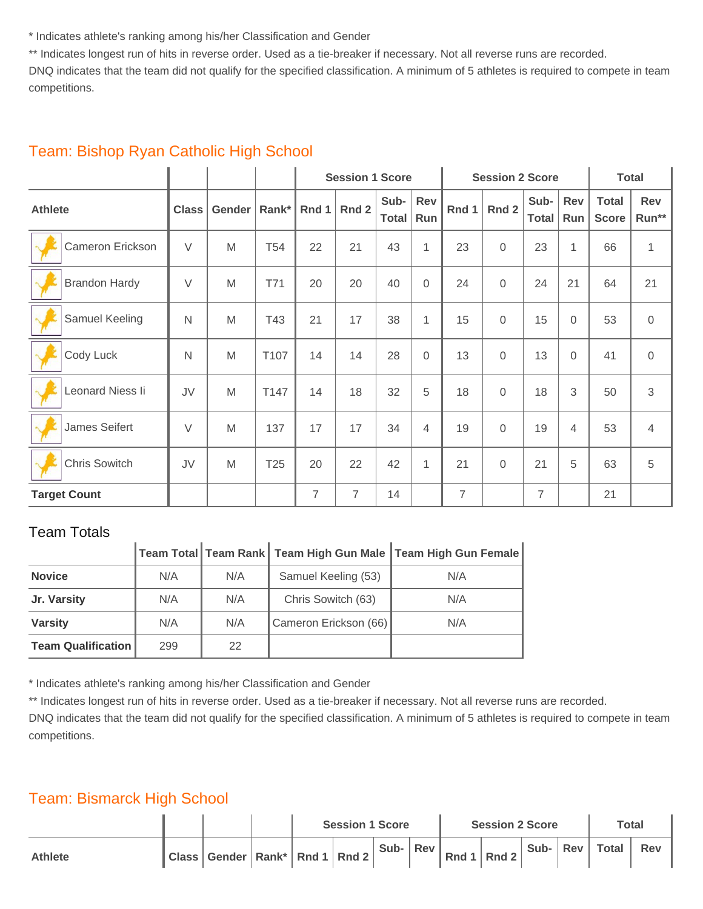\* Indicates athlete's ranking among his/her Classification and Gender

\*\* Indicates longest run of hits in reverse order. Used as a tie-breaker if necessary. Not all reverse runs are recorded.

DNQ indicates that the team did not qualify for the specified classification. A minimum of 5 athletes is required to compete in team competitions.

## Team: Bishop Ryan Catholic High School

| | | | | Session 1 Score | | | | Session 2 Score | | | | Total | |
|---|---|---|---|---|---|---|---|---|---|---|---|---|---|
| Athlete | Class | Gender | Rank* | Rnd 1 | Rnd 2 | Sub-Total | Rev Run | Rnd 1 | Rnd 2 | Sub-Total | Rev Run | Total Score | Rev Run** |
| Cameron Erickson | V | M | T54 | 22 | 21 | 43 | 1 | 23 | 0 | 23 | 1 | 66 | 1 |
| Brandon Hardy | V | M | T71 | 20 | 20 | 40 | 0 | 24 | 0 | 24 | 21 | 64 | 21 |
| Samuel Keeling | N | M | T43 | 21 | 17 | 38 | 1 | 15 | 0 | 15 | 0 | 53 | 0 |
| Cody Luck | N | M | T107 | 14 | 14 | 28 | 0 | 13 | 0 | 13 | 0 | 41 | 0 |
| Leonard Niess Ii | JV | M | T147 | 14 | 18 | 32 | 5 | 18 | 0 | 18 | 3 | 50 | 3 |
| James Seifert | V | M | 137 | 17 | 17 | 34 | 4 | 19 | 0 | 19 | 4 | 53 | 4 |
| Chris Sowitch | JV | M | T25 | 20 | 22 | 42 | 1 | 21 | 0 | 21 | 5 | 63 | 5 |
| **Target Count** | | | | 7 | 7 | 14 | | 7 | | 7 | | 21 | |

### Team Totals

| | Team Total | Team Rank | Team High Gun Male | Team High Gun Female |
|---|---|---|---|---|
| **Novice** | N/A | N/A | Samuel Keeling (53) | N/A |
| **Jr. Varsity** | N/A | N/A | Chris Sowitch (63) | N/A |
| **Varsity** | N/A | N/A | Cameron Erickson (66) | N/A |
| **Team Qualification** | 299 | 22 | | |

\* Indicates athlete's ranking among his/her Classification and Gender

\*\* Indicates longest run of hits in reverse order. Used as a tie-breaker if necessary. Not all reverse runs are recorded.

DNQ indicates that the team did not qualify for the specified classification. A minimum of 5 athletes is required to compete in team competitions.

## Team: Bismarck High School

| | | | | Session 1 Score | | | | Session 2 Score | | | | Total | |
|---|---|---|---|---|---|---|---|---|---|---|---|---|---|
| Athlete | Class | Gender | Rank* | Rnd 1 | Rnd 2 | Sub- | Rev | Rnd 1 | Rnd 2 | Sub- | Rev | Total | Rev |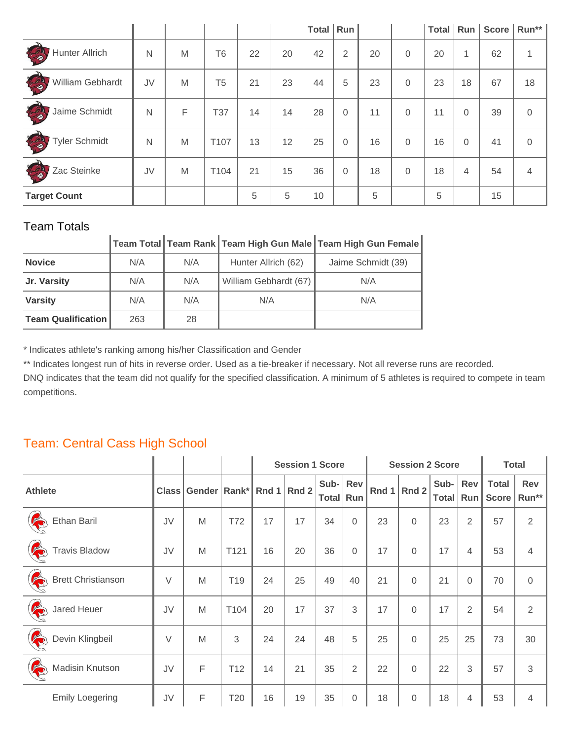| | | | | | | Total | Run | | | Total | Run | Score | Run** |
|---|---|---|---|---|---|---|---|---|---|---|---|---|---|
| Hunter Allrich | N | M | T6 | 22 | 20 | 42 | 2 | 20 | 0 | 20 | 1 | 62 | 1 |
| William Gebhardt | JV | M | T5 | 21 | 23 | 44 | 5 | 23 | 0 | 23 | 18 | 67 | 18 |
| Jaime Schmidt | N | F | T37 | 14 | 14 | 28 | 0 | 11 | 0 | 11 | 0 | 39 | 0 |
| Tyler Schmidt | N | M | T107 | 13 | 12 | 25 | 0 | 16 | 0 | 16 | 0 | 41 | 0 |
| Zac Steinke | JV | M | T104 | 21 | 15 | 36 | 0 | 18 | 0 | 18 | 4 | 54 | 4 |
| **Target Count** | | | | 5 | 5 | 10 | | 5 | | 5 | | 15 | |

Team Totals

| | Team Total | Team Rank | Team High Gun Male | Team High Gun Female |
|---|---|---|---|---|
| **Novice** | N/A | N/A | Hunter Allrich (62) | Jaime Schmidt (39) |
| **Jr. Varsity** | N/A | N/A | William Gebhardt (67) | N/A |
| **Varsity** | N/A | N/A | N/A | N/A |
| **Team Qualification** | 263 | 28 | | |

* Indicates athlete's ranking among his/her Classification and Gender

** Indicates longest run of hits in reverse order. Used as a tie-breaker if necessary. Not all reverse runs are recorded.

DNQ indicates that the team did not qualify for the specified classification. A minimum of 5 athletes is required to compete in team competitions.

## Team: Central Cass High School

| | | | | Session 1 Score | | | | Session 2 Score | | | | Total | |
|---|---|---|---|---|---|---|---|---|---|---|---|---|---|
| **Athlete** | **Class** | **Gender** | **Rank*** | **Rnd 1** | **Rnd 2** | **Sub-Total** | **Rev Run** | **Rnd 1** | **Rnd 2** | **Sub-Total** | **Rev Run** | **Total Score** | **Rev Run**** |
| Ethan Baril | JV | M | T72 | 17 | 17 | 34 | 0 | 23 | 0 | 23 | 2 | 57 | 2 |
| Travis Bladow | JV | M | T121 | 16 | 20 | 36 | 0 | 17 | 0 | 17 | 4 | 53 | 4 |
| Brett Christianson | V | M | T19 | 24 | 25 | 49 | 40 | 21 | 0 | 21 | 0 | 70 | 0 |
| Jared Heuer | JV | M | T104 | 20 | 17 | 37 | 3 | 17 | 0 | 17 | 2 | 54 | 2 |
| Devin Klingbeil | V | M | 3 | 24 | 24 | 48 | 5 | 25 | 0 | 25 | 25 | 73 | 30 |
| Madisin Knutson | JV | F | T12 | 14 | 21 | 35 | 2 | 22 | 0 | 22 | 3 | 57 | 3 |
| Emily Loegering | JV | F | T20 | 16 | 19 | 35 | 0 | 18 | 0 | 18 | 4 | 53 | 4 |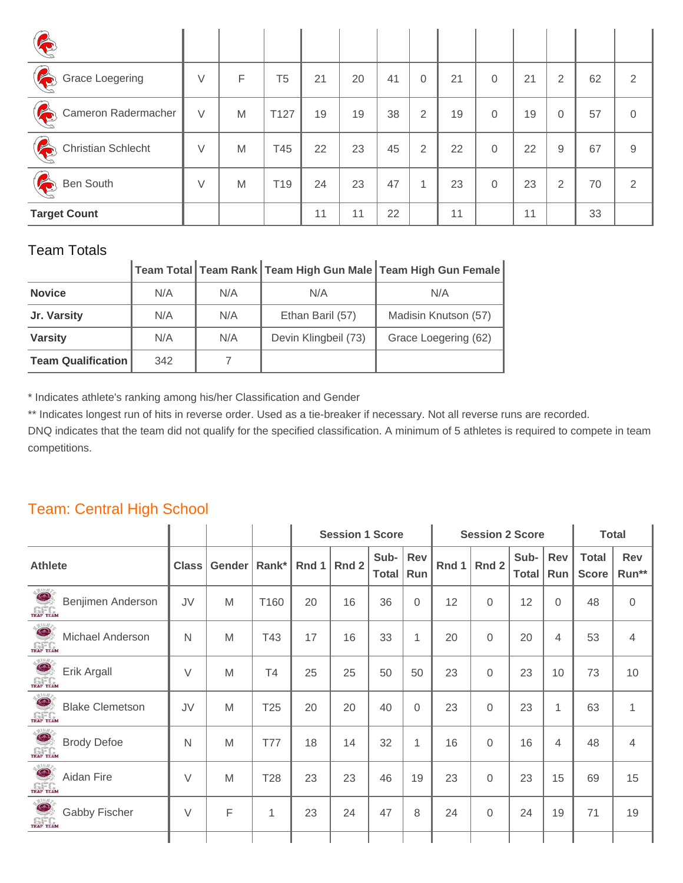| | | | | | | | | | | | | | |
|---|---|---|---|---|---|---|---|---|---|---|---|---|---|
| | | | | | | | | | | | | | |
| Grace Loegering | V | F | T5 | 21 | 20 | 41 | 0 | 21 | 0 | 21 | 2 | 62 | 2 |
| Cameron Radermacher | V | M | T127 | 19 | 19 | 38 | 2 | 19 | 0 | 19 | 0 | 57 | 0 |
| Christian Schlecht | V | M | T45 | 22 | 23 | 45 | 2 | 22 | 0 | 22 | 9 | 67 | 9 |
| Ben South | V | M | T19 | 24 | 23 | 47 | 1 | 23 | 0 | 23 | 2 | 70 | 2 |
| **Target Count** | | | | 11 | 11 | 22 | | 11 | | 11 | | 33 | |

## Team Totals

| | Team Total | Team Rank | Team High Gun Male | Team High Gun Female |
|---|---|---|---|---|
| **Novice** | N/A | N/A | N/A | N/A |
| **Jr. Varsity** | N/A | N/A | Ethan Baril (57) | Madisin Knutson (57) |
| **Varsity** | N/A | N/A | Devin Klingbeil (73) | Grace Loegering (62) |
| **Team Qualification** | 342 | 7 | | |

* Indicates athlete's ranking among his/her Classification and Gender

** Indicates longest run of hits in reverse order. Used as a tie-breaker if necessary. Not all reverse runs are recorded.

DNQ indicates that the team did not qualify for the specified classification. A minimum of 5 athletes is required to compete in team competitions.

## Team: Central High School

| | | | | Session 1 Score | | | | Session 2 Score | | | | Total | |
|---|---|---|---|---|---|---|---|---|---|---|---|---|---|
| **Athlete** | **Class** | **Gender** | **Rank*** | **Rnd 1** | **Rnd 2** | **Sub-Total** | **Rev Run** | **Rnd 1** | **Rnd 2** | **Sub-Total** | **Rev Run** | **Total Score** | **Rev Run**** |
| Benjimen Anderson | JV | M | T160 | 20 | 16 | 36 | 0 | 12 | 0 | 12 | 0 | 48 | 0 |
| Michael Anderson | N | M | T43 | 17 | 16 | 33 | 1 | 20 | 0 | 20 | 4 | 53 | 4 |
| Erik Argall | V | M | T4 | 25 | 25 | 50 | 50 | 23 | 0 | 23 | 10 | 73 | 10 |
| Blake Clemetson | JV | M | T25 | 20 | 20 | 40 | 0 | 23 | 0 | 23 | 1 | 63 | 1 |
| Brody Defoe | N | M | T77 | 18 | 14 | 32 | 1 | 16 | 0 | 16 | 4 | 48 | 4 |
| Aidan Fire | V | M | T28 | 23 | 23 | 46 | 19 | 23 | 0 | 23 | 15 | 69 | 15 |
| Gabby Fischer | V | F | 1 | 23 | 24 | 47 | 8 | 24 | 0 | 24 | 19 | 71 | 19 |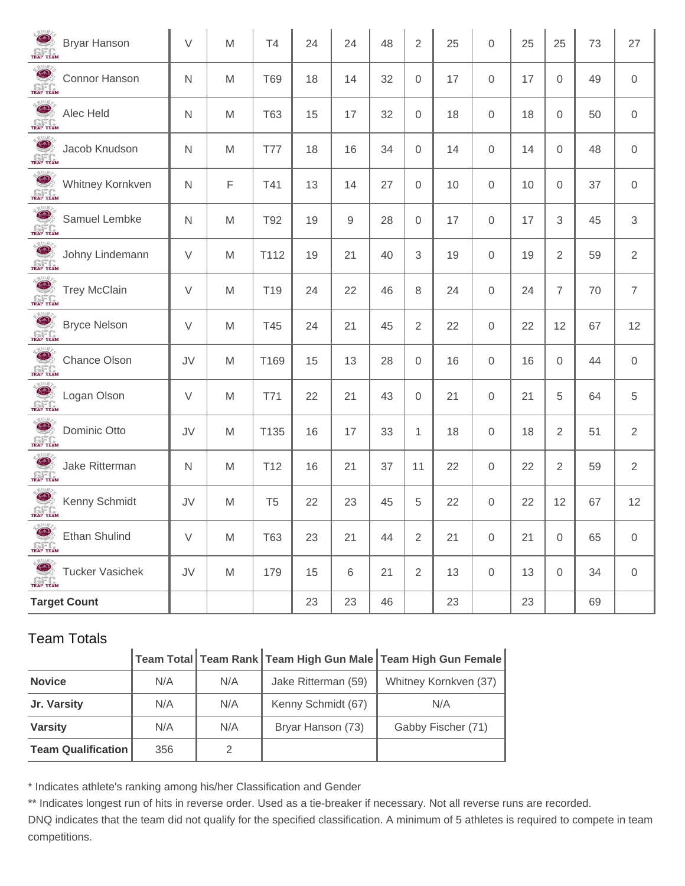| | | | | | | | | | | | | | |
|---|---|---|---|---|---|---|---|---|---|---|---|---|---|
| Bryar Hanson | V | M | T4 | 24 | 24 | 48 | 2 | 25 | 0 | 25 | 25 | 73 | 27 |
| Connor Hanson | N | M | T69 | 18 | 14 | 32 | 0 | 17 | 0 | 17 | 0 | 49 | 0 |
| Alec Held | N | M | T63 | 15 | 17 | 32 | 0 | 18 | 0 | 18 | 0 | 50 | 0 |
| Jacob Knudson | N | M | T77 | 18 | 16 | 34 | 0 | 14 | 0 | 14 | 0 | 48 | 0 |
| Whitney Kornkven | N | F | T41 | 13 | 14 | 27 | 0 | 10 | 0 | 10 | 0 | 37 | 0 |
| Samuel Lembke | N | M | T92 | 19 | 9 | 28 | 0 | 17 | 0 | 17 | 3 | 45 | 3 |
| Johny Lindemann | V | M | T112 | 19 | 21 | 40 | 3 | 19 | 0 | 19 | 2 | 59 | 2 |
| Trey McClain | V | M | T19 | 24 | 22 | 46 | 8 | 24 | 0 | 24 | 7 | 70 | 7 |
| Bryce Nelson | V | M | T45 | 24 | 21 | 45 | 2 | 22 | 0 | 22 | 12 | 67 | 12 |
| Chance Olson | JV | M | T169 | 15 | 13 | 28 | 0 | 16 | 0 | 16 | 0 | 44 | 0 |
| Logan Olson | V | M | T71 | 22 | 21 | 43 | 0 | 21 | 0 | 21 | 5 | 64 | 5 |
| Dominic Otto | JV | M | T135 | 16 | 17 | 33 | 1 | 18 | 0 | 18 | 2 | 51 | 2 |
| Jake Ritterman | N | M | T12 | 16 | 21 | 37 | 11 | 22 | 0 | 22 | 2 | 59 | 2 |
| Kenny Schmidt | JV | M | T5 | 22 | 23 | 45 | 5 | 22 | 0 | 22 | 12 | 67 | 12 |
| Ethan Shulind | V | M | T63 | 23 | 21 | 44 | 2 | 21 | 0 | 21 | 0 | 65 | 0 |
| Tucker Vasichek | JV | M | 179 | 15 | 6 | 21 | 2 | 13 | 0 | 13 | 0 | 34 | 0 |
| **Target Count** | | | | 23 | 23 | 46 | | 23 | | 23 | | 69 | |

## Team Totals

| | Team Total | Team Rank | Team High Gun Male | Team High Gun Female |
|---|---|---|---|---|
| **Novice** | N/A | N/A | Jake Ritterman (59) | Whitney Kornkven (37) |
| **Jr. Varsity** | N/A | N/A | Kenny Schmidt (67) | N/A |
| **Varsity** | N/A | N/A | Bryar Hanson (73) | Gabby Fischer (71) |
| **Team Qualification** | 356 | 2 | | |

* Indicates athlete's ranking among his/her Classification and Gender

** Indicates longest run of hits in reverse order. Used as a tie-breaker if necessary. Not all reverse runs are recorded.

DNQ indicates that the team did not qualify for the specified classification. A minimum of 5 athletes is required to compete in team competitions.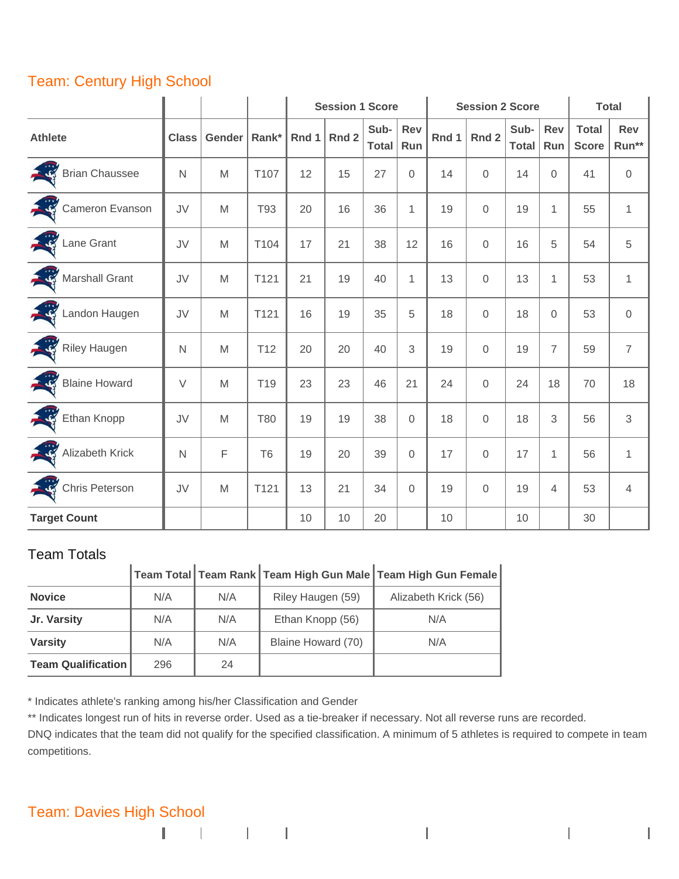## Team: Century High School

| | | | | Session 1 Score | | | | Session 2 Score | | | | Total | |
|---|---|---|---|---|---|---|---|---|---|---|---|---|---|
| Athlete | Class | Gender | Rank* | Rnd 1 | Rnd 2 | Sub-Total | Rev Run | Rnd 1 | Rnd 2 | Sub-Total | Rev Run | Total Score | Rev Run** |
| Brian Chaussee | N | M | T107 | 12 | 15 | 27 | 0 | 14 | 0 | 14 | 0 | 41 | 0 |
| Cameron Evanson | JV | M | T93 | 20 | 16 | 36 | 1 | 19 | 0 | 19 | 1 | 55 | 1 |
| Lane Grant | JV | M | T104 | 17 | 21 | 38 | 12 | 16 | 0 | 16 | 5 | 54 | 5 |
| Marshall Grant | JV | M | T121 | 21 | 19 | 40 | 1 | 13 | 0 | 13 | 1 | 53 | 1 |
| Landon Haugen | JV | M | T121 | 16 | 19 | 35 | 5 | 18 | 0 | 18 | 0 | 53 | 0 |
| Riley Haugen | N | M | T12 | 20 | 20 | 40 | 3 | 19 | 0 | 19 | 7 | 59 | 7 |
| Blaine Howard | V | M | T19 | 23 | 23 | 46 | 21 | 24 | 0 | 24 | 18 | 70 | 18 |
| Ethan Knopp | JV | M | T80 | 19 | 19 | 38 | 0 | 18 | 0 | 18 | 3 | 56 | 3 |
| Alizabeth Krick | N | F | T6 | 19 | 20 | 39 | 0 | 17 | 0 | 17 | 1 | 56 | 1 |
| Chris Peterson | JV | M | T121 | 13 | 21 | 34 | 0 | 19 | 0 | 19 | 4 | 53 | 4 |
| **Target Count** | | | | 10 | 10 | 20 | | 10 | | 10 | | 30 | |

### Team Totals

| | Team Total | Team Rank | Team High Gun Male | Team High Gun Female |
|---|---|---|---|---|
| **Novice** | N/A | N/A | Riley Haugen (59) | Alizabeth Krick (56) |
| **Jr. Varsity** | N/A | N/A | Ethan Knopp (56) | N/A |
| **Varsity** | N/A | N/A | Blaine Howard (70) | N/A |
| **Team Qualification** | 296 | 24 | | |

* Indicates athlete's ranking among his/her Classification and Gender

** Indicates longest run of hits in reverse order. Used as a tie-breaker if necessary. Not all reverse runs are recorded.

DNQ indicates that the team did not qualify for the specified classification. A minimum of 5 athletes is required to compete in team competitions.

## Team: Davies High School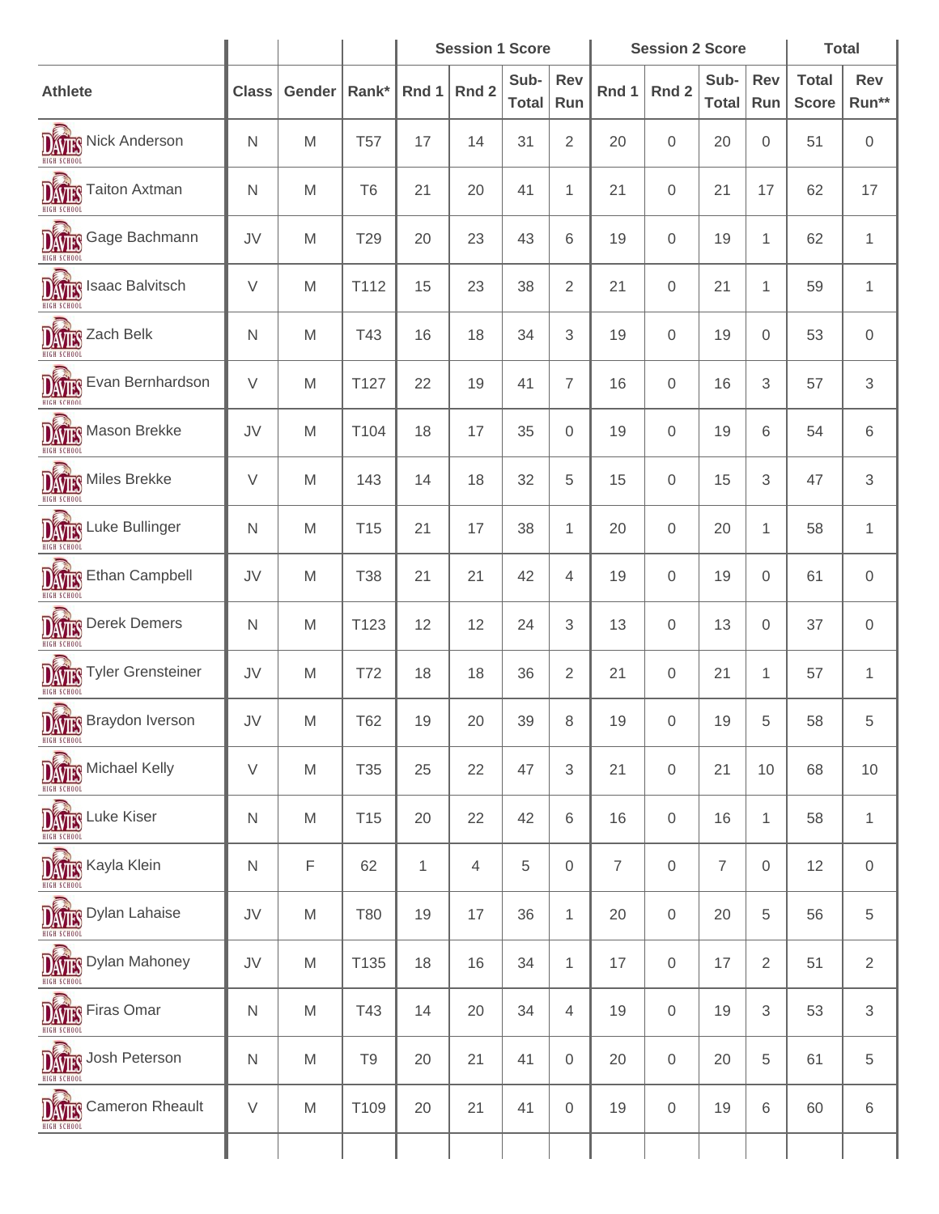| Athlete | Class | Gender | Rank* | Session 1 Score | | | | Session 2 Score | | | | Total | |
|---|---|---|---|---|---|---|---|---|---|---|---|---|---|
| | | | | Rnd 1 | Rnd 2 | Sub-Total | Rev Run | Rnd 1 | Rnd 2 | Sub-Total | Rev Run | Total Score | Rev Run** |
| Nick Anderson | N | M | T57 | 17 | 14 | 31 | 2 | 20 | 0 | 20 | 0 | 51 | 0 |
| Taiton Axtman | N | M | T6 | 21 | 20 | 41 | 1 | 21 | 0 | 21 | 17 | 62 | 17 |
| Gage Bachmann | JV | M | T29 | 20 | 23 | 43 | 6 | 19 | 0 | 19 | 1 | 62 | 1 |
| Isaac Balvitsch | V | M | T112 | 15 | 23 | 38 | 2 | 21 | 0 | 21 | 1 | 59 | 1 |
| Zach Belk | N | M | T43 | 16 | 18 | 34 | 3 | 19 | 0 | 19 | 0 | 53 | 0 |
| Evan Bernhardson | V | M | T127 | 22 | 19 | 41 | 7 | 16 | 0 | 16 | 3 | 57 | 3 |
| Mason Brekke | JV | M | T104 | 18 | 17 | 35 | 0 | 19 | 0 | 19 | 6 | 54 | 6 |
| Miles Brekke | V | M | 143 | 14 | 18 | 32 | 5 | 15 | 0 | 15 | 3 | 47 | 3 |
| Luke Bullinger | N | M | T15 | 21 | 17 | 38 | 1 | 20 | 0 | 20 | 1 | 58 | 1 |
| Ethan Campbell | JV | M | T38 | 21 | 21 | 42 | 4 | 19 | 0 | 19 | 0 | 61 | 0 |
| Derek Demers | N | M | T123 | 12 | 12 | 24 | 3 | 13 | 0 | 13 | 0 | 37 | 0 |
| Tyler Grensteiner | JV | M | T72 | 18 | 18 | 36 | 2 | 21 | 0 | 21 | 1 | 57 | 1 |
| Braydon Iverson | JV | M | T62 | 19 | 20 | 39 | 8 | 19 | 0 | 19 | 5 | 58 | 5 |
| Michael Kelly | V | M | T35 | 25 | 22 | 47 | 3 | 21 | 0 | 21 | 10 | 68 | 10 |
| Luke Kiser | N | M | T15 | 20 | 22 | 42 | 6 | 16 | 0 | 16 | 1 | 58 | 1 |
| Kayla Klein | N | F | 62 | 1 | 4 | 5 | 0 | 7 | 0 | 7 | 0 | 12 | 0 |
| Dylan Lahaise | JV | M | T80 | 19 | 17 | 36 | 1 | 20 | 0 | 20 | 5 | 56 | 5 |
| Dylan Mahoney | JV | M | T135 | 18 | 16 | 34 | 1 | 17 | 0 | 17 | 2 | 51 | 2 |
| Firas Omar | N | M | T43 | 14 | 20 | 34 | 4 | 19 | 0 | 19 | 3 | 53 | 3 |
| Josh Peterson | N | M | T9 | 20 | 21 | 41 | 0 | 20 | 0 | 20 | 5 | 61 | 5 |
| Cameron Rheault | V | M | T109 | 20 | 21 | 41 | 0 | 19 | 0 | 19 | 6 | 60 | 6 |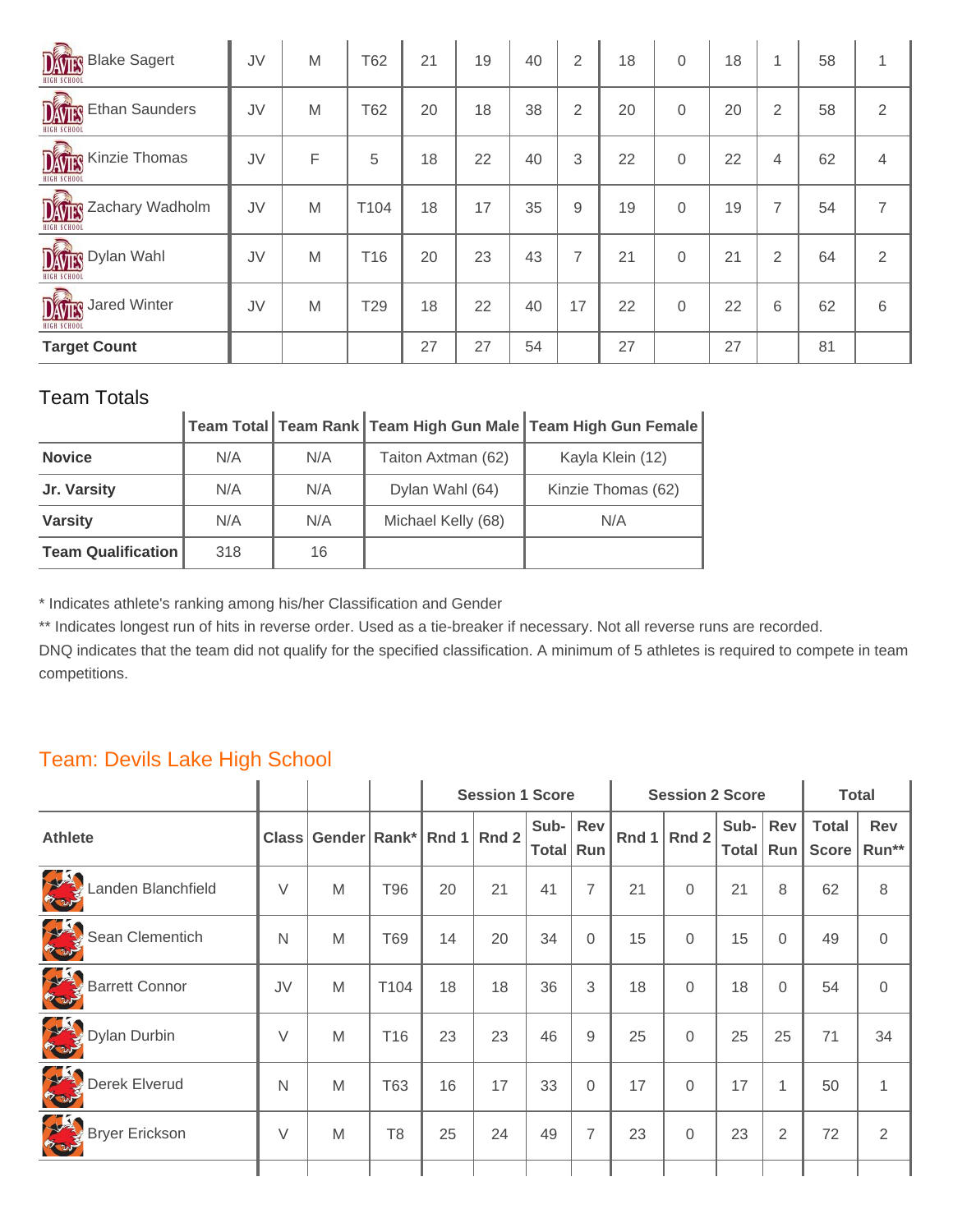| Athlete | Class | Gender | Rank* | Rnd 1 | Rnd 2 | Sub-Total | Rev Run | Rnd 1 | Rnd 2 | Sub-Total | Rev Run | Total Score | Rev Run** |
|---|---|---|---|---|---|---|---|---|---|---|---|---|---|
| Blake Sagert | JV | M | T62 | 21 | 19 | 40 | 2 | 18 | 0 | 18 | 1 | 58 | 1 |
| Ethan Saunders | JV | M | T62 | 20 | 18 | 38 | 2 | 20 | 0 | 20 | 2 | 58 | 2 |
| Kinzie Thomas | JV | F | 5 | 18 | 22 | 40 | 3 | 22 | 0 | 22 | 4 | 62 | 4 |
| Zachary Wadholm | JV | M | T104 | 18 | 17 | 35 | 9 | 19 | 0 | 19 | 7 | 54 | 7 |
| Dylan Wahl | JV | M | T16 | 20 | 23 | 43 | 7 | 21 | 0 | 21 | 2 | 64 | 2 |
| Jared Winter | JV | M | T29 | 18 | 22 | 40 | 17 | 22 | 0 | 22 | 6 | 62 | 6 |
| **Target Count** | | | | 27 | 27 | 54 | | 27 | | 27 | | 81 | |

Team Totals

| | Team Total | Team Rank | Team High Gun Male | Team High Gun Female |
|---|---|---|---|---|
| **Novice** | N/A | N/A | Taiton Axtman (62) | Kayla Klein (12) |
| **Jr. Varsity** | N/A | N/A | Dylan Wahl (64) | Kinzie Thomas (62) |
| **Varsity** | N/A | N/A | Michael Kelly (68) | N/A |
| **Team Qualification** | 318 | 16 | | |

* Indicates athlete's ranking among his/her Classification and Gender

** Indicates longest run of hits in reverse order. Used as a tie-breaker if necessary. Not all reverse runs are recorded.

DNQ indicates that the team did not qualify for the specified classification. A minimum of 5 athletes is required to compete in team competitions.

## Team: Devils Lake High School

| | | | | Session 1 Score | | | | Session 2 Score | | | | Total | |
|---|---|---|---|---|---|---|---|---|---|---|---|---|---|
| **Athlete** | **Class** | **Gender** | **Rank*** | **Rnd 1** | **Rnd 2** | **Sub-Total** | **Rev Run** | **Rnd 1** | **Rnd 2** | **Sub-Total** | **Rev Run** | **Total Score** | **Rev Run**** |
| Landen Blanchfield | V | M | T96 | 20 | 21 | 41 | 7 | 21 | 0 | 21 | 8 | 62 | 8 |
| Sean Clementich | N | M | T69 | 14 | 20 | 34 | 0 | 15 | 0 | 15 | 0 | 49 | 0 |
| Barrett Connor | JV | M | T104 | 18 | 18 | 36 | 3 | 18 | 0 | 18 | 0 | 54 | 0 |
| Dylan Durbin | V | M | T16 | 23 | 23 | 46 | 9 | 25 | 0 | 25 | 25 | 71 | 34 |
| Derek Elverud | N | M | T63 | 16 | 17 | 33 | 0 | 17 | 0 | 17 | 1 | 50 | 1 |
| Bryer Erickson | V | M | T8 | 25 | 24 | 49 | 7 | 23 | 0 | 23 | 2 | 72 | 2 |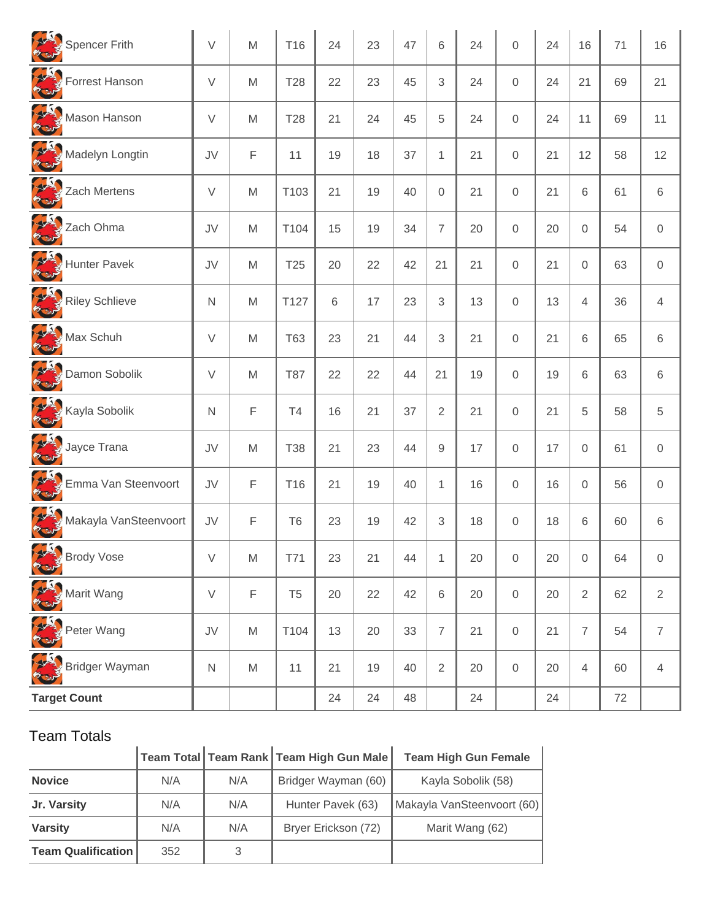| | | | | | | | | | | | | | |
|---|---|---|---|---|---|---|---|---|---|---|---|---|---|
| Spencer Frith | V | M | T16 | 24 | 23 | 47 | 6 | 24 | 0 | 24 | 16 | 71 | 16 |
| Forrest Hanson | V | M | T28 | 22 | 23 | 45 | 3 | 24 | 0 | 24 | 21 | 69 | 21 |
| Mason Hanson | V | M | T28 | 21 | 24 | 45 | 5 | 24 | 0 | 24 | 11 | 69 | 11 |
| Madelyn Longtin | JV | F | 11 | 19 | 18 | 37 | 1 | 21 | 0 | 21 | 12 | 58 | 12 |
| Zach Mertens | V | M | T103 | 21 | 19 | 40 | 0 | 21 | 0 | 21 | 6 | 61 | 6 |
| Zach Ohma | JV | M | T104 | 15 | 19 | 34 | 7 | 20 | 0 | 20 | 0 | 54 | 0 |
| Hunter Pavek | JV | M | T25 | 20 | 22 | 42 | 21 | 21 | 0 | 21 | 0 | 63 | 0 |
| Riley Schlieve | N | M | T127 | 6 | 17 | 23 | 3 | 13 | 0 | 13 | 4 | 36 | 4 |
| Max Schuh | V | M | T63 | 23 | 21 | 44 | 3 | 21 | 0 | 21 | 6 | 65 | 6 |
| Damon Sobolik | V | M | T87 | 22 | 22 | 44 | 21 | 19 | 0 | 19 | 6 | 63 | 6 |
| Kayla Sobolik | N | F | T4 | 16 | 21 | 37 | 2 | 21 | 0 | 21 | 5 | 58 | 5 |
| Jayce Trana | JV | M | T38 | 21 | 23 | 44 | 9 | 17 | 0 | 17 | 0 | 61 | 0 |
| Emma Van Steenvoort | JV | F | T16 | 21 | 19 | 40 | 1 | 16 | 0 | 16 | 0 | 56 | 0 |
| Makayla VanSteenvoort | JV | F | T6 | 23 | 19 | 42 | 3 | 18 | 0 | 18 | 6 | 60 | 6 |
| Brody Vose | V | M | T71 | 23 | 21 | 44 | 1 | 20 | 0 | 20 | 0 | 64 | 0 |
| Marit Wang | V | F | T5 | 20 | 22 | 42 | 6 | 20 | 0 | 20 | 2 | 62 | 2 |
| Peter Wang | JV | M | T104 | 13 | 20 | 33 | 7 | 21 | 0 | 21 | 7 | 54 | 7 |
| Bridger Wayman | N | M | 11 | 21 | 19 | 40 | 2 | 20 | 0 | 20 | 4 | 60 | 4 |
| **Target Count** | | | | 24 | 24 | 48 | | 24 | | 24 | | 72 | |

## Team Totals

| | Team Total | Team Rank | Team High Gun Male | Team High Gun Female |
|---|---|---|---|---|
| **Novice** | N/A | N/A | Bridger Wayman (60) | Kayla Sobolik (58) |
| **Jr. Varsity** | N/A | N/A | Hunter Pavek (63) | Makayla VanSteenvoort (60) |
| **Varsity** | N/A | N/A | Bryer Erickson (72) | Marit Wang (62) |
| **Team Qualification** | 352 | 3 | | |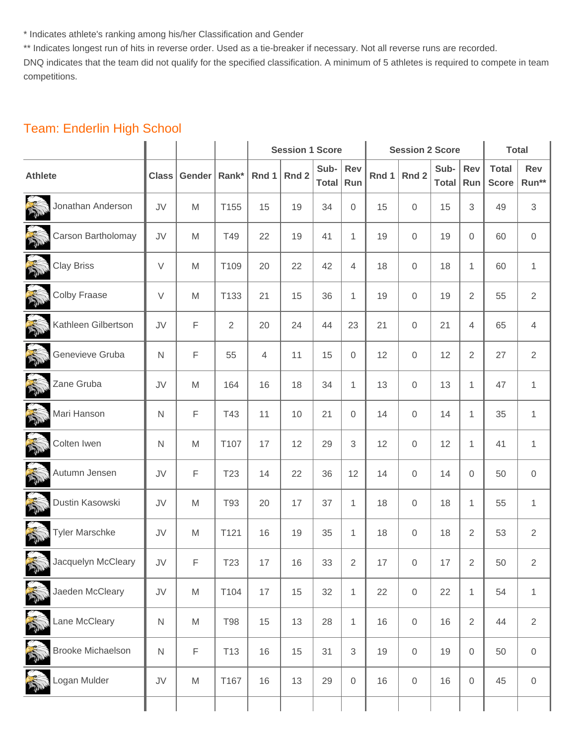\* Indicates athlete's ranking among his/her Classification and Gender

\*\* Indicates longest run of hits in reverse order. Used as a tie-breaker if necessary. Not all reverse runs are recorded.

DNQ indicates that the team did not qualify for the specified classification. A minimum of 5 athletes is required to compete in team competitions.

## Team: Enderlin High School

| | | | | Session 1 Score | | | | Session 2 Score | | | | Total | |
|---|---|---|---|---|---|---|---|---|---|---|---|---|---|
| **Athlete** | **Class** | **Gender** | **Rank*** | **Rnd 1** | **Rnd 2** | **Sub-Total** | **Rev Run** | **Rnd 1** | **Rnd 2** | **Sub-Total** | **Rev Run** | **Total Score** | **Rev Run**** |
| Jonathan Anderson | JV | M | T155 | 15 | 19 | 34 | 0 | 15 | 0 | 15 | 3 | 49 | 3 |
| Carson Bartholomay | JV | M | T49 | 22 | 19 | 41 | 1 | 19 | 0 | 19 | 0 | 60 | 0 |
| Clay Briss | V | M | T109 | 20 | 22 | 42 | 4 | 18 | 0 | 18 | 1 | 60 | 1 |
| Colby Fraase | V | M | T133 | 21 | 15 | 36 | 1 | 19 | 0 | 19 | 2 | 55 | 2 |
| Kathleen Gilbertson | JV | F | 2 | 20 | 24 | 44 | 23 | 21 | 0 | 21 | 4 | 65 | 4 |
| Genevieve Gruba | N | F | 55 | 4 | 11 | 15 | 0 | 12 | 0 | 12 | 2 | 27 | 2 |
| Zane Gruba | JV | M | 164 | 16 | 18 | 34 | 1 | 13 | 0 | 13 | 1 | 47 | 1 |
| Mari Hanson | N | F | T43 | 11 | 10 | 21 | 0 | 14 | 0 | 14 | 1 | 35 | 1 |
| Colten Iwen | N | M | T107 | 17 | 12 | 29 | 3 | 12 | 0 | 12 | 1 | 41 | 1 |
| Autumn Jensen | JV | F | T23 | 14 | 22 | 36 | 12 | 14 | 0 | 14 | 0 | 50 | 0 |
| Dustin Kasowski | JV | M | T93 | 20 | 17 | 37 | 1 | 18 | 0 | 18 | 1 | 55 | 1 |
| Tyler Marschke | JV | M | T121 | 16 | 19 | 35 | 1 | 18 | 0 | 18 | 2 | 53 | 2 |
| Jacquelyn McCleary | JV | F | T23 | 17 | 16 | 33 | 2 | 17 | 0 | 17 | 2 | 50 | 2 |
| Jaeden McCleary | JV | M | T104 | 17 | 15 | 32 | 1 | 22 | 0 | 22 | 1 | 54 | 1 |
| Lane McCleary | N | M | T98 | 15 | 13 | 28 | 1 | 16 | 0 | 16 | 2 | 44 | 2 |
| Brooke Michaelson | N | F | T13 | 16 | 15 | 31 | 3 | 19 | 0 | 19 | 0 | 50 | 0 |
| Logan Mulder | JV | M | T167 | 16 | 13 | 29 | 0 | 16 | 0 | 16 | 0 | 45 | 0 |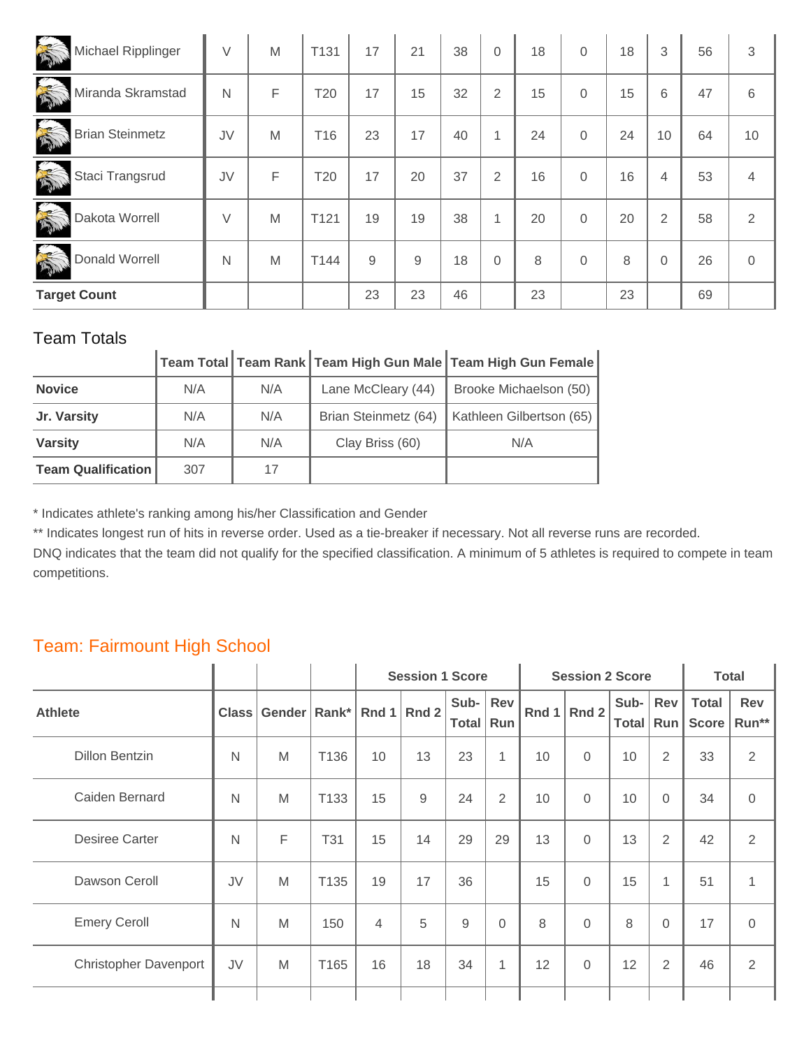| | | | | | | | | | | | | | |
|---|---|---|---|---|---|---|---|---|---|---|---|---|---|
| Michael Ripplinger | V | M | T131 | 17 | 21 | 38 | 0 | 18 | 0 | 18 | 3 | 56 | 3 |
| Miranda Skramstad | N | F | T20 | 17 | 15 | 32 | 2 | 15 | 0 | 15 | 6 | 47 | 6 |
| Brian Steinmetz | JV | M | T16 | 23 | 17 | 40 | 1 | 24 | 0 | 24 | 10 | 64 | 10 |
| Staci Trangsrud | JV | F | T20 | 17 | 20 | 37 | 2 | 16 | 0 | 16 | 4 | 53 | 4 |
| Dakota Worrell | V | M | T121 | 19 | 19 | 38 | 1 | 20 | 0 | 20 | 2 | 58 | 2 |
| Donald Worrell | N | M | T144 | 9 | 9 | 18 | 0 | 8 | 0 | 8 | 0 | 26 | 0 |
| **Target Count** | | | | 23 | 23 | 46 | | 23 | | 23 | | 69 | |

## Team Totals

| | Team Total | Team Rank | Team High Gun Male | Team High Gun Female |
|---|---|---|---|---|
| **Novice** | N/A | N/A | Lane McCleary (44) | Brooke Michaelson (50) |
| **Jr. Varsity** | N/A | N/A | Brian Steinmetz (64) | Kathleen Gilbertson (65) |
| **Varsity** | N/A | N/A | Clay Briss (60) | N/A |
| **Team Qualification** | 307 | 17 | | |

\* Indicates athlete's ranking among his/her Classification and Gender

\*\* Indicates longest run of hits in reverse order. Used as a tie-breaker if necessary. Not all reverse runs are recorded.

DNQ indicates that the team did not qualify for the specified classification. A minimum of 5 athletes is required to compete in team competitions.

## Team: Fairmount High School

| | | | | Session 1 Score | | | | Session 2 Score | | | | Total | |
|---|---|---|---|---|---|---|---|---|---|---|---|---|---|
| **Athlete** | **Class** | **Gender** | **Rank*** | **Rnd 1** | **Rnd 2** | **Sub-Total** | **Rev Run** | **Rnd 1** | **Rnd 2** | **Sub-Total** | **Rev Run** | **Total Score** | **Rev Run**** |
| Dillon Bentzin | N | M | T136 | 10 | 13 | 23 | 1 | 10 | 0 | 10 | 2 | 33 | 2 |
| Caiden Bernard | N | M | T133 | 15 | 9 | 24 | 2 | 10 | 0 | 10 | 0 | 34 | 0 |
| Desiree Carter | N | F | T31 | 15 | 14 | 29 | 29 | 13 | 0 | 13 | 2 | 42 | 2 |
| Dawson Ceroll | JV | M | T135 | 19 | 17 | 36 | | 15 | 0 | 15 | 1 | 51 | 1 |
| Emery Ceroll | N | M | 150 | 4 | 5 | 9 | 0 | 8 | 0 | 8 | 0 | 17 | 0 |
| Christopher Davenport | JV | M | T165 | 16 | 18 | 34 | 1 | 12 | 0 | 12 | 2 | 46 | 2 |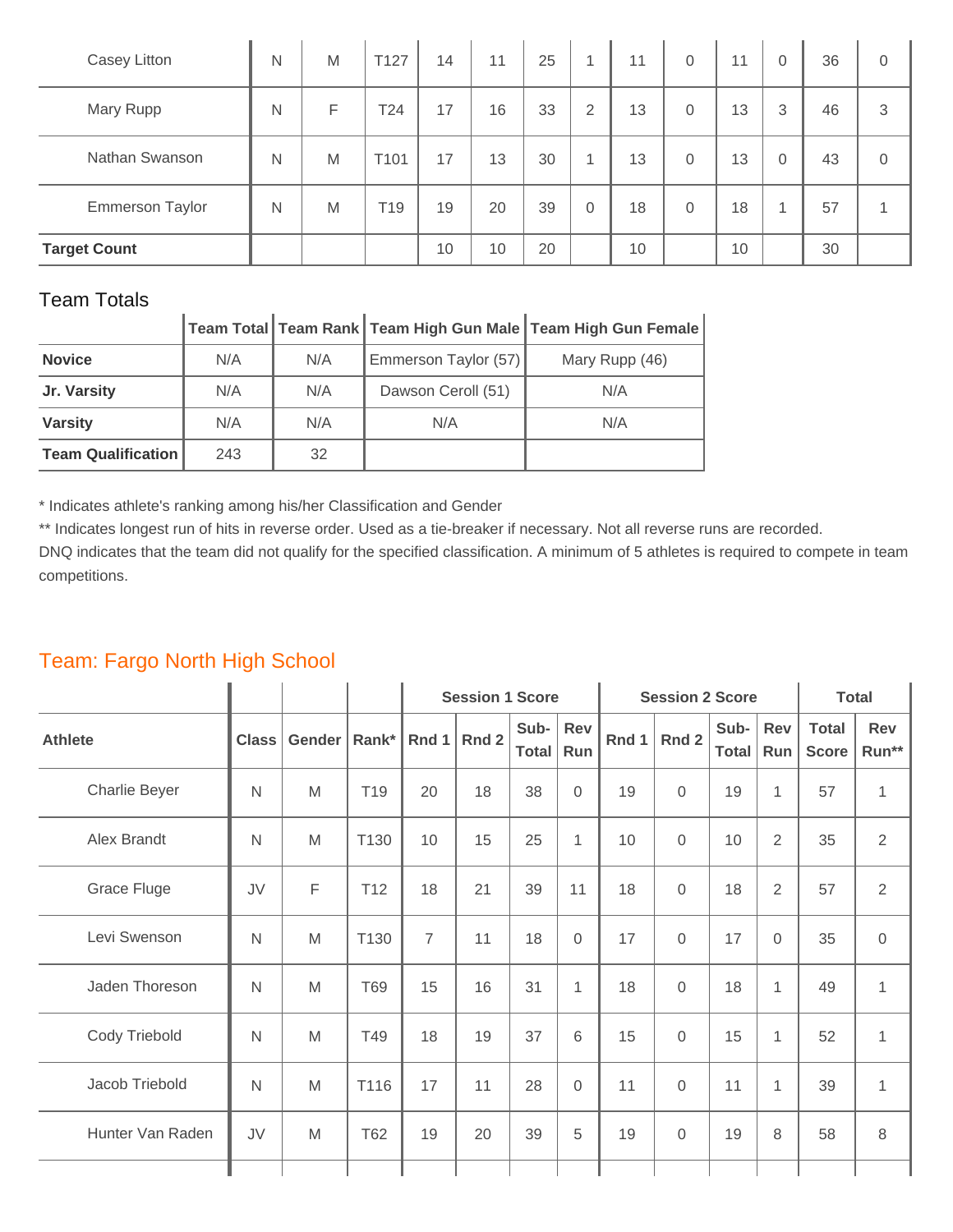| Athlete | Class | Gender | Rank* | Rnd 1 | Rnd 2 | Sub-Total | Rev Run | Rnd 1 | Rnd 2 | Sub-Total | Rev Run | Total Score | Rev Run** |
|---|---|---|---|---|---|---|---|---|---|---|---|---|---|
| Casey Litton | N | M | T127 | 14 | 11 | 25 | 1 | 11 | 0 | 11 | 0 | 36 | 0 |
| Mary Rupp | N | F | T24 | 17 | 16 | 33 | 2 | 13 | 0 | 13 | 3 | 46 | 3 |
| Nathan Swanson | N | M | T101 | 17 | 13 | 30 | 1 | 13 | 0 | 13 | 0 | 43 | 0 |
| Emmerson Taylor | N | M | T19 | 19 | 20 | 39 | 0 | 18 | 0 | 18 | 1 | 57 | 1 |
| **Target Count** | | | | 10 | 10 | 20 | | 10 | | 10 | | 30 | |

## Team Totals

| | Team Total | Team Rank | Team High Gun Male | Team High Gun Female |
|---|---|---|---|---|
| **Novice** | N/A | N/A | Emmerson Taylor (57) | Mary Rupp (46) |
| **Jr. Varsity** | N/A | N/A | Dawson Ceroll (51) | N/A |
| **Varsity** | N/A | N/A | N/A | N/A |
| **Team Qualification** | 243 | 32 | | |

* Indicates athlete's ranking among his/her Classification and Gender

** Indicates longest run of hits in reverse order. Used as a tie-breaker if necessary. Not all reverse runs are recorded.

DNQ indicates that the team did not qualify for the specified classification. A minimum of 5 athletes is required to compete in team competitions.

## Team: Fargo North High School

| | | | | Session 1 Score | | | | Session 2 Score | | | | Total | |
|---|---|---|---|---|---|---|---|---|---|---|---|---|---|
| **Athlete** | **Class** | **Gender** | **Rank*** | **Rnd 1** | **Rnd 2** | **Sub-Total** | **Rev Run** | **Rnd 1** | **Rnd 2** | **Sub-Total** | **Rev Run** | **Total Score** | **Rev Run**** |
| Charlie Beyer | N | M | T19 | 20 | 18 | 38 | 0 | 19 | 0 | 19 | 1 | 57 | 1 |
| Alex Brandt | N | M | T130 | 10 | 15 | 25 | 1 | 10 | 0 | 10 | 2 | 35 | 2 |
| Grace Fluge | JV | F | T12 | 18 | 21 | 39 | 11 | 18 | 0 | 18 | 2 | 57 | 2 |
| Levi Swenson | N | M | T130 | 7 | 11 | 18 | 0 | 17 | 0 | 17 | 0 | 35 | 0 |
| Jaden Thoreson | N | M | T69 | 15 | 16 | 31 | 1 | 18 | 0 | 18 | 1 | 49 | 1 |
| Cody Triebold | N | M | T49 | 18 | 19 | 37 | 6 | 15 | 0 | 15 | 1 | 52 | 1 |
| Jacob Triebold | N | M | T116 | 17 | 11 | 28 | 0 | 11 | 0 | 11 | 1 | 39 | 1 |
| Hunter Van Raden | JV | M | T62 | 19 | 20 | 39 | 5 | 19 | 0 | 19 | 8 | 58 | 8 |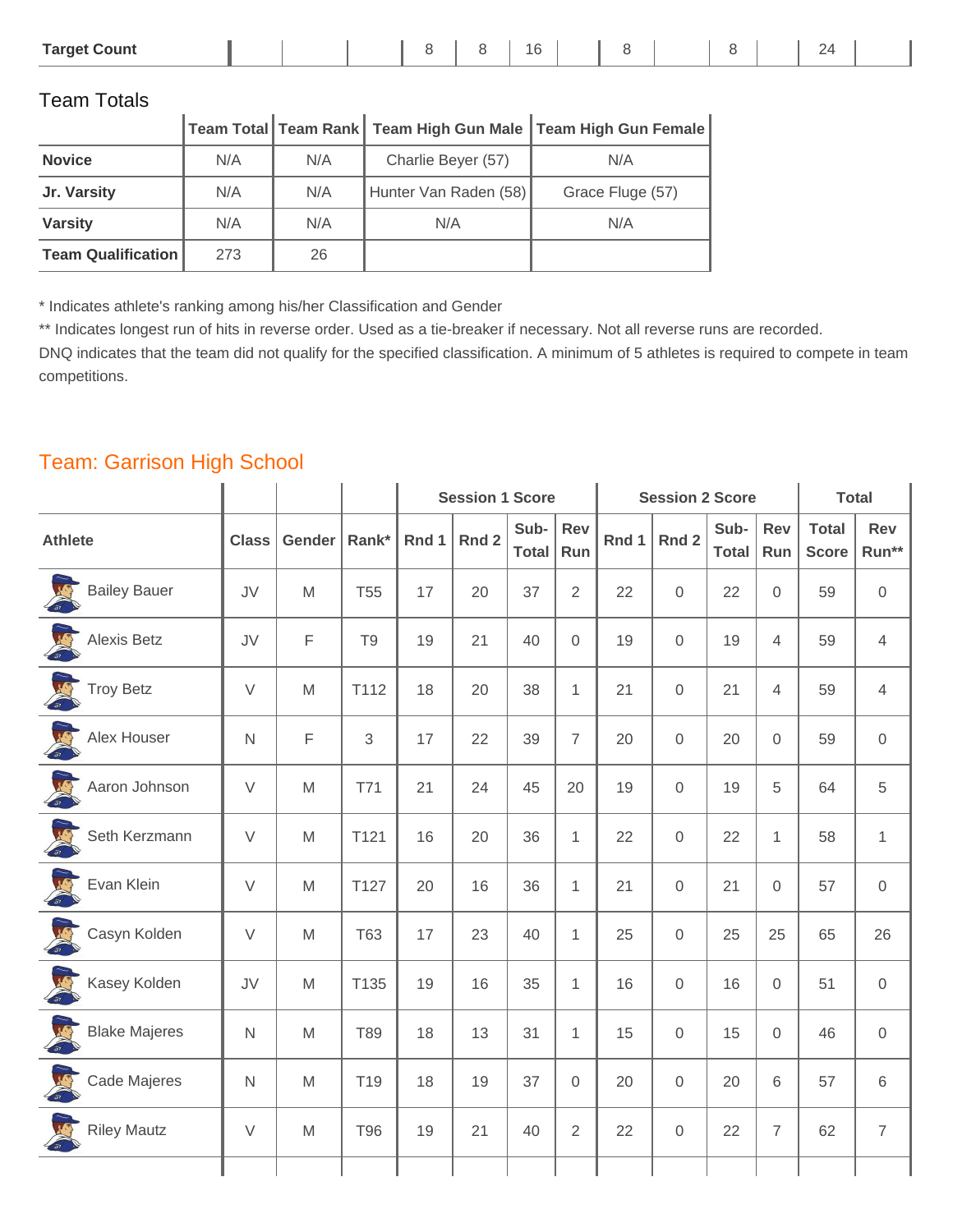| Target Count | | | | 8 | 8 | 16 | | 8 | | 8 | | 24 | |
|---|---|---|---|---|---|---|---|---|---|---|---|---|---|

Team Totals

| | Team Total | Team Rank | Team High Gun Male | Team High Gun Female |
|---|---|---|---|---|
| **Novice** | N/A | N/A | Charlie Beyer (57) | N/A |
| **Jr. Varsity** | N/A | N/A | Hunter Van Raden (58) | Grace Fluge (57) |
| **Varsity** | N/A | N/A | N/A | N/A |
| **Team Qualification** | 273 | 26 | | |

\* Indicates athlete's ranking among his/her Classification and Gender

\*\* Indicates longest run of hits in reverse order. Used as a tie-breaker if necessary. Not all reverse runs are recorded.

DNQ indicates that the team did not qualify for the specified classification. A minimum of 5 athletes is required to compete in team competitions.

## Team: Garrison High School

| | | | | Session 1 Score | | | | Session 2 Score | | | | Total | |
|---|---|---|---|---|---|---|---|---|---|---|---|---|---|
| **Athlete** | **Class** | **Gender** | **Rank*** | **Rnd 1** | **Rnd 2** | **Sub-Total** | **Rev Run** | **Rnd 1** | **Rnd 2** | **Sub-Total** | **Rev Run** | **Total Score** | **Rev Run**** |
| Bailey Bauer | JV | M | T55 | 17 | 20 | 37 | 2 | 22 | 0 | 22 | 0 | 59 | 0 |
| Alexis Betz | JV | F | T9 | 19 | 21 | 40 | 0 | 19 | 0 | 19 | 4 | 59 | 4 |
| Troy Betz | V | M | T112 | 18 | 20 | 38 | 1 | 21 | 0 | 21 | 4 | 59 | 4 |
| Alex Houser | N | F | 3 | 17 | 22 | 39 | 7 | 20 | 0 | 20 | 0 | 59 | 0 |
| Aaron Johnson | V | M | T71 | 21 | 24 | 45 | 20 | 19 | 0 | 19 | 5 | 64 | 5 |
| Seth Kerzmann | V | M | T121 | 16 | 20 | 36 | 1 | 22 | 0 | 22 | 1 | 58 | 1 |
| Evan Klein | V | M | T127 | 20 | 16 | 36 | 1 | 21 | 0 | 21 | 0 | 57 | 0 |
| Casyn Kolden | V | M | T63 | 17 | 23 | 40 | 1 | 25 | 0 | 25 | 25 | 65 | 26 |
| Kasey Kolden | JV | M | T135 | 19 | 16 | 35 | 1 | 16 | 0 | 16 | 0 | 51 | 0 |
| Blake Majeres | N | M | T89 | 18 | 13 | 31 | 1 | 15 | 0 | 15 | 0 | 46 | 0 |
| Cade Majeres | N | M | T19 | 18 | 19 | 37 | 0 | 20 | 0 | 20 | 6 | 57 | 6 |
| Riley Mautz | V | M | T96 | 19 | 21 | 40 | 2 | 22 | 0 | 22 | 7 | 62 | 7 |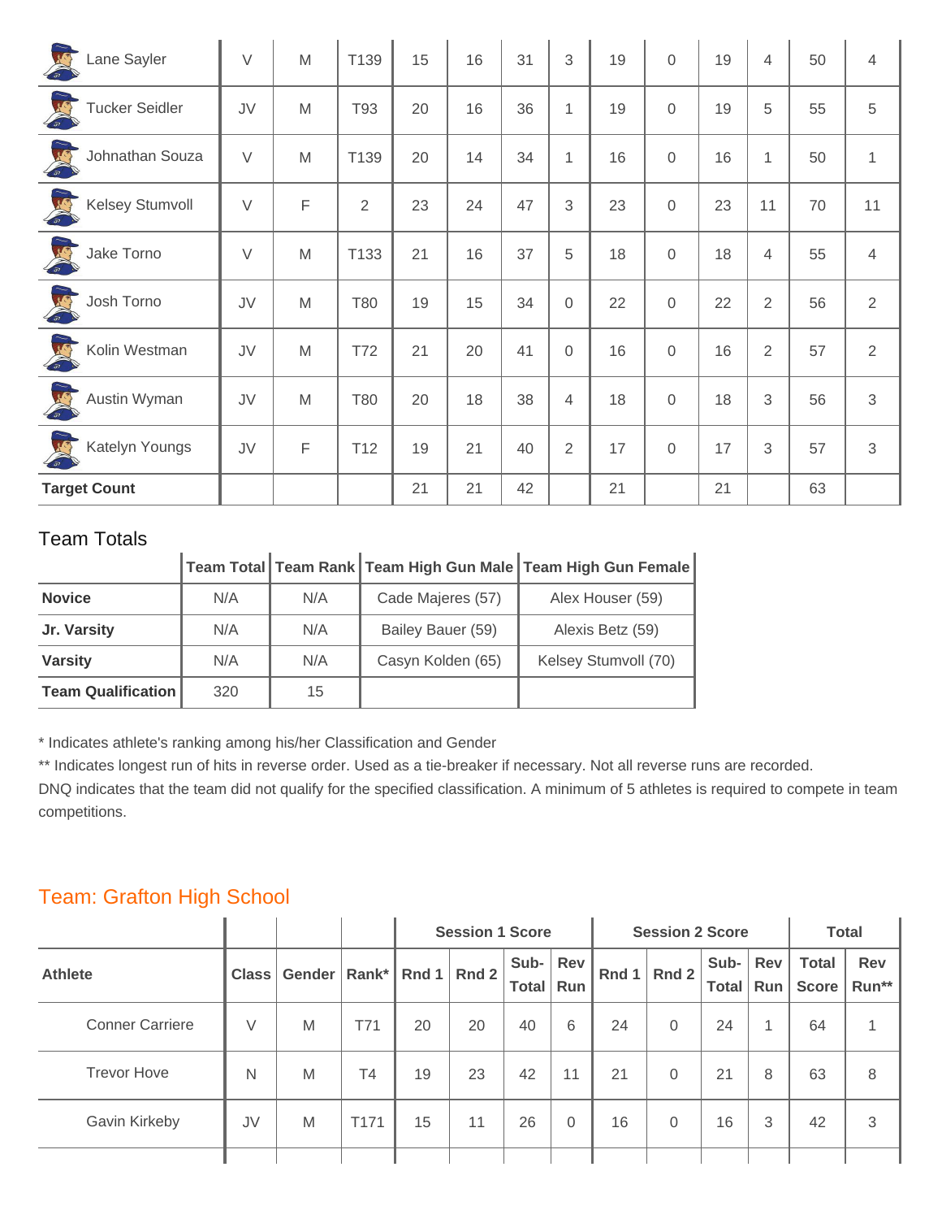| Athlete | Class | Gender | Rank* | Rnd 1 | Rnd 2 | Sub-Total | Rev Run | Rnd 1 | Rnd 2 | Sub-Total | Rev Run | Total Score | Rev Run** |
|---|---|---|---|---|---|---|---|---|---|---|---|---|---|
| Lane Sayler | V | M | T139 | 15 | 16 | 31 | 3 | 19 | 0 | 19 | 4 | 50 | 4 |
| Tucker Seidler | JV | M | T93 | 20 | 16 | 36 | 1 | 19 | 0 | 19 | 5 | 55 | 5 |
| Johnathan Souza | V | M | T139 | 20 | 14 | 34 | 1 | 16 | 0 | 16 | 1 | 50 | 1 |
| Kelsey Stumvoll | V | F | 2 | 23 | 24 | 47 | 3 | 23 | 0 | 23 | 11 | 70 | 11 |
| Jake Torno | V | M | T133 | 21 | 16 | 37 | 5 | 18 | 0 | 18 | 4 | 55 | 4 |
| Josh Torno | JV | M | T80 | 19 | 15 | 34 | 0 | 22 | 0 | 22 | 2 | 56 | 2 |
| Kolin Westman | JV | M | T72 | 21 | 20 | 41 | 0 | 16 | 0 | 16 | 2 | 57 | 2 |
| Austin Wyman | JV | M | T80 | 20 | 18 | 38 | 4 | 18 | 0 | 18 | 3 | 56 | 3 |
| Katelyn Youngs | JV | F | T12 | 19 | 21 | 40 | 2 | 17 | 0 | 17 | 3 | 57 | 3 |
| **Target Count** | | | | 21 | 21 | 42 | | 21 | | 21 | | 63 | |

## Team Totals

| | Team Total | Team Rank | Team High Gun Male | Team High Gun Female |
|---|---|---|---|---|
| **Novice** | N/A | N/A | Cade Majeres (57) | Alex Houser (59) |
| **Jr. Varsity** | N/A | N/A | Bailey Bauer (59) | Alexis Betz (59) |
| **Varsity** | N/A | N/A | Casyn Kolden (65) | Kelsey Stumvoll (70) |
| **Team Qualification** | 320 | 15 | | |

* Indicates athlete's ranking among his/her Classification and Gender

** Indicates longest run of hits in reverse order. Used as a tie-breaker if necessary. Not all reverse runs are recorded.

DNQ indicates that the team did not qualify for the specified classification. A minimum of 5 athletes is required to compete in team competitions.

## Team: Grafton High School

| | | | | Session 1 Score | | | | Session 2 Score | | | | Total | |
|---|---|---|---|---|---|---|---|---|---|---|---|---|---|
| **Athlete** | **Class** | **Gender** | **Rank*** | **Rnd 1** | **Rnd 2** | **Sub-Total** | **Rev Run** | **Rnd 1** | **Rnd 2** | **Sub-Total** | **Rev Run** | **Total Score** | **Rev Run**** |
| Conner Carriere | V | M | T71 | 20 | 20 | 40 | 6 | 24 | 0 | 24 | 1 | 64 | 1 |
| Trevor Hove | N | M | T4 | 19 | 23 | 42 | 11 | 21 | 0 | 21 | 8 | 63 | 8 |
| Gavin Kirkeby | JV | M | T171 | 15 | 11 | 26 | 0 | 16 | 0 | 16 | 3 | 42 | 3 |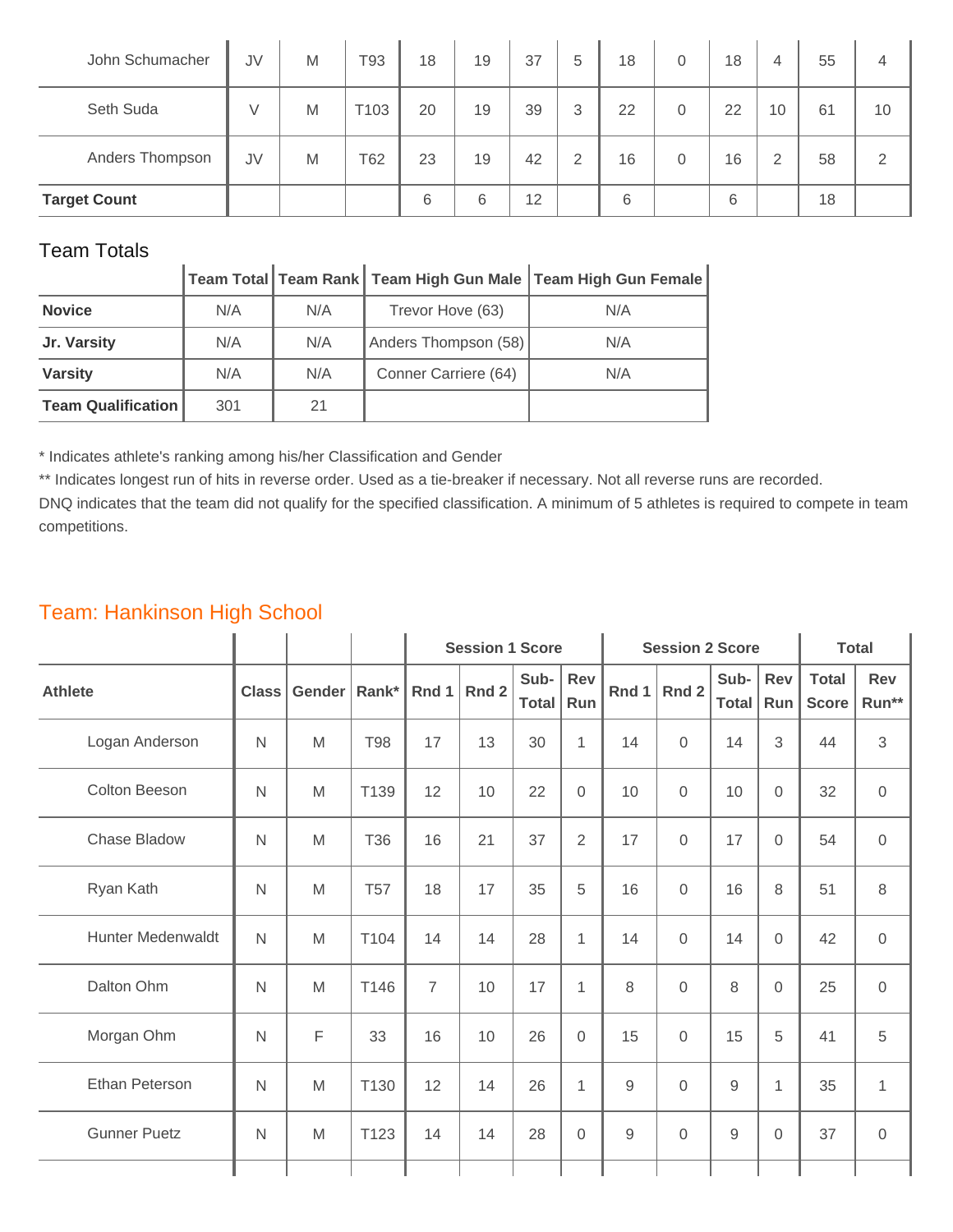| | | | | | | | | | | | | | |
|---|---|---|---|---|---|---|---|---|---|---|---|---|---|
| John Schumacher | JV | M | T93 | 18 | 19 | 37 | 5 | 18 | 0 | 18 | 4 | 55 | 4 |
| Seth Suda | V | M | T103 | 20 | 19 | 39 | 3 | 22 | 0 | 22 | 10 | 61 | 10 |
| Anders Thompson | JV | M | T62 | 23 | 19 | 42 | 2 | 16 | 0 | 16 | 2 | 58 | 2 |
| **Target Count** | | | | 6 | 6 | 12 | | 6 | | 6 | | 18 | |

## Team Totals

| | Team Total | Team Rank | Team High Gun Male | Team High Gun Female |
|---|---|---|---|---|
| **Novice** | N/A | N/A | Trevor Hove (63) | N/A |
| **Jr. Varsity** | N/A | N/A | Anders Thompson (58) | N/A |
| **Varsity** | N/A | N/A | Conner Carriere (64) | N/A |
| **Team Qualification** | 301 | 21 | | |

* Indicates athlete's ranking among his/her Classification and Gender
** Indicates longest run of hits in reverse order. Used as a tie-breaker if necessary. Not all reverse runs are recorded.
DNQ indicates that the team did not qualify for the specified classification. A minimum of 5 athletes is required to compete in team competitions.

## Team: Hankinson High School

| | | | | Session 1 Score | | | | Session 2 Score | | | | Total | |
|---|---|---|---|---|---|---|---|---|---|---|---|---|---|
| **Athlete** | **Class** | **Gender** | **Rank*** | **Rnd 1** | **Rnd 2** | **Sub-Total** | **Rev Run** | **Rnd 1** | **Rnd 2** | **Sub-Total** | **Rev Run** | **Total Score** | **Rev Run**** |
| Logan Anderson | N | M | T98 | 17 | 13 | 30 | 1 | 14 | 0 | 14 | 3 | 44 | 3 |
| Colton Beeson | N | M | T139 | 12 | 10 | 22 | 0 | 10 | 0 | 10 | 0 | 32 | 0 |
| Chase Bladow | N | M | T36 | 16 | 21 | 37 | 2 | 17 | 0 | 17 | 0 | 54 | 0 |
| Ryan Kath | N | M | T57 | 18 | 17 | 35 | 5 | 16 | 0 | 16 | 8 | 51 | 8 |
| Hunter Medenwaldt | N | M | T104 | 14 | 14 | 28 | 1 | 14 | 0 | 14 | 0 | 42 | 0 |
| Dalton Ohm | N | M | T146 | 7 | 10 | 17 | 1 | 8 | 0 | 8 | 0 | 25 | 0 |
| Morgan Ohm | N | F | 33 | 16 | 10 | 26 | 0 | 15 | 0 | 15 | 5 | 41 | 5 |
| Ethan Peterson | N | M | T130 | 12 | 14 | 26 | 1 | 9 | 0 | 9 | 1 | 35 | 1 |
| Gunner Puetz | N | M | T123 | 14 | 14 | 28 | 0 | 9 | 0 | 9 | 0 | 37 | 0 |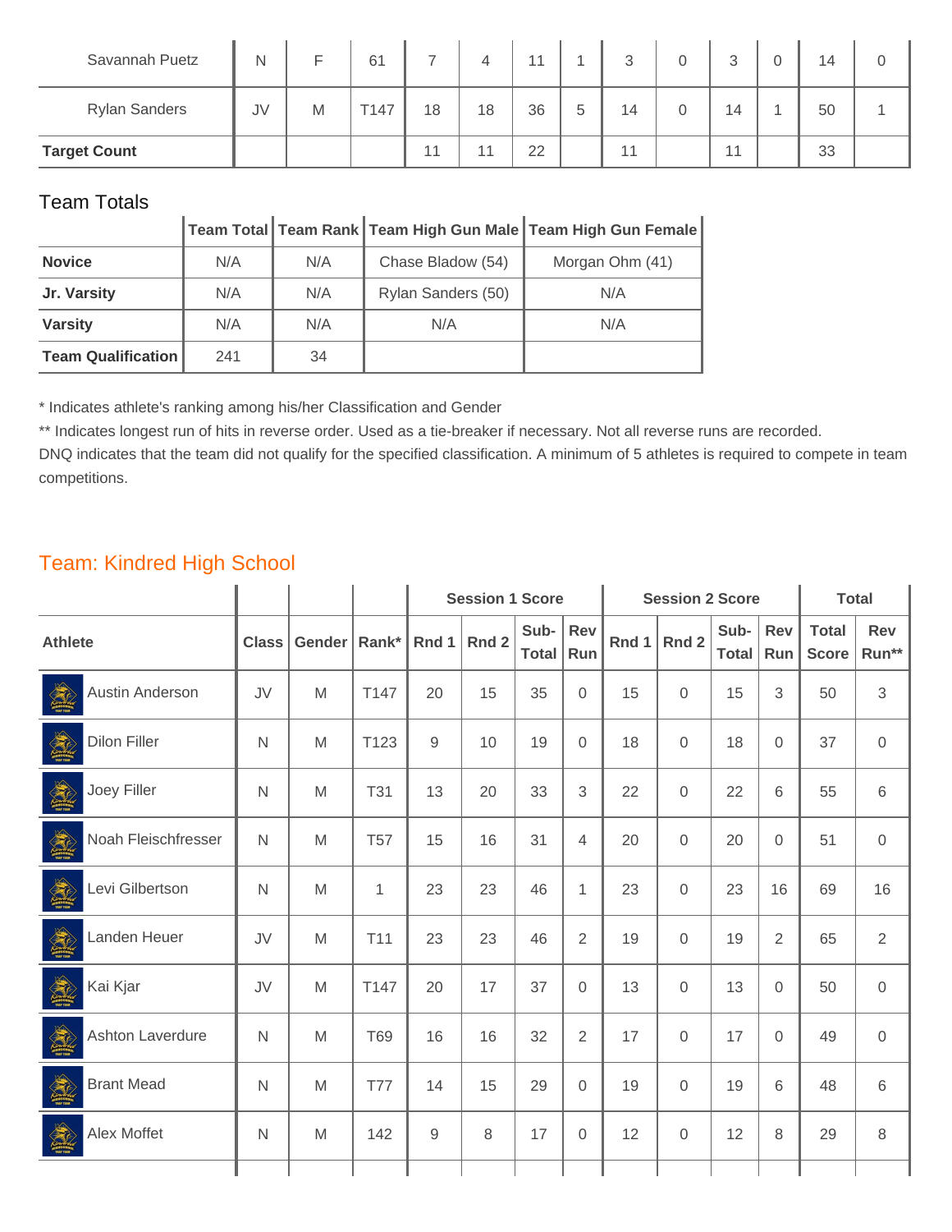| Athlete | Class | Gender | Rank* | Rnd 1 | Rnd 2 | Sub-Total | Rev Run | Rnd 1 | Rnd 2 | Sub-Total | Rev Run | Total Score | Rev Run** |
|---|---|---|---|---|---|---|---|---|---|---|---|---|---|
| Savannah Puetz | N | F | 61 | 7 | 4 | 11 | 1 | 3 | 0 | 3 | 0 | 14 | 0 |
| Rylan Sanders | JV | M | T147 | 18 | 18 | 36 | 5 | 14 | 0 | 14 | 1 | 50 | 1 |
| **Target Count** | | | | 11 | 11 | 22 | | 11 | | 11 | | 33 | |

Team Totals

| | Team Total | Team Rank | Team High Gun Male | Team High Gun Female |
|---|---|---|---|---|
| **Novice** | N/A | N/A | Chase Bladow (54) | Morgan Ohm (41) |
| **Jr. Varsity** | N/A | N/A | Rylan Sanders (50) | N/A |
| **Varsity** | N/A | N/A | N/A | N/A |
| **Team Qualification** | 241 | 34 | | |

\* Indicates athlete's ranking among his/her Classification and Gender

** Indicates longest run of hits in reverse order. Used as a tie-breaker if necessary. Not all reverse runs are recorded.

DNQ indicates that the team did not qualify for the specified classification. A minimum of 5 athletes is required to compete in team competitions.

## Team: Kindred High School

| | | | | Session 1 Score | | | | Session 2 Score | | | | Total | |
|---|---|---|---|---|---|---|---|---|---|---|---|---|---|
| **Athlete** | **Class** | **Gender** | **Rank*** | **Rnd 1** | **Rnd 2** | **Sub-Total** | **Rev Run** | **Rnd 1** | **Rnd 2** | **Sub-Total** | **Rev Run** | **Total Score** | **Rev Run**** |
| Austin Anderson | JV | M | T147 | 20 | 15 | 35 | 0 | 15 | 0 | 15 | 3 | 50 | 3 |
| Dilon Filler | N | M | T123 | 9 | 10 | 19 | 0 | 18 | 0 | 18 | 0 | 37 | 0 |
| Joey Filler | N | M | T31 | 13 | 20 | 33 | 3 | 22 | 0 | 22 | 6 | 55 | 6 |
| Noah Fleischfresser | N | M | T57 | 15 | 16 | 31 | 4 | 20 | 0 | 20 | 0 | 51 | 0 |
| Levi Gilbertson | N | M | 1 | 23 | 23 | 46 | 1 | 23 | 0 | 23 | 16 | 69 | 16 |
| Landen Heuer | JV | M | T11 | 23 | 23 | 46 | 2 | 19 | 0 | 19 | 2 | 65 | 2 |
| Kai Kjar | JV | M | T147 | 20 | 17 | 37 | 0 | 13 | 0 | 13 | 0 | 50 | 0 |
| Ashton Laverdure | N | M | T69 | 16 | 16 | 32 | 2 | 17 | 0 | 17 | 0 | 49 | 0 |
| Brant Mead | N | M | T77 | 14 | 15 | 29 | 0 | 19 | 0 | 19 | 6 | 48 | 6 |
| Alex Moffet | N | M | 142 | 9 | 8 | 17 | 0 | 12 | 0 | 12 | 8 | 29 | 8 |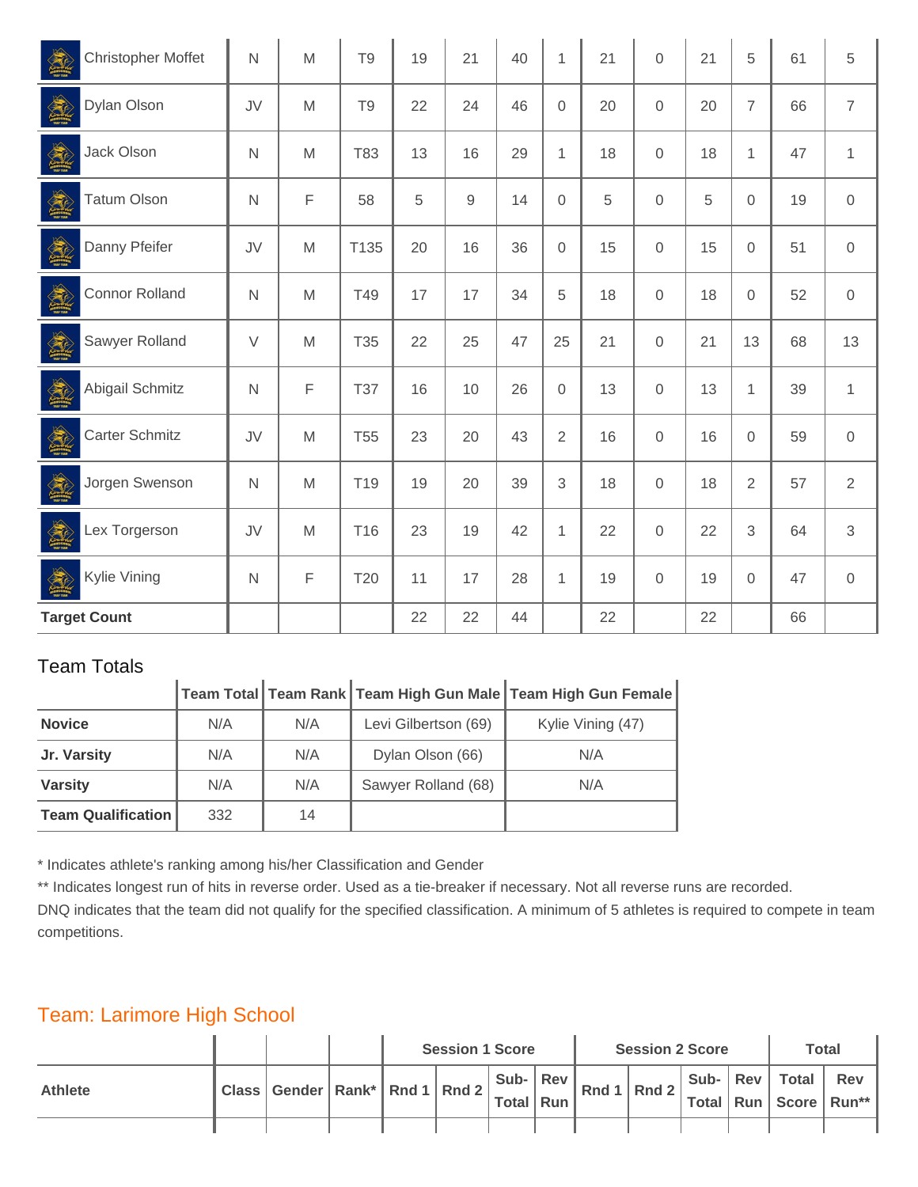| Athlete | Class | Gender | Rank* | Rnd 1 | Rnd 2 | Sub-Total | Rev Run | Rnd 1 | Rnd 2 | Sub-Total | Rev Run | Total Score | Rev Run** |
|---|---|---|---|---|---|---|---|---|---|---|---|---|---|
| Christopher Moffet | N | M | T9 | 19 | 21 | 40 | 1 | 21 | 0 | 21 | 5 | 61 | 5 |
| Dylan Olson | JV | M | T9 | 22 | 24 | 46 | 0 | 20 | 0 | 20 | 7 | 66 | 7 |
| Jack Olson | N | M | T83 | 13 | 16 | 29 | 1 | 18 | 0 | 18 | 1 | 47 | 1 |
| Tatum Olson | N | F | 58 | 5 | 9 | 14 | 0 | 5 | 0 | 5 | 0 | 19 | 0 |
| Danny Pfeifer | JV | M | T135 | 20 | 16 | 36 | 0 | 15 | 0 | 15 | 0 | 51 | 0 |
| Connor Rolland | N | M | T49 | 17 | 17 | 34 | 5 | 18 | 0 | 18 | 0 | 52 | 0 |
| Sawyer Rolland | V | M | T35 | 22 | 25 | 47 | 25 | 21 | 0 | 21 | 13 | 68 | 13 |
| Abigail Schmitz | N | F | T37 | 16 | 10 | 26 | 0 | 13 | 0 | 13 | 1 | 39 | 1 |
| Carter Schmitz | JV | M | T55 | 23 | 20 | 43 | 2 | 16 | 0 | 16 | 0 | 59 | 0 |
| Jorgen Swenson | N | M | T19 | 19 | 20 | 39 | 3 | 18 | 0 | 18 | 2 | 57 | 2 |
| Lex Torgerson | JV | M | T16 | 23 | 19 | 42 | 1 | 22 | 0 | 22 | 3 | 64 | 3 |
| Kylie Vining | N | F | T20 | 11 | 17 | 28 | 1 | 19 | 0 | 19 | 0 | 47 | 0 |
| **Target Count** | | | | 22 | 22 | 44 | | 22 | | 22 | | 66 | |

## Team Totals

| | Team Total | Team Rank | Team High Gun Male | Team High Gun Female |
|---|---|---|---|---|
| **Novice** | N/A | N/A | Levi Gilbertson (69) | Kylie Vining (47) |
| **Jr. Varsity** | N/A | N/A | Dylan Olson (66) | N/A |
| **Varsity** | N/A | N/A | Sawyer Rolland (68) | N/A |
| **Team Qualification** | 332 | 14 | | |

\* Indicates athlete's ranking among his/her Classification and Gender

\*\* Indicates longest run of hits in reverse order. Used as a tie-breaker if necessary. Not all reverse runs are recorded.

DNQ indicates that the team did not qualify for the specified classification. A minimum of 5 athletes is required to compete in team competitions.

## Team: Larimore High School

| Athlete | Class | Gender | Rank* | Session 1 Score | | | | Session 2 Score | | | | Total | |
|---|---|---|---|---|---|---|---|---|---|---|---|---|---|
| | | | | Rnd 1 | Rnd 2 | Sub-Total | Rev Run | Rnd 1 | Rnd 2 | Sub-Total | Rev Run | Total Score | Rev Run** |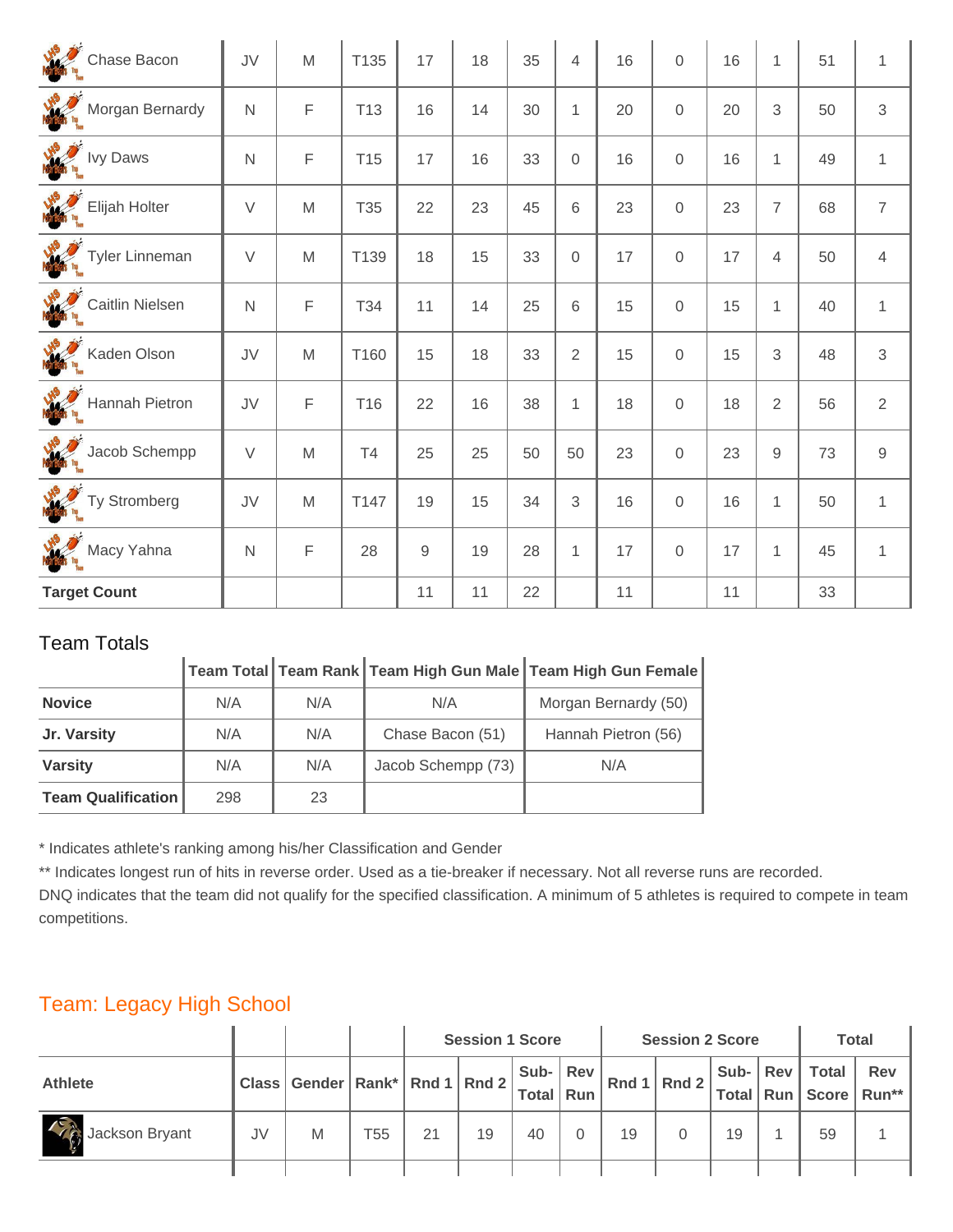| Athlete | Class | Gender | Rank* | Rnd 1 | Rnd 2 | Sub-Total | Rev Run | Rnd 1 | Rnd 2 | Sub-Total | Rev Run | Total Score | Rev Run** |
|---|---|---|---|---|---|---|---|---|---|---|---|---|---|
| Chase Bacon | JV | M | T135 | 17 | 18 | 35 | 4 | 16 | 0 | 16 | 1 | 51 | 1 |
| Morgan Bernardy | N | F | T13 | 16 | 14 | 30 | 1 | 20 | 0 | 20 | 3 | 50 | 3 |
| Ivy Daws | N | F | T15 | 17 | 16 | 33 | 0 | 16 | 0 | 16 | 1 | 49 | 1 |
| Elijah Holter | V | M | T35 | 22 | 23 | 45 | 6 | 23 | 0 | 23 | 7 | 68 | 7 |
| Tyler Linneman | V | M | T139 | 18 | 15 | 33 | 0 | 17 | 0 | 17 | 4 | 50 | 4 |
| Caitlin Nielsen | N | F | T34 | 11 | 14 | 25 | 6 | 15 | 0 | 15 | 1 | 40 | 1 |
| Kaden Olson | JV | M | T160 | 15 | 18 | 33 | 2 | 15 | 0 | 15 | 3 | 48 | 3 |
| Hannah Pietron | JV | F | T16 | 22 | 16 | 38 | 1 | 18 | 0 | 18 | 2 | 56 | 2 |
| Jacob Schempp | V | M | T4 | 25 | 25 | 50 | 50 | 23 | 0 | 23 | 9 | 73 | 9 |
| Ty Stromberg | JV | M | T147 | 19 | 15 | 34 | 3 | 16 | 0 | 16 | 1 | 50 | 1 |
| Macy Yahna | N | F | 28 | 9 | 19 | 28 | 1 | 17 | 0 | 17 | 1 | 45 | 1 |
| **Target Count** | | | | 11 | 11 | 22 | | 11 | | 11 | | 33 | |

Team Totals

| | Team Total | Team Rank | Team High Gun Male | Team High Gun Female |
|---|---|---|---|---|
| **Novice** | N/A | N/A | N/A | Morgan Bernardy (50) |
| **Jr. Varsity** | N/A | N/A | Chase Bacon (51) | Hannah Pietron (56) |
| **Varsity** | N/A | N/A | Jacob Schempp (73) | N/A |
| **Team Qualification** | 298 | 23 | | |

\* Indicates athlete's ranking among his/her Classification and Gender

\*\* Indicates longest run of hits in reverse order. Used as a tie-breaker if necessary. Not all reverse runs are recorded.

DNQ indicates that the team did not qualify for the specified classification. A minimum of 5 athletes is required to compete in team competitions.

## Team: Legacy High School

| | | | | Session 1 Score | | | | Session 2 Score | | | | Total | |
|---|---|---|---|---|---|---|---|---|---|---|---|---|---|
| **Athlete** | **Class** | **Gender** | **Rank*** | **Rnd 1** | **Rnd 2** | **Sub-Total** | **Rev Run** | **Rnd 1** | **Rnd 2** | **Sub-Total** | **Rev Run** | **Total Score** | **Rev Run**** |
| Jackson Bryant | JV | M | T55 | 21 | 19 | 40 | 0 | 19 | 0 | 19 | 1 | 59 | 1 |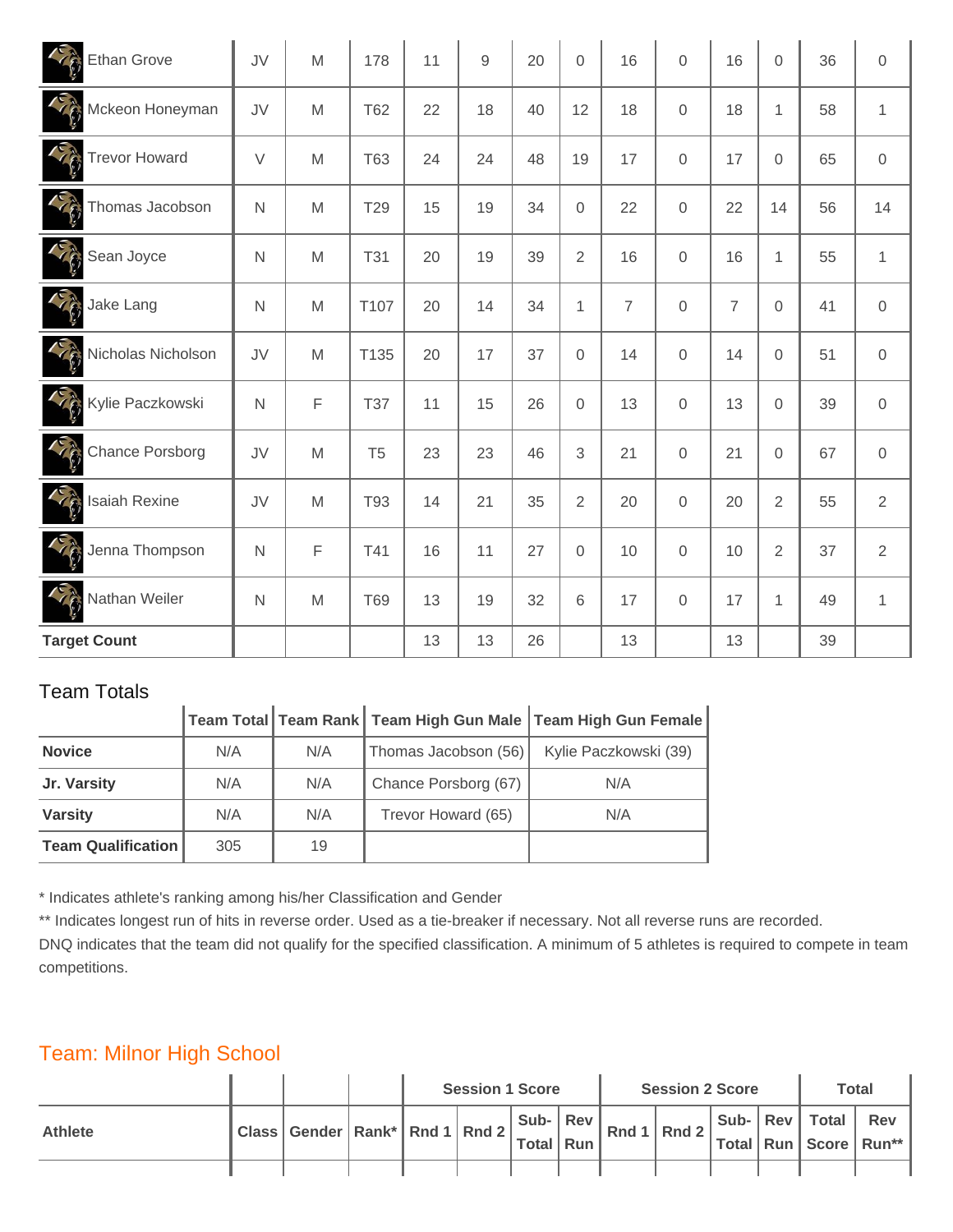| Athlete | Class | Gender | Rank* | Rnd 1 | Rnd 2 | Sub-Total | Rev Run | Rnd 1 | Rnd 2 | Sub-Total | Rev Run | Total Score | Rev Run** |
|---|---|---|---|---|---|---|---|---|---|---|---|---|---|
| Ethan Grove | JV | M | 178 | 11 | 9 | 20 | 0 | 16 | 0 | 16 | 0 | 36 | 0 |
| Mckeon Honeyman | JV | M | T62 | 22 | 18 | 40 | 12 | 18 | 0 | 18 | 1 | 58 | 1 |
| Trevor Howard | V | M | T63 | 24 | 24 | 48 | 19 | 17 | 0 | 17 | 0 | 65 | 0 |
| Thomas Jacobson | N | M | T29 | 15 | 19 | 34 | 0 | 22 | 0 | 22 | 14 | 56 | 14 |
| Sean Joyce | N | M | T31 | 20 | 19 | 39 | 2 | 16 | 0 | 16 | 1 | 55 | 1 |
| Jake Lang | N | M | T107 | 20 | 14 | 34 | 1 | 7 | 0 | 7 | 0 | 41 | 0 |
| Nicholas Nicholson | JV | M | T135 | 20 | 17 | 37 | 0 | 14 | 0 | 14 | 0 | 51 | 0 |
| Kylie Paczkowski | N | F | T37 | 11 | 15 | 26 | 0 | 13 | 0 | 13 | 0 | 39 | 0 |
| Chance Porsborg | JV | M | T5 | 23 | 23 | 46 | 3 | 21 | 0 | 21 | 0 | 67 | 0 |
| Isaiah Rexine | JV | M | T93 | 14 | 21 | 35 | 2 | 20 | 0 | 20 | 2 | 55 | 2 |
| Jenna Thompson | N | F | T41 | 16 | 11 | 27 | 0 | 10 | 0 | 10 | 2 | 37 | 2 |
| Nathan Weiler | N | M | T69 | 13 | 19 | 32 | 6 | 17 | 0 | 17 | 1 | 49 | 1 |
| **Target Count** | | | | 13 | 13 | 26 | | 13 | | 13 | | 39 | |

## Team Totals

| | Team Total | Team Rank | Team High Gun Male | Team High Gun Female |
|---|---|---|---|---|
| **Novice** | N/A | N/A | Thomas Jacobson (56) | Kylie Paczkowski (39) |
| **Jr. Varsity** | N/A | N/A | Chance Porsborg (67) | N/A |
| **Varsity** | N/A | N/A | Trevor Howard (65) | N/A |
| **Team Qualification** | 305 | 19 | | |

* Indicates athlete's ranking among his/her Classification and Gender
** Indicates longest run of hits in reverse order. Used as a tie-breaker if necessary. Not all reverse runs are recorded.
DNQ indicates that the team did not qualify for the specified classification. A minimum of 5 athletes is required to compete in team competitions.

## Team: Milnor High School

| | | | | Session 1 Score | | | | Session 2 Score | | | | Total | |
|---|---|---|---|---|---|---|---|---|---|---|---|---|---|
| **Athlete** | **Class** | **Gender** | **Rank*** | **Rnd 1** | **Rnd 2** | **Sub-Total** | **Rev Run** | **Rnd 1** | **Rnd 2** | **Sub-Total** | **Rev Run** | **Total Score** | **Rev Run**** |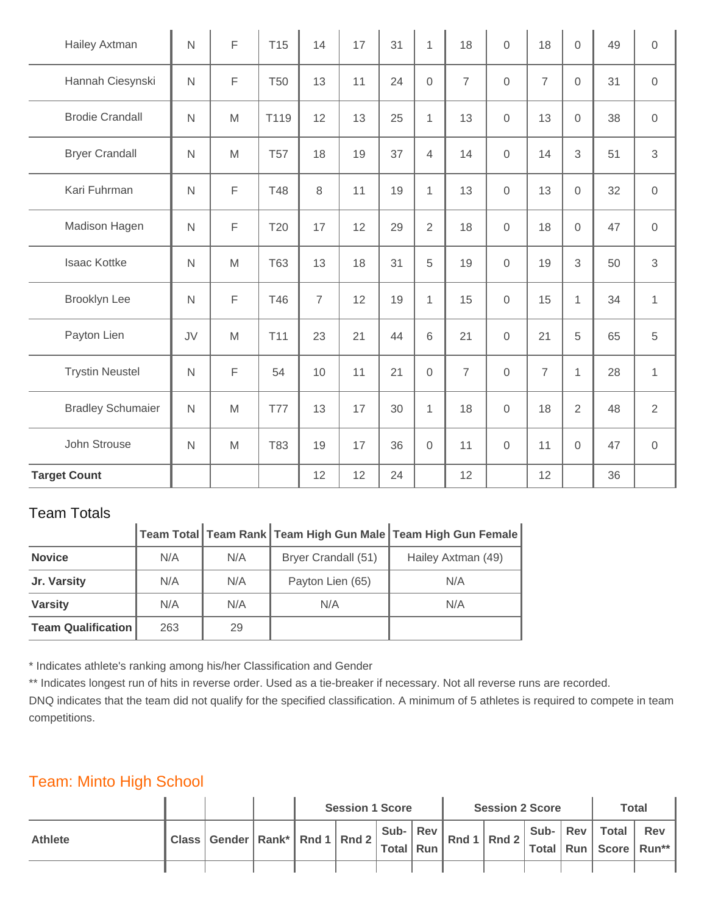| Athlete | Class | Gender | Rank* | Session 1 Score Rnd 1 | Session 1 Score Rnd 2 | Session 1 Score Sub-Total | Session 1 Score Rev Run | Session 2 Score Rnd 1 | Session 2 Score Rnd 2 | Session 2 Score Sub-Total | Session 2 Score Rev Run | Total Score | Total Rev Run** |
|---|---|---|---|---|---|---|---|---|---|---|---|---|---|
| Hailey Axtman | N | F | T15 | 14 | 17 | 31 | 1 | 18 | 0 | 18 | 0 | 49 | 0 |
| Hannah Ciesynski | N | F | T50 | 13 | 11 | 24 | 0 | 7 | 0 | 7 | 0 | 31 | 0 |
| Brodie Crandall | N | M | T119 | 12 | 13 | 25 | 1 | 13 | 0 | 13 | 0 | 38 | 0 |
| Bryer Crandall | N | M | T57 | 18 | 19 | 37 | 4 | 14 | 0 | 14 | 3 | 51 | 3 |
| Kari Fuhrman | N | F | T48 | 8 | 11 | 19 | 1 | 13 | 0 | 13 | 0 | 32 | 0 |
| Madison Hagen | N | F | T20 | 17 | 12 | 29 | 2 | 18 | 0 | 18 | 0 | 47 | 0 |
| Isaac Kottke | N | M | T63 | 13 | 18 | 31 | 5 | 19 | 0 | 19 | 3 | 50 | 3 |
| Brooklyn Lee | N | F | T46 | 7 | 12 | 19 | 1 | 15 | 0 | 15 | 1 | 34 | 1 |
| Payton Lien | JV | M | T11 | 23 | 21 | 44 | 6 | 21 | 0 | 21 | 5 | 65 | 5 |
| Trystin Neustel | N | F | 54 | 10 | 11 | 21 | 0 | 7 | 0 | 7 | 1 | 28 | 1 |
| Bradley Schumaier | N | M | T77 | 13 | 17 | 30 | 1 | 18 | 0 | 18 | 2 | 48 | 2 |
| John Strouse | N | M | T83 | 19 | 17 | 36 | 0 | 11 | 0 | 11 | 0 | 47 | 0 |
| **Target Count** | | | | 12 | 12 | 24 | | 12 | | 12 | | 36 | |

## Team Totals

| | Team Total | Team Rank | Team High Gun Male | Team High Gun Female |
|---|---|---|---|---|
| **Novice** | N/A | N/A | Bryer Crandall (51) | Hailey Axtman (49) |
| **Jr. Varsity** | N/A | N/A | Payton Lien (65) | N/A |
| **Varsity** | N/A | N/A | N/A | N/A |
| **Team Qualification** | 263 | 29 | | |

* Indicates athlete's ranking among his/her Classification and Gender
** Indicates longest run of hits in reverse order. Used as a tie-breaker if necessary. Not all reverse runs are recorded.
DNQ indicates that the team did not qualify for the specified classification. A minimum of 5 athletes is required to compete in team competitions.

## Team: Minto High School

| Athlete | Class | Gender | Rank* | Session 1 Score Rnd 1 | Session 1 Score Rnd 2 | Session 1 Score Sub-Total | Session 1 Score Rev Run | Session 2 Score Rnd 1 | Session 2 Score Rnd 2 | Session 2 Score Sub-Total | Session 2 Score Rev Run | Total Score | Total Rev Run** |
|---|---|---|---|---|---|---|---|---|---|---|---|---|---|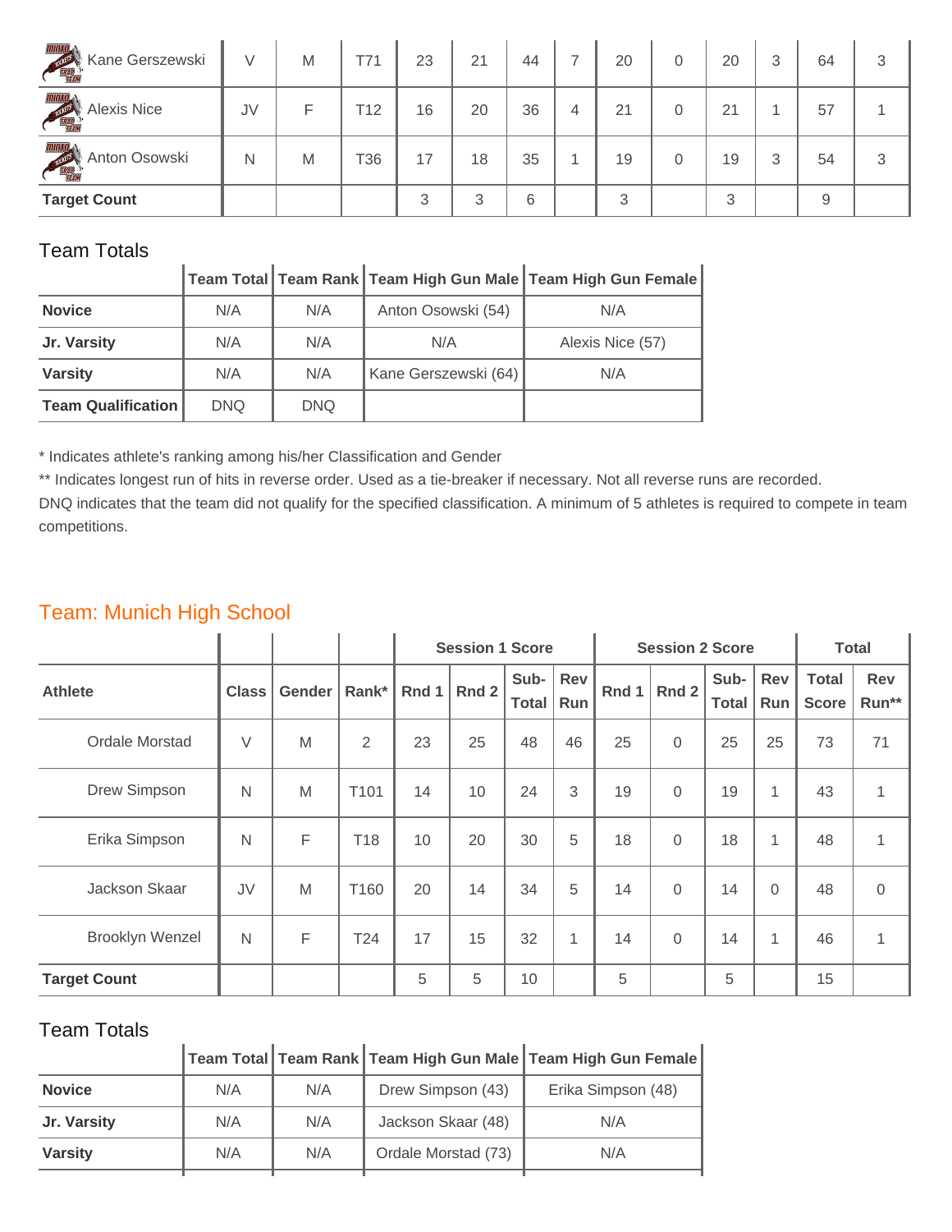| Athlete | Class | Gender | Rank* | Rnd 1 | Rnd 2 | Sub-Total | Rev Run | Rnd 1 | Rnd 2 | Sub-Total | Rev Run | Total Score | Rev Run** |
|---|---|---|---|---|---|---|---|---|---|---|---|---|---|
| Kane Gerszewski | V | M | T71 | 23 | 21 | 44 | 7 | 20 | 0 | 20 | 3 | 64 | 3 |
| Alexis Nice | JV | F | T12 | 16 | 20 | 36 | 4 | 21 | 0 | 21 | 1 | 57 | 1 |
| Anton Osowski | N | M | T36 | 17 | 18 | 35 | 1 | 19 | 0 | 19 | 3 | 54 | 3 |
| **Target Count** | | | | 3 | 3 | 6 | | 3 | | 3 | | 9 | |

## Team Totals

| | Team Total | Team Rank | Team High Gun Male | Team High Gun Female |
|---|---|---|---|---|
| **Novice** | N/A | N/A | Anton Osowski (54) | N/A |
| **Jr. Varsity** | N/A | N/A | N/A | Alexis Nice (57) |
| **Varsity** | N/A | N/A | Kane Gerszewski (64) | N/A |
| **Team Qualification** | DNQ | DNQ | | |

* Indicates athlete's ranking among his/her Classification and Gender

** Indicates longest run of hits in reverse order. Used as a tie-breaker if necessary. Not all reverse runs are recorded.

DNQ indicates that the team did not qualify for the specified classification. A minimum of 5 athletes is required to compete in team competitions.

## Team: Munich High School

| | | | | Session 1 Score | | | | Session 2 Score | | | | Total | |
|---|---|---|---|---|---|---|---|---|---|---|---|---|---|
| **Athlete** | **Class** | **Gender** | **Rank*** | **Rnd 1** | **Rnd 2** | **Sub-Total** | **Rev Run** | **Rnd 1** | **Rnd 2** | **Sub-Total** | **Rev Run** | **Total Score** | **Rev Run**** |
| Ordale Morstad | V | M | 2 | 23 | 25 | 48 | 46 | 25 | 0 | 25 | 25 | 73 | 71 |
| Drew Simpson | N | M | T101 | 14 | 10 | 24 | 3 | 19 | 0 | 19 | 1 | 43 | 1 |
| Erika Simpson | N | F | T18 | 10 | 20 | 30 | 5 | 18 | 0 | 18 | 1 | 48 | 1 |
| Jackson Skaar | JV | M | T160 | 20 | 14 | 34 | 5 | 14 | 0 | 14 | 0 | 48 | 0 |
| Brooklyn Wenzel | N | F | T24 | 17 | 15 | 32 | 1 | 14 | 0 | 14 | 1 | 46 | 1 |
| **Target Count** | | | | 5 | 5 | 10 | | 5 | | 5 | | 15 | |

## Team Totals

| | Team Total | Team Rank | Team High Gun Male | Team High Gun Female |
|---|---|---|---|---|
| **Novice** | N/A | N/A | Drew Simpson (43) | Erika Simpson (48) |
| **Jr. Varsity** | N/A | N/A | Jackson Skaar (48) | N/A |
| **Varsity** | N/A | N/A | Ordale Morstad (73) | N/A |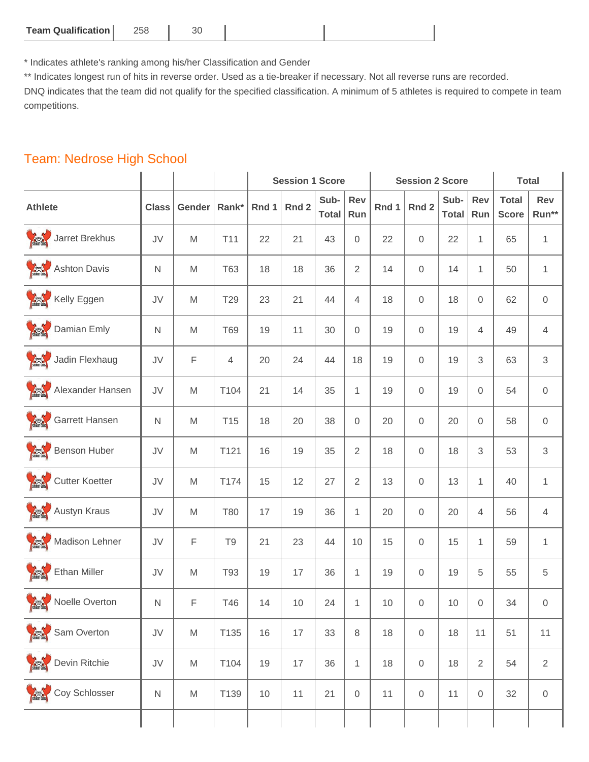| Team Qualification | 258 | 30 | | |
|---|---|---|---|---|

* Indicates athlete's ranking among his/her Classification and Gender

** Indicates longest run of hits in reverse order. Used as a tie-breaker if necessary. Not all reverse runs are recorded.

DNQ indicates that the team did not qualify for the specified classification. A minimum of 5 athletes is required to compete in team competitions.

## Team: Nedrose High School

| | | | | Session 1 Score | | | | Session 2 Score | | | | Total | |
|---|---|---|---|---|---|---|---|---|---|---|---|---|---|
| Athlete | Class | Gender | Rank* | Rnd 1 | Rnd 2 | Sub-Total | Rev Run | Rnd 1 | Rnd 2 | Sub-Total | Rev Run | Total Score | Rev Run** |
| Jarret Brekhus | JV | M | T11 | 22 | 21 | 43 | 0 | 22 | 0 | 22 | 1 | 65 | 1 |
| Ashton Davis | N | M | T63 | 18 | 18 | 36 | 2 | 14 | 0 | 14 | 1 | 50 | 1 |
| Kelly Eggen | JV | M | T29 | 23 | 21 | 44 | 4 | 18 | 0 | 18 | 0 | 62 | 0 |
| Damian Emly | N | M | T69 | 19 | 11 | 30 | 0 | 19 | 0 | 19 | 4 | 49 | 4 |
| Jadin Flexhaug | JV | F | 4 | 20 | 24 | 44 | 18 | 19 | 0 | 19 | 3 | 63 | 3 |
| Alexander Hansen | JV | M | T104 | 21 | 14 | 35 | 1 | 19 | 0 | 19 | 0 | 54 | 0 |
| Garrett Hansen | N | M | T15 | 18 | 20 | 38 | 0 | 20 | 0 | 20 | 0 | 58 | 0 |
| Benson Huber | JV | M | T121 | 16 | 19 | 35 | 2 | 18 | 0 | 18 | 3 | 53 | 3 |
| Cutter Koetter | JV | M | T174 | 15 | 12 | 27 | 2 | 13 | 0 | 13 | 1 | 40 | 1 |
| Austyn Kraus | JV | M | T80 | 17 | 19 | 36 | 1 | 20 | 0 | 20 | 4 | 56 | 4 |
| Madison Lehner | JV | F | T9 | 21 | 23 | 44 | 10 | 15 | 0 | 15 | 1 | 59 | 1 |
| Ethan Miller | JV | M | T93 | 19 | 17 | 36 | 1 | 19 | 0 | 19 | 5 | 55 | 5 |
| Noelle Overton | N | F | T46 | 14 | 10 | 24 | 1 | 10 | 0 | 10 | 0 | 34 | 0 |
| Sam Overton | JV | M | T135 | 16 | 17 | 33 | 8 | 18 | 0 | 18 | 11 | 51 | 11 |
| Devin Ritchie | JV | M | T104 | 19 | 17 | 36 | 1 | 18 | 0 | 18 | 2 | 54 | 2 |
| Coy Schlosser | N | M | T139 | 10 | 11 | 21 | 0 | 11 | 0 | 11 | 0 | 32 | 0 |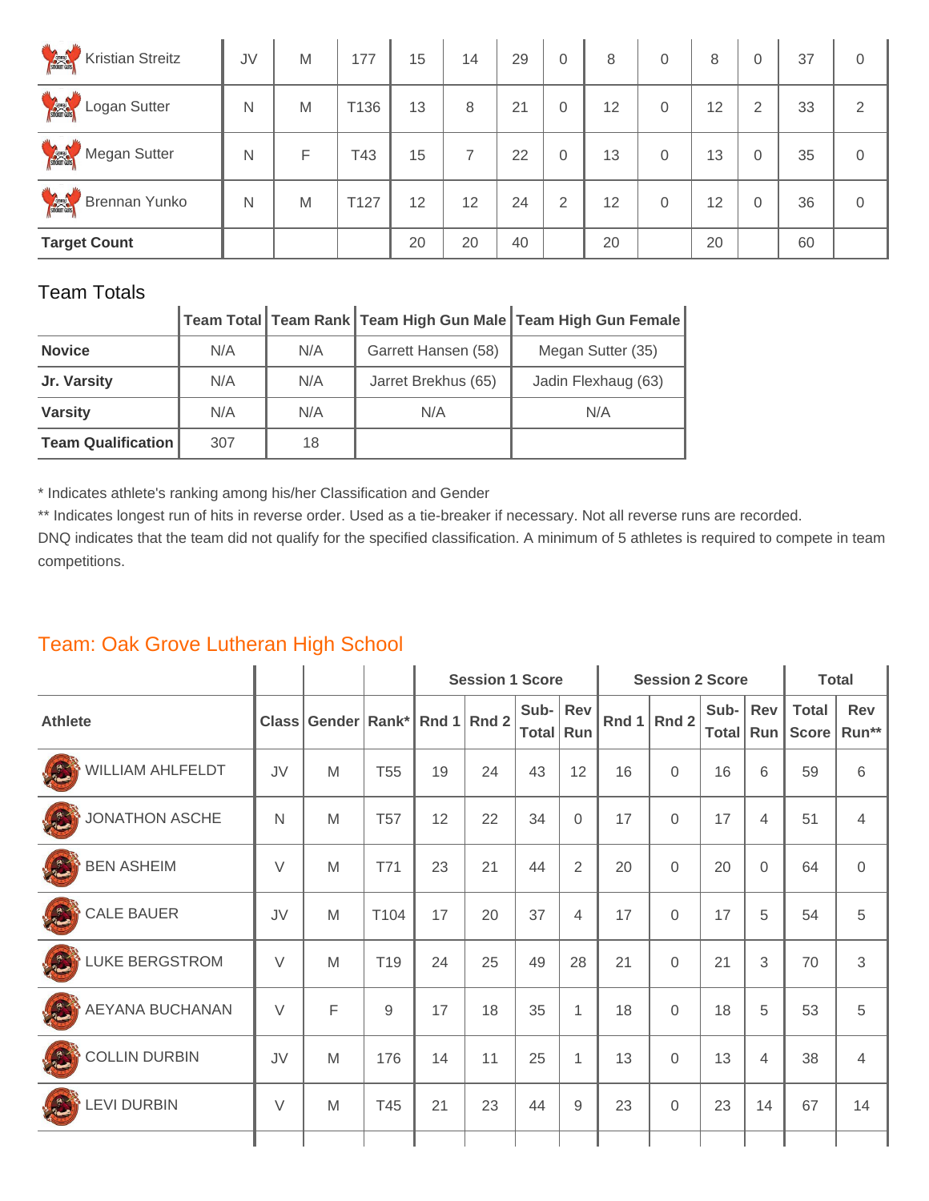| | | | | | | | | | | | | | |
|---|---|---|---|---|---|---|---|---|---|---|---|---|---|
| Kristian Streitz | JV | M | 177 | 15 | 14 | 29 | 0 | 8 | 0 | 8 | 0 | 37 | 0 |
| Logan Sutter | N | M | T136 | 13 | 8 | 21 | 0 | 12 | 0 | 12 | 2 | 33 | 2 |
| Megan Sutter | N | F | T43 | 15 | 7 | 22 | 0 | 13 | 0 | 13 | 0 | 35 | 0 |
| Brennan Yunko | N | M | T127 | 12 | 12 | 24 | 2 | 12 | 0 | 12 | 0 | 36 | 0 |
| **Target Count** | | | | 20 | 20 | 40 | | 20 | | 20 | | 60 | |

Team Totals

| | Team Total | Team Rank | Team High Gun Male | Team High Gun Female |
|---|---|---|---|---|
| **Novice** | N/A | N/A | Garrett Hansen (58) | Megan Sutter (35) |
| **Jr. Varsity** | N/A | N/A | Jarret Brekhus (65) | Jadin Flexhaug (63) |
| **Varsity** | N/A | N/A | N/A | N/A |
| **Team Qualification** | 307 | 18 | | |

* Indicates athlete's ranking among his/her Classification and Gender

** Indicates longest run of hits in reverse order. Used as a tie-breaker if necessary. Not all reverse runs are recorded.

DNQ indicates that the team did not qualify for the specified classification. A minimum of 5 athletes is required to compete in team competitions.

## Team: Oak Grove Lutheran High School

| | | | | Session 1 Score | | | | Session 2 Score | | | | Total | |
|---|---|---|---|---|---|---|---|---|---|---|---|---|---|
| **Athlete** | **Class** | **Gender** | **Rank*** | **Rnd 1** | **Rnd 2** | **Sub-Total** | **Rev Run** | **Rnd 1** | **Rnd 2** | **Sub-Total** | **Rev Run** | **Total Score** | **Rev Run**** |
| WILLIAM AHLFELDT | JV | M | T55 | 19 | 24 | 43 | 12 | 16 | 0 | 16 | 6 | 59 | 6 |
| JONATHON ASCHE | N | M | T57 | 12 | 22 | 34 | 0 | 17 | 0 | 17 | 4 | 51 | 4 |
| BEN ASHEIM | V | M | T71 | 23 | 21 | 44 | 2 | 20 | 0 | 20 | 0 | 64 | 0 |
| CALE BAUER | JV | M | T104 | 17 | 20 | 37 | 4 | 17 | 0 | 17 | 5 | 54 | 5 |
| LUKE BERGSTROM | V | M | T19 | 24 | 25 | 49 | 28 | 21 | 0 | 21 | 3 | 70 | 3 |
| AEYANA BUCHANAN | V | F | 9 | 17 | 18 | 35 | 1 | 18 | 0 | 18 | 5 | 53 | 5 |
| COLLIN DURBIN | JV | M | 176 | 14 | 11 | 25 | 1 | 13 | 0 | 13 | 4 | 38 | 4 |
| LEVI DURBIN | V | M | T45 | 21 | 23 | 44 | 9 | 23 | 0 | 23 | 14 | 67 | 14 |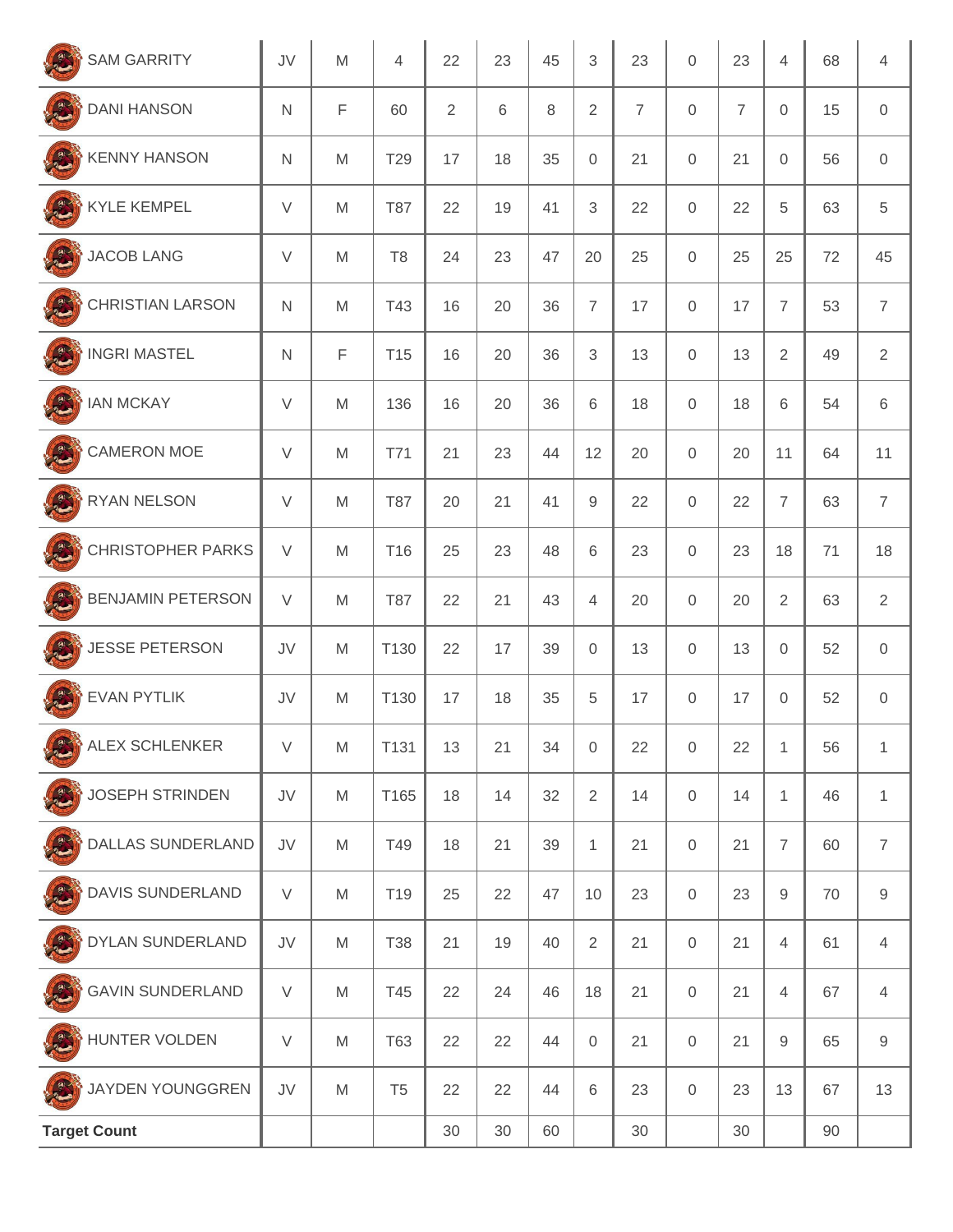| | | | | | | | | | | | | | |
|---|---|---|---|---|---|---|---|---|---|---|---|---|---|
| SAM GARRITY | JV | M | 4 | 22 | 23 | 45 | 3 | 23 | 0 | 23 | 4 | 68 | 4 |
| DANI HANSON | N | F | 60 | 2 | 6 | 8 | 2 | 7 | 0 | 7 | 0 | 15 | 0 |
| KENNY HANSON | N | M | T29 | 17 | 18 | 35 | 0 | 21 | 0 | 21 | 0 | 56 | 0 |
| KYLE KEMPEL | V | M | T87 | 22 | 19 | 41 | 3 | 22 | 0 | 22 | 5 | 63 | 5 |
| JACOB LANG | V | M | T8 | 24 | 23 | 47 | 20 | 25 | 0 | 25 | 25 | 72 | 45 |
| CHRISTIAN LARSON | N | M | T43 | 16 | 20 | 36 | 7 | 17 | 0 | 17 | 7 | 53 | 7 |
| INGRI MASTEL | N | F | T15 | 16 | 20 | 36 | 3 | 13 | 0 | 13 | 2 | 49 | 2 |
| IAN MCKAY | V | M | 136 | 16 | 20 | 36 | 6 | 18 | 0 | 18 | 6 | 54 | 6 |
| CAMERON MOE | V | M | T71 | 21 | 23 | 44 | 12 | 20 | 0 | 20 | 11 | 64 | 11 |
| RYAN NELSON | V | M | T87 | 20 | 21 | 41 | 9 | 22 | 0 | 22 | 7 | 63 | 7 |
| CHRISTOPHER PARKS | V | M | T16 | 25 | 23 | 48 | 6 | 23 | 0 | 23 | 18 | 71 | 18 |
| BENJAMIN PETERSON | V | M | T87 | 22 | 21 | 43 | 4 | 20 | 0 | 20 | 2 | 63 | 2 |
| JESSE PETERSON | JV | M | T130 | 22 | 17 | 39 | 0 | 13 | 0 | 13 | 0 | 52 | 0 |
| EVAN PYTLIK | JV | M | T130 | 17 | 18 | 35 | 5 | 17 | 0 | 17 | 0 | 52 | 0 |
| ALEX SCHLENKER | V | M | T131 | 13 | 21 | 34 | 0 | 22 | 0 | 22 | 1 | 56 | 1 |
| JOSEPH STRINDEN | JV | M | T165 | 18 | 14 | 32 | 2 | 14 | 0 | 14 | 1 | 46 | 1 |
| DALLAS SUNDERLAND | JV | M | T49 | 18 | 21 | 39 | 1 | 21 | 0 | 21 | 7 | 60 | 7 |
| DAVIS SUNDERLAND | V | M | T19 | 25 | 22 | 47 | 10 | 23 | 0 | 23 | 9 | 70 | 9 |
| DYLAN SUNDERLAND | JV | M | T38 | 21 | 19 | 40 | 2 | 21 | 0 | 21 | 4 | 61 | 4 |
| GAVIN SUNDERLAND | V | M | T45 | 22 | 24 | 46 | 18 | 21 | 0 | 21 | 4 | 67 | 4 |
| HUNTER VOLDEN | V | M | T63 | 22 | 22 | 44 | 0 | 21 | 0 | 21 | 9 | 65 | 9 |
| JAYDEN YOUNGGREN | JV | M | T5 | 22 | 22 | 44 | 6 | 23 | 0 | 23 | 13 | 67 | 13 |
| **Target Count** | | | | 30 | 30 | 60 | | 30 | | 30 | | 90 | |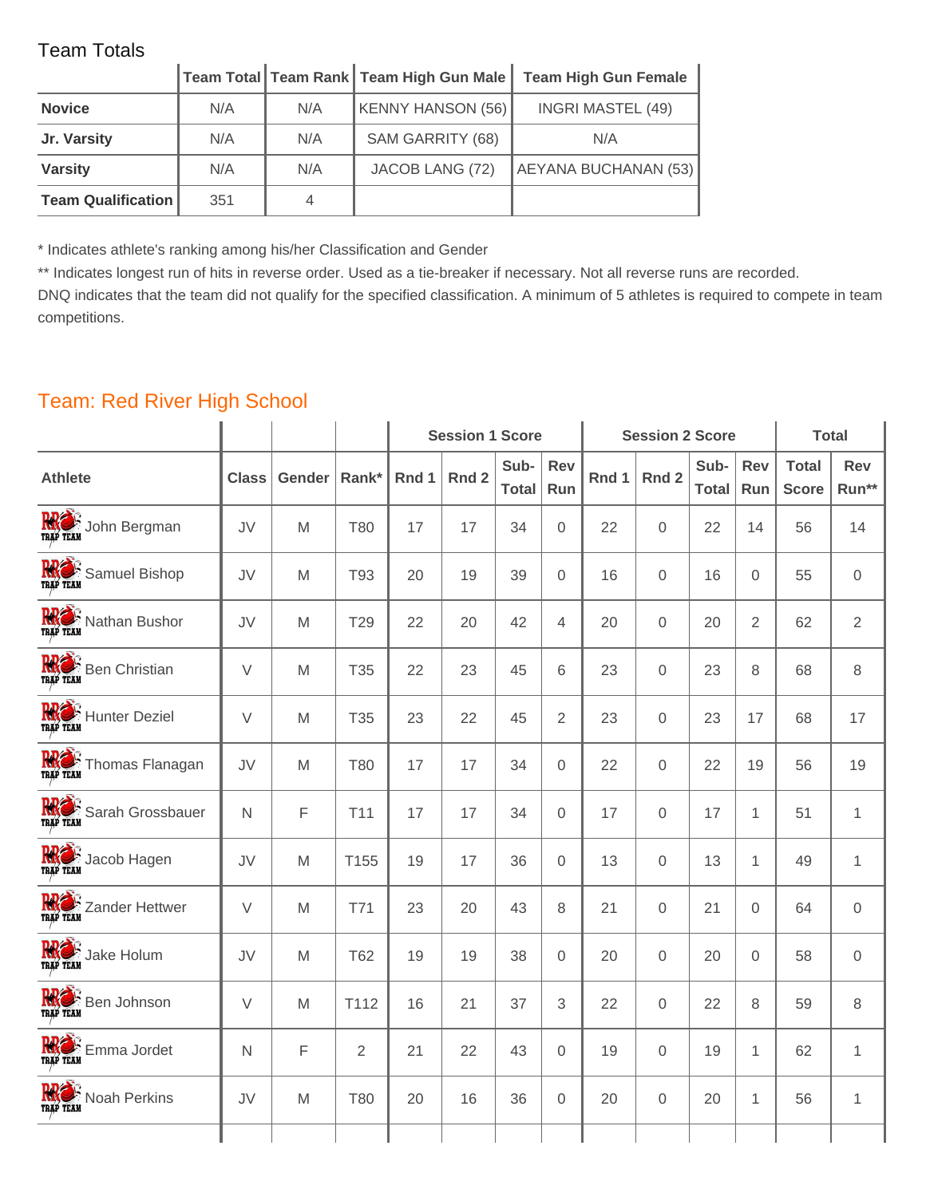Team Totals

| | Team Total | Team Rank | Team High Gun Male | Team High Gun Female |
|---|---|---|---|---|
| **Novice** | N/A | N/A | KENNY HANSON (56) | INGRI MASTEL (49) |
| **Jr. Varsity** | N/A | N/A | SAM GARRITY (68) | N/A |
| **Varsity** | N/A | N/A | JACOB LANG (72) | AEYANA BUCHANAN (53) |
| **Team Qualification** | 351 | 4 | | |

* Indicates athlete's ranking among his/her Classification and Gender

** Indicates longest run of hits in reverse order. Used as a tie-breaker if necessary. Not all reverse runs are recorded.

DNQ indicates that the team did not qualify for the specified classification. A minimum of 5 athletes is required to compete in team competitions.

## Team: Red River High School

| | | | | Session 1 Score | | | | Session 2 Score | | | | Total | |
|---|---|---|---|---|---|---|---|---|---|---|---|---|---|
| **Athlete** | **Class** | **Gender** | **Rank*** | **Rnd 1** | **Rnd 2** | **Sub-Total** | **Rev Run** | **Rnd 1** | **Rnd 2** | **Sub-Total** | **Rev Run** | **Total Score** | **Rev Run**** |
| John Bergman | JV | M | T80 | 17 | 17 | 34 | 0 | 22 | 0 | 22 | 14 | 56 | 14 |
| Samuel Bishop | JV | M | T93 | 20 | 19 | 39 | 0 | 16 | 0 | 16 | 0 | 55 | 0 |
| Nathan Bushor | JV | M | T29 | 22 | 20 | 42 | 4 | 20 | 0 | 20 | 2 | 62 | 2 |
| Ben Christian | V | M | T35 | 22 | 23 | 45 | 6 | 23 | 0 | 23 | 8 | 68 | 8 |
| Hunter Deziel | V | M | T35 | 23 | 22 | 45 | 2 | 23 | 0 | 23 | 17 | 68 | 17 |
| Thomas Flanagan | JV | M | T80 | 17 | 17 | 34 | 0 | 22 | 0 | 22 | 19 | 56 | 19 |
| Sarah Grossbauer | N | F | T11 | 17 | 17 | 34 | 0 | 17 | 0 | 17 | 1 | 51 | 1 |
| Jacob Hagen | JV | M | T155 | 19 | 17 | 36 | 0 | 13 | 0 | 13 | 1 | 49 | 1 |
| Zander Hettwer | V | M | T71 | 23 | 20 | 43 | 8 | 21 | 0 | 21 | 0 | 64 | 0 |
| Jake Holum | JV | M | T62 | 19 | 19 | 38 | 0 | 20 | 0 | 20 | 0 | 58 | 0 |
| Ben Johnson | V | M | T112 | 16 | 21 | 37 | 3 | 22 | 0 | 22 | 8 | 59 | 8 |
| Emma Jordet | N | F | 2 | 21 | 22 | 43 | 0 | 19 | 0 | 19 | 1 | 62 | 1 |
| Noah Perkins | JV | M | T80 | 20 | 16 | 36 | 0 | 20 | 0 | 20 | 1 | 56 | 1 |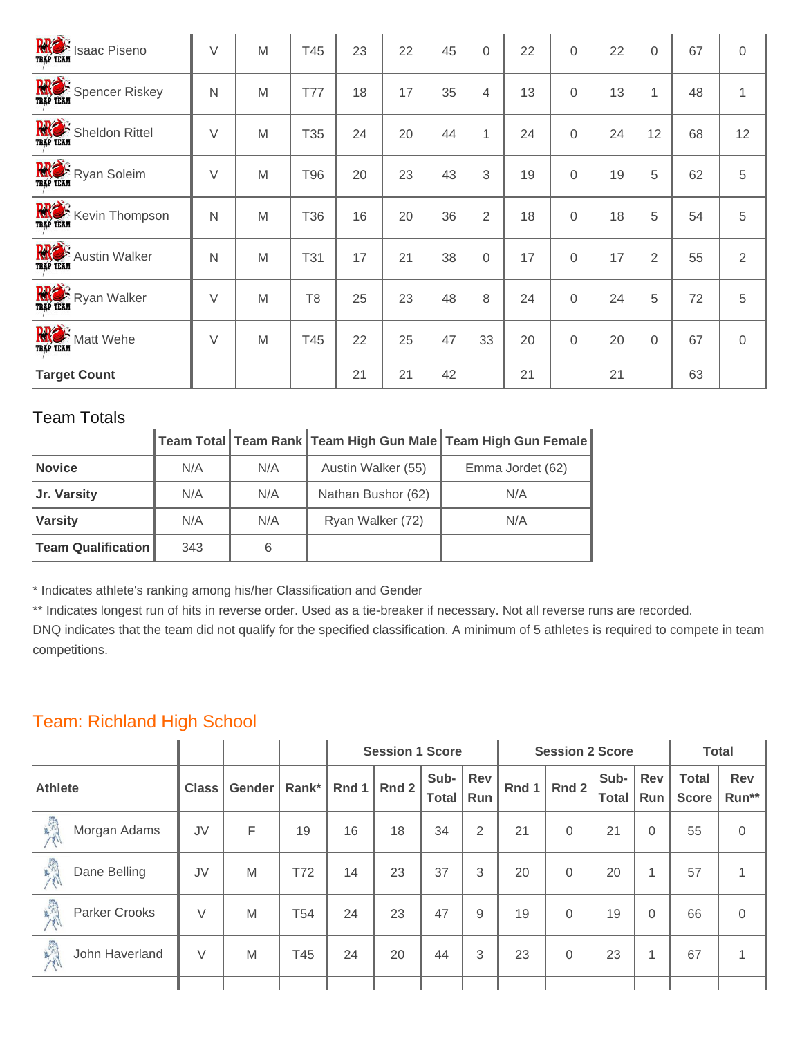| Isaac Piseno | V | M | T45 | 23 | 22 | 45 | 0 | 22 | 0 | 22 | 0 | 67 | 0 |
|---|---|---|---|---|---|---|---|---|---|---|---|---|---|
| Spencer Riskey | N | M | T77 | 18 | 17 | 35 | 4 | 13 | 0 | 13 | 1 | 48 | 1 |
| Sheldon Rittel | V | M | T35 | 24 | 20 | 44 | 1 | 24 | 0 | 24 | 12 | 68 | 12 |
| Ryan Soleim | V | M | T96 | 20 | 23 | 43 | 3 | 19 | 0 | 19 | 5 | 62 | 5 |
| Kevin Thompson | N | M | T36 | 16 | 20 | 36 | 2 | 18 | 0 | 18 | 5 | 54 | 5 |
| Austin Walker | N | M | T31 | 17 | 21 | 38 | 0 | 17 | 0 | 17 | 2 | 55 | 2 |
| Ryan Walker | V | M | T8 | 25 | 23 | 48 | 8 | 24 | 0 | 24 | 5 | 72 | 5 |
| Matt Wehe | V | M | T45 | 22 | 25 | 47 | 33 | 20 | 0 | 20 | 0 | 67 | 0 |
| **Target Count** | | | | 21 | 21 | 42 | | 21 | | 21 | | 63 | |

Team Totals

| | Team Total | Team Rank | Team High Gun Male | Team High Gun Female |
|---|---|---|---|---|
| **Novice** | N/A | N/A | Austin Walker (55) | Emma Jordet (62) |
| **Jr. Varsity** | N/A | N/A | Nathan Bushor (62) | N/A |
| **Varsity** | N/A | N/A | Ryan Walker (72) | N/A |
| **Team Qualification** | 343 | 6 | | |

* Indicates athlete's ranking among his/her Classification and Gender

** Indicates longest run of hits in reverse order. Used as a tie-breaker if necessary. Not all reverse runs are recorded.

DNQ indicates that the team did not qualify for the specified classification. A minimum of 5 athletes is required to compete in team competitions.

## Team: Richland High School

| | | | | Session 1 Score | | | | Session 2 Score | | | | Total | |
|---|---|---|---|---|---|---|---|---|---|---|---|---|---|
| **Athlete** | **Class** | **Gender** | **Rank*** | **Rnd 1** | **Rnd 2** | **Sub-Total** | **Rev Run** | **Rnd 1** | **Rnd 2** | **Sub-Total** | **Rev Run** | **Total Score** | **Rev Run**** |
| Morgan Adams | JV | F | 19 | 16 | 18 | 34 | 2 | 21 | 0 | 21 | 0 | 55 | 0 |
| Dane Belling | JV | M | T72 | 14 | 23 | 37 | 3 | 20 | 0 | 20 | 1 | 57 | 1 |
| Parker Crooks | V | M | T54 | 24 | 23 | 47 | 9 | 19 | 0 | 19 | 0 | 66 | 0 |
| John Haverland | V | M | T45 | 24 | 20 | 44 | 3 | 23 | 0 | 23 | 1 | 67 | 1 |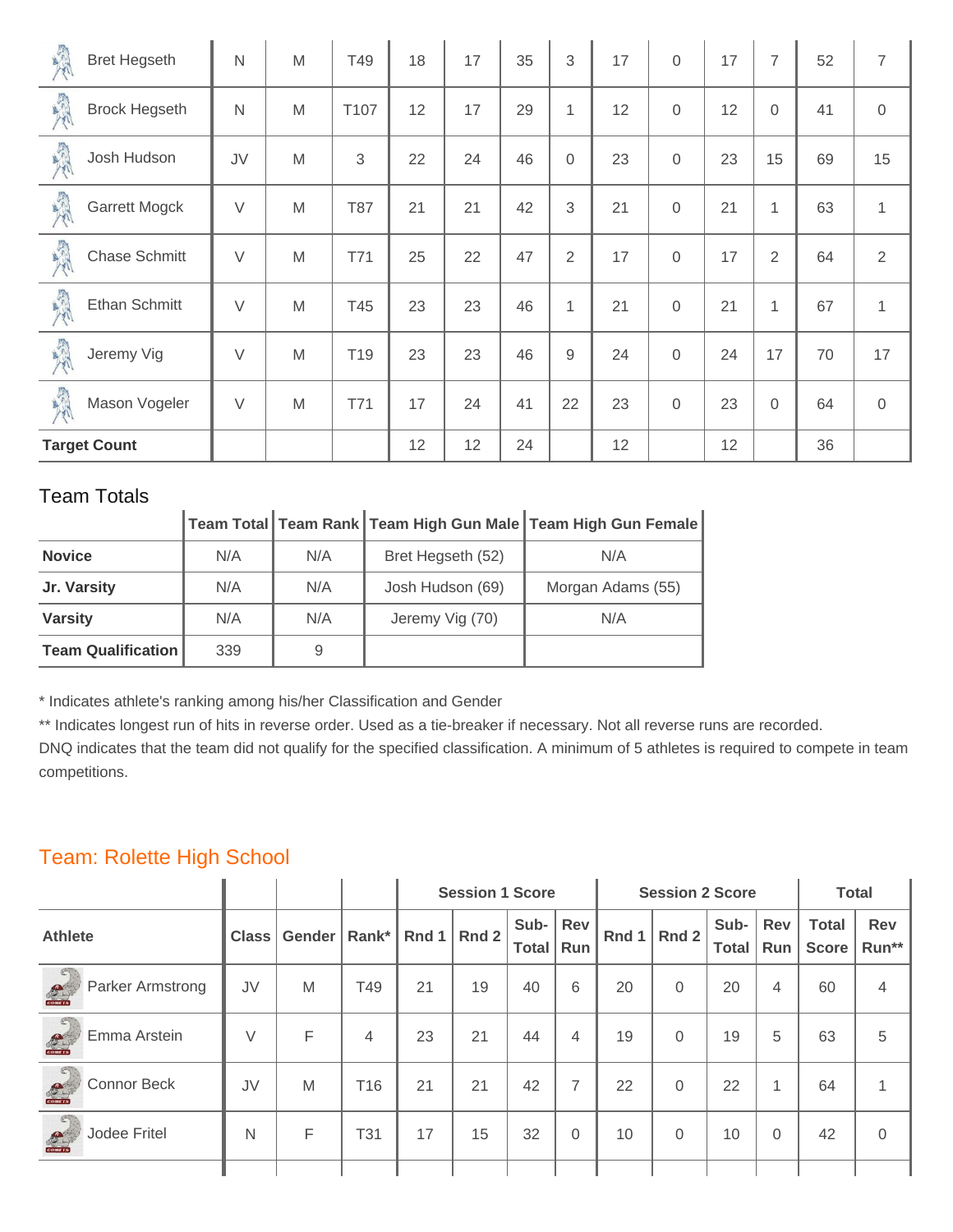| Athlete | Class | Gender | Rank* | Rnd 1 | Rnd 2 | Sub-Total | Rev Run | Rnd 1 | Rnd 2 | Sub-Total | Rev Run | Total Score | Rev Run** |
|---|---|---|---|---|---|---|---|---|---|---|---|---|---|
| Bret Hegseth | N | M | T49 | 18 | 17 | 35 | 3 | 17 | 0 | 17 | 7 | 52 | 7 |
| Brock Hegseth | N | M | T107 | 12 | 17 | 29 | 1 | 12 | 0 | 12 | 0 | 41 | 0 |
| Josh Hudson | JV | M | 3 | 22 | 24 | 46 | 0 | 23 | 0 | 23 | 15 | 69 | 15 |
| Garrett Mogck | V | M | T87 | 21 | 21 | 42 | 3 | 21 | 0 | 21 | 1 | 63 | 1 |
| Chase Schmitt | V | M | T71 | 25 | 22 | 47 | 2 | 17 | 0 | 17 | 2 | 64 | 2 |
| Ethan Schmitt | V | M | T45 | 23 | 23 | 46 | 1 | 21 | 0 | 21 | 1 | 67 | 1 |
| Jeremy Vig | V | M | T19 | 23 | 23 | 46 | 9 | 24 | 0 | 24 | 17 | 70 | 17 |
| Mason Vogeler | V | M | T71 | 17 | 24 | 41 | 22 | 23 | 0 | 23 | 0 | 64 | 0 |
| **Target Count** | | | | 12 | 12 | 24 | | 12 | | 12 | | 36 | |

Team Totals

| | Team Total | Team Rank | Team High Gun Male | Team High Gun Female |
|---|---|---|---|---|
| **Novice** | N/A | N/A | Bret Hegseth (52) | N/A |
| **Jr. Varsity** | N/A | N/A | Josh Hudson (69) | Morgan Adams (55) |
| **Varsity** | N/A | N/A | Jeremy Vig (70) | N/A |
| **Team Qualification** | 339 | 9 | | |

* Indicates athlete's ranking among his/her Classification and Gender

** Indicates longest run of hits in reverse order. Used as a tie-breaker if necessary. Not all reverse runs are recorded.

DNQ indicates that the team did not qualify for the specified classification. A minimum of 5 athletes is required to compete in team competitions.

## Team: Rolette High School

| | | | | Session 1 Score | | | | Session 2 Score | | | | Total | |
|---|---|---|---|---|---|---|---|---|---|---|---|---|---|
| **Athlete** | **Class** | **Gender** | **Rank*** | **Rnd 1** | **Rnd 2** | **Sub-Total** | **Rev Run** | **Rnd 1** | **Rnd 2** | **Sub-Total** | **Rev Run** | **Total Score** | **Rev Run**** |
| Parker Armstrong | JV | M | T49 | 21 | 19 | 40 | 6 | 20 | 0 | 20 | 4 | 60 | 4 |
| Emma Arstein | V | F | 4 | 23 | 21 | 44 | 4 | 19 | 0 | 19 | 5 | 63 | 5 |
| Connor Beck | JV | M | T16 | 21 | 21 | 42 | 7 | 22 | 0 | 22 | 1 | 64 | 1 |
| Jodee Fritel | N | F | T31 | 17 | 15 | 32 | 0 | 10 | 0 | 10 | 0 | 42 | 0 |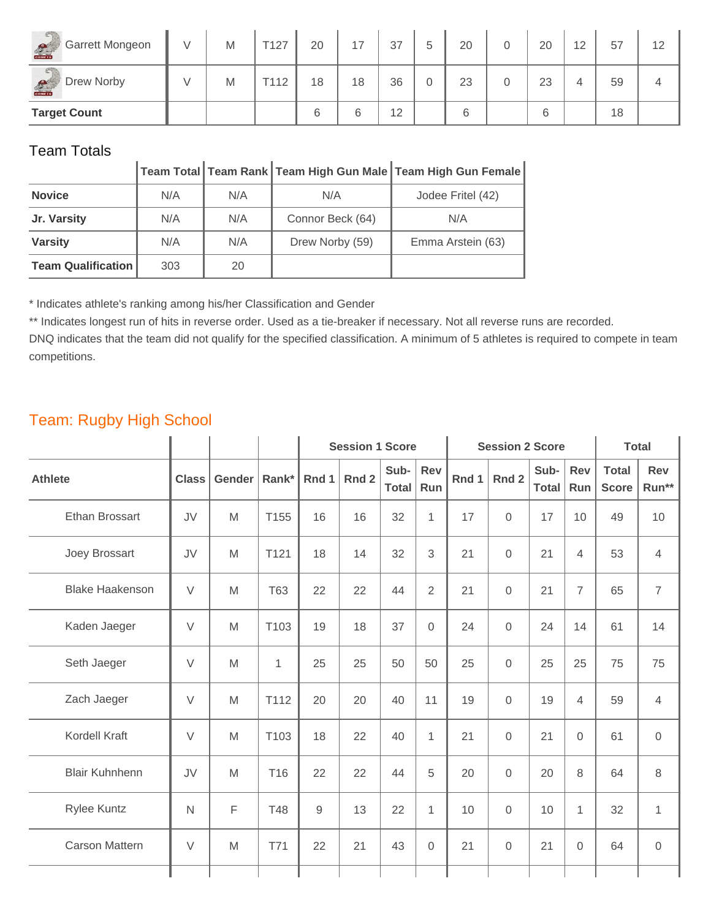| Garrett Mongeon | V | M | T127 | 20 | 17 | 37 | 5 | 20 | 0 | 20 | 12 | 57 | 12 |
|---|---|---|---|---|---|---|---|---|---|---|---|---|---|
| Drew Norby | V | M | T112 | 18 | 18 | 36 | 0 | 23 | 0 | 23 | 4 | 59 | 4 |
| **Target Count** | | | | 6 | 6 | 12 | | 6 | | 6 | | 18 | |

## Team Totals

| | Team Total | Team Rank | Team High Gun Male | Team High Gun Female |
|---|---|---|---|---|
| **Novice** | N/A | N/A | N/A | Jodee Fritel (42) |
| **Jr. Varsity** | N/A | N/A | Connor Beck (64) | N/A |
| **Varsity** | N/A | N/A | Drew Norby (59) | Emma Arstein (63) |
| **Team Qualification** | 303 | 20 | | |

* Indicates athlete's ranking among his/her Classification and Gender

** Indicates longest run of hits in reverse order. Used as a tie-breaker if necessary. Not all reverse runs are recorded.

DNQ indicates that the team did not qualify for the specified classification. A minimum of 5 athletes is required to compete in team competitions.

## Team: Rugby High School

| | | | | Session 1 Score | | | | Session 2 Score | | | | Total | |
|---|---|---|---|---|---|---|---|---|---|---|---|---|---|
| **Athlete** | **Class** | **Gender** | **Rank*** | **Rnd 1** | **Rnd 2** | **Sub-Total** | **Rev Run** | **Rnd 1** | **Rnd 2** | **Sub-Total** | **Rev Run** | **Total Score** | **Rev Run**** |
| Ethan Brossart | JV | M | T155 | 16 | 16 | 32 | 1 | 17 | 0 | 17 | 10 | 49 | 10 |
| Joey Brossart | JV | M | T121 | 18 | 14 | 32 | 3 | 21 | 0 | 21 | 4 | 53 | 4 |
| Blake Haakenson | V | M | T63 | 22 | 22 | 44 | 2 | 21 | 0 | 21 | 7 | 65 | 7 |
| Kaden Jaeger | V | M | T103 | 19 | 18 | 37 | 0 | 24 | 0 | 24 | 14 | 61 | 14 |
| Seth Jaeger | V | M | 1 | 25 | 25 | 50 | 50 | 25 | 0 | 25 | 25 | 75 | 75 |
| Zach Jaeger | V | M | T112 | 20 | 20 | 40 | 11 | 19 | 0 | 19 | 4 | 59 | 4 |
| Kordell Kraft | V | M | T103 | 18 | 22 | 40 | 1 | 21 | 0 | 21 | 0 | 61 | 0 |
| Blair Kuhnhenn | JV | M | T16 | 22 | 22 | 44 | 5 | 20 | 0 | 20 | 8 | 64 | 8 |
| Rylee Kuntz | N | F | T48 | 9 | 13 | 22 | 1 | 10 | 0 | 10 | 1 | 32 | 1 |
| Carson Mattern | V | M | T71 | 22 | 21 | 43 | 0 | 21 | 0 | 21 | 0 | 64 | 0 |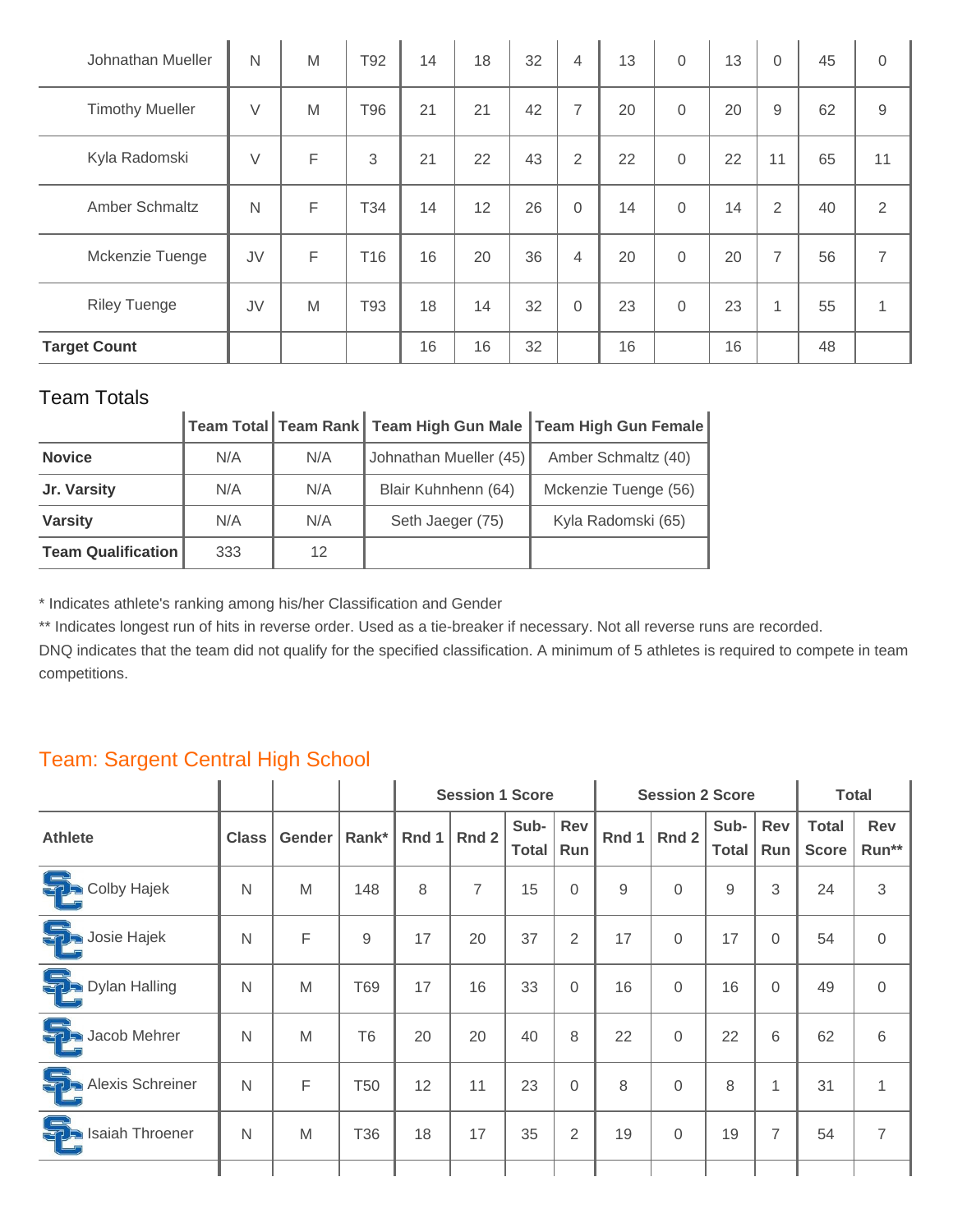| Johnathan Mueller | N | M | T92 | 14 | 18 | 32 | 4 | 13 | 0 | 13 | 0 | 45 | 0 |
|---|---|---|---|---|---|---|---|---|---|---|---|---|---|
| Timothy Mueller | V | M | T96 | 21 | 21 | 42 | 7 | 20 | 0 | 20 | 9 | 62 | 9 |
| Kyla Radomski | V | F | 3 | 21 | 22 | 43 | 2 | 22 | 0 | 22 | 11 | 65 | 11 |
| Amber Schmaltz | N | F | T34 | 14 | 12 | 26 | 0 | 14 | 0 | 14 | 2 | 40 | 2 |
| Mckenzie Tuenge | JV | F | T16 | 16 | 20 | 36 | 4 | 20 | 0 | 20 | 7 | 56 | 7 |
| Riley Tuenge | JV | M | T93 | 18 | 14 | 32 | 0 | 23 | 0 | 23 | 1 | 55 | 1 |
| **Target Count** | | | | 16 | 16 | 32 | | 16 | | 16 | | 48 | |

## Team Totals

| | Team Total | Team Rank | Team High Gun Male | Team High Gun Female |
|---|---|---|---|---|
| **Novice** | N/A | N/A | Johnathan Mueller (45) | Amber Schmaltz (40) |
| **Jr. Varsity** | N/A | N/A | Blair Kuhnhenn (64) | Mckenzie Tuenge (56) |
| **Varsity** | N/A | N/A | Seth Jaeger (75) | Kyla Radomski (65) |
| **Team Qualification** | 333 | 12 | | |

* Indicates athlete's ranking among his/her Classification and Gender

** Indicates longest run of hits in reverse order. Used as a tie-breaker if necessary. Not all reverse runs are recorded.

DNQ indicates that the team did not qualify for the specified classification. A minimum of 5 athletes is required to compete in team competitions.

## Team: Sargent Central High School

| | | | | Session 1 Score | | | | Session 2 Score | | | | Total | |
|---|---|---|---|---|---|---|---|---|---|---|---|---|---|
| **Athlete** | **Class** | **Gender** | **Rank*** | **Rnd 1** | **Rnd 2** | **Sub-Total** | **Rev Run** | **Rnd 1** | **Rnd 2** | **Sub-Total** | **Rev Run** | **Total Score** | **Rev Run**** |
| Colby Hajek | N | M | 148 | 8 | 7 | 15 | 0 | 9 | 0 | 9 | 3 | 24 | 3 |
| Josie Hajek | N | F | 9 | 17 | 20 | 37 | 2 | 17 | 0 | 17 | 0 | 54 | 0 |
| Dylan Halling | N | M | T69 | 17 | 16 | 33 | 0 | 16 | 0 | 16 | 0 | 49 | 0 |
| Jacob Mehrer | N | M | T6 | 20 | 20 | 40 | 8 | 22 | 0 | 22 | 6 | 62 | 6 |
| Alexis Schreiner | N | F | T50 | 12 | 11 | 23 | 0 | 8 | 0 | 8 | 1 | 31 | 1 |
| Isaiah Throener | N | M | T36 | 18 | 17 | 35 | 2 | 19 | 0 | 19 | 7 | 54 | 7 |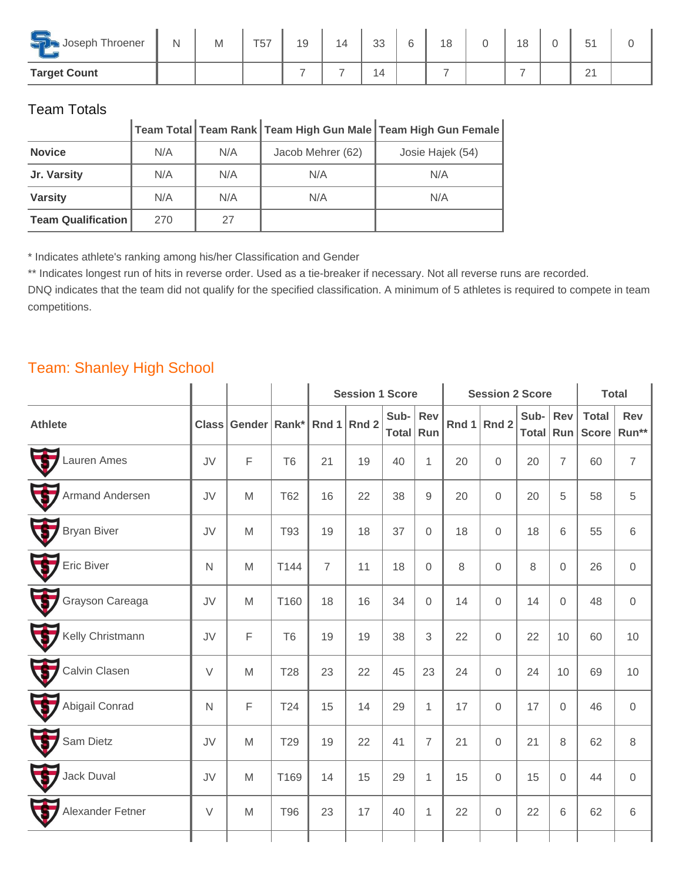| Athlete | Class | Gender | Rank* | Rnd 1 | Rnd 2 | Sub-Total | Rev Run | Rnd 1 | Rnd 2 | Sub-Total | Rev Run | Total Score | Rev Run** |
|---|---|---|---|---|---|---|---|---|---|---|---|---|---|
| Joseph Throener | N | M | T57 | 19 | 14 | 33 | 6 | 18 | 0 | 18 | 0 | 51 | 0 |
| **Target Count** | | | | 7 | 7 | 14 | | 7 | | 7 | | 21 | |

Team Totals

| | Team Total | Team Rank | Team High Gun Male | Team High Gun Female |
|---|---|---|---|---|
| **Novice** | N/A | N/A | Jacob Mehrer (62) | Josie Hajek (54) |
| **Jr. Varsity** | N/A | N/A | N/A | N/A |
| **Varsity** | N/A | N/A | N/A | N/A |
| **Team Qualification** | 270 | 27 | | |

* Indicates athlete's ranking among his/her Classification and Gender

** Indicates longest run of hits in reverse order. Used as a tie-breaker if necessary. Not all reverse runs are recorded.

DNQ indicates that the team did not qualify for the specified classification. A minimum of 5 athletes is required to compete in team competitions.

## Team: Shanley High School

| | | | | Session 1 Score | | | | Session 2 Score | | | | Total | |
|---|---|---|---|---|---|---|---|---|---|---|---|---|---|
| **Athlete** | **Class** | **Gender** | **Rank*** | **Rnd 1** | **Rnd 2** | **Sub-Total** | **Rev Run** | **Rnd 1** | **Rnd 2** | **Sub-Total** | **Rev Run** | **Total Score** | **Rev Run**** |
| Lauren Ames | JV | F | T6 | 21 | 19 | 40 | 1 | 20 | 0 | 20 | 7 | 60 | 7 |
| Armand Andersen | JV | M | T62 | 16 | 22 | 38 | 9 | 20 | 0 | 20 | 5 | 58 | 5 |
| Bryan Biver | JV | M | T93 | 19 | 18 | 37 | 0 | 18 | 0 | 18 | 6 | 55 | 6 |
| Eric Biver | N | M | T144 | 7 | 11 | 18 | 0 | 8 | 0 | 8 | 0 | 26 | 0 |
| Grayson Careaga | JV | M | T160 | 18 | 16 | 34 | 0 | 14 | 0 | 14 | 0 | 48 | 0 |
| Kelly Christmann | JV | F | T6 | 19 | 19 | 38 | 3 | 22 | 0 | 22 | 10 | 60 | 10 |
| Calvin Clasen | V | M | T28 | 23 | 22 | 45 | 23 | 24 | 0 | 24 | 10 | 69 | 10 |
| Abigail Conrad | N | F | T24 | 15 | 14 | 29 | 1 | 17 | 0 | 17 | 0 | 46 | 0 |
| Sam Dietz | JV | M | T29 | 19 | 22 | 41 | 7 | 21 | 0 | 21 | 8 | 62 | 8 |
| Jack Duval | JV | M | T169 | 14 | 15 | 29 | 1 | 15 | 0 | 15 | 0 | 44 | 0 |
| Alexander Fetner | V | M | T96 | 23 | 17 | 40 | 1 | 22 | 0 | 22 | 6 | 62 | 6 |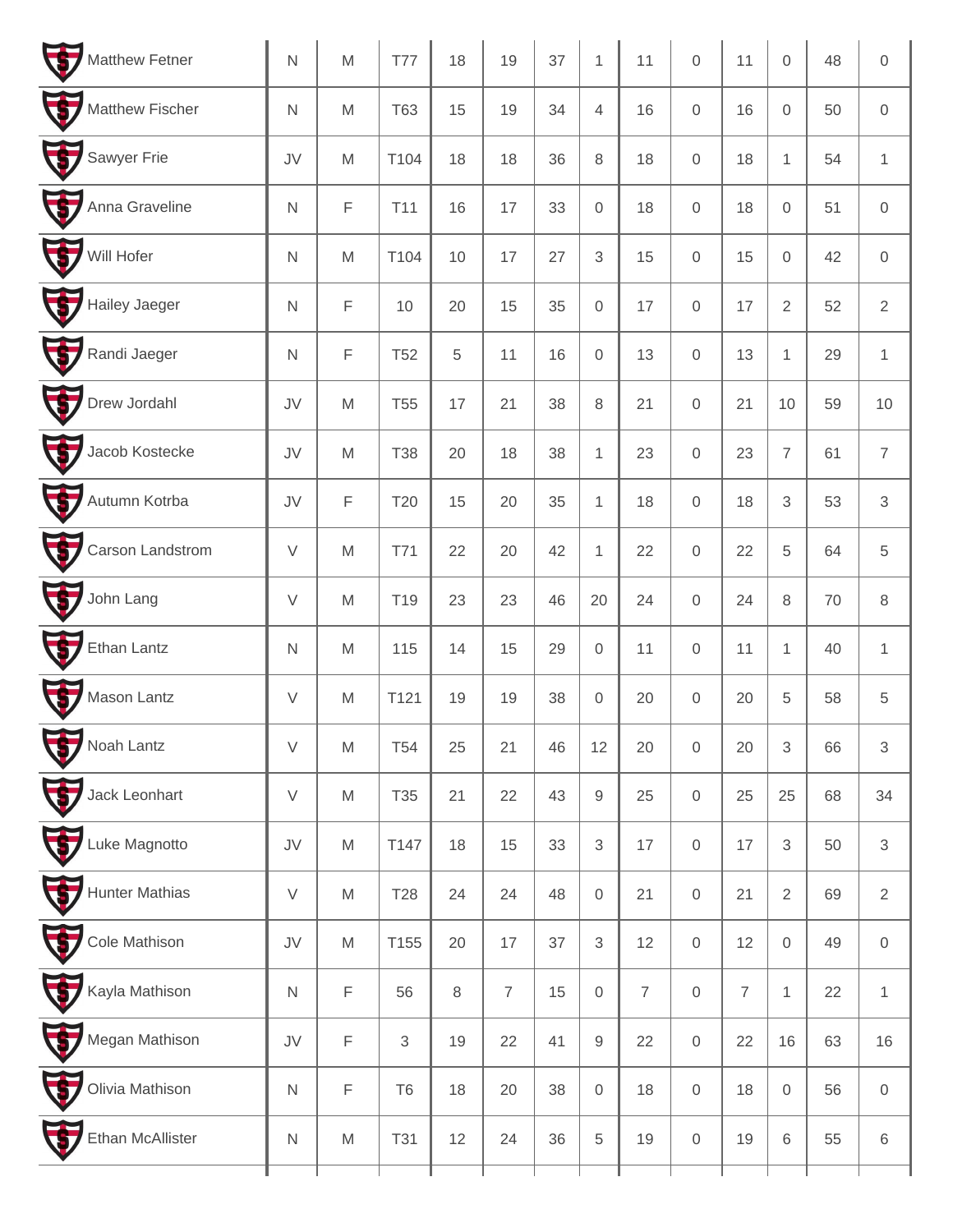| Name | | | | | | | | | | | | | |
|---|---|---|---|---|---|---|---|---|---|---|---|---|---|
| Matthew Fetner | N | M | T77 | 18 | 19 | 37 | 1 | 11 | 0 | 11 | 0 | 48 | 0 |
| Matthew Fischer | N | M | T63 | 15 | 19 | 34 | 4 | 16 | 0 | 16 | 0 | 50 | 0 |
| Sawyer Frie | JV | M | T104 | 18 | 18 | 36 | 8 | 18 | 0 | 18 | 1 | 54 | 1 |
| Anna Graveline | N | F | T11 | 16 | 17 | 33 | 0 | 18 | 0 | 18 | 0 | 51 | 0 |
| Will Hofer | N | M | T104 | 10 | 17 | 27 | 3 | 15 | 0 | 15 | 0 | 42 | 0 |
| Hailey Jaeger | N | F | 10 | 20 | 15 | 35 | 0 | 17 | 0 | 17 | 2 | 52 | 2 |
| Randi Jaeger | N | F | T52 | 5 | 11 | 16 | 0 | 13 | 0 | 13 | 1 | 29 | 1 |
| Drew Jordahl | JV | M | T55 | 17 | 21 | 38 | 8 | 21 | 0 | 21 | 10 | 59 | 10 |
| Jacob Kostecke | JV | M | T38 | 20 | 18 | 38 | 1 | 23 | 0 | 23 | 7 | 61 | 7 |
| Autumn Kotrba | JV | F | T20 | 15 | 20 | 35 | 1 | 18 | 0 | 18 | 3 | 53 | 3 |
| Carson Landstrom | V | M | T71 | 22 | 20 | 42 | 1 | 22 | 0 | 22 | 5 | 64 | 5 |
| John Lang | V | M | T19 | 23 | 23 | 46 | 20 | 24 | 0 | 24 | 8 | 70 | 8 |
| Ethan Lantz | N | M | 115 | 14 | 15 | 29 | 0 | 11 | 0 | 11 | 1 | 40 | 1 |
| Mason Lantz | V | M | T121 | 19 | 19 | 38 | 0 | 20 | 0 | 20 | 5 | 58 | 5 |
| Noah Lantz | V | M | T54 | 25 | 21 | 46 | 12 | 20 | 0 | 20 | 3 | 66 | 3 |
| Jack Leonhart | V | M | T35 | 21 | 22 | 43 | 9 | 25 | 0 | 25 | 25 | 68 | 34 |
| Luke Magnotto | JV | M | T147 | 18 | 15 | 33 | 3 | 17 | 0 | 17 | 3 | 50 | 3 |
| Hunter Mathias | V | M | T28 | 24 | 24 | 48 | 0 | 21 | 0 | 21 | 2 | 69 | 2 |
| Cole Mathison | JV | M | T155 | 20 | 17 | 37 | 3 | 12 | 0 | 12 | 0 | 49 | 0 |
| Kayla Mathison | N | F | 56 | 8 | 7 | 15 | 0 | 7 | 0 | 7 | 1 | 22 | 1 |
| Megan Mathison | JV | F | 3 | 19 | 22 | 41 | 9 | 22 | 0 | 22 | 16 | 63 | 16 |
| Olivia Mathison | N | F | T6 | 18 | 20 | 38 | 0 | 18 | 0 | 18 | 0 | 56 | 0 |
| Ethan McAllister | N | M | T31 | 12 | 24 | 36 | 5 | 19 | 0 | 19 | 6 | 55 | 6 |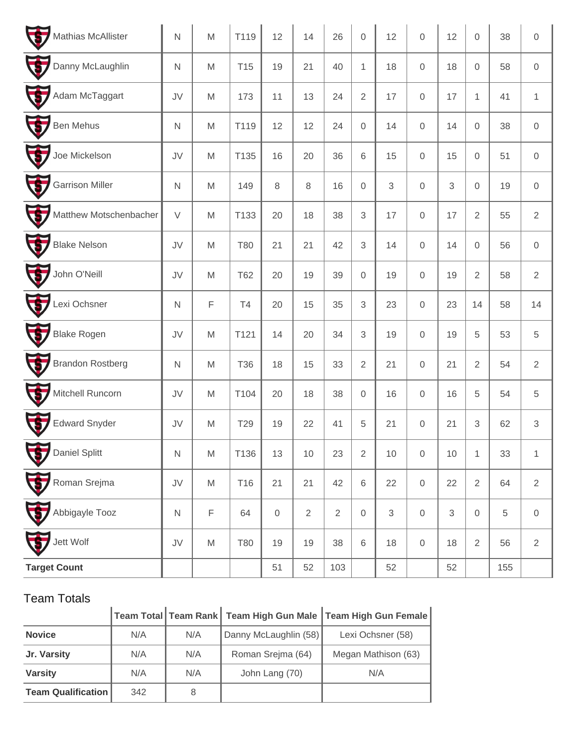| Mathias McAllister | N | M | T119 | 12 | 14 | 26 | 0 | 12 | 0 | 12 | 0 | 38 | 0 |
|---|---|---|---|---|---|---|---|---|---|---|---|---|---|
| Danny McLaughlin | N | M | T15 | 19 | 21 | 40 | 1 | 18 | 0 | 18 | 0 | 58 | 0 |
| Adam McTaggart | JV | M | 173 | 11 | 13 | 24 | 2 | 17 | 0 | 17 | 1 | 41 | 1 |
| Ben Mehus | N | M | T119 | 12 | 12 | 24 | 0 | 14 | 0 | 14 | 0 | 38 | 0 |
| Joe Mickelson | JV | M | T135 | 16 | 20 | 36 | 6 | 15 | 0 | 15 | 0 | 51 | 0 |
| Garrison Miller | N | M | 149 | 8 | 8 | 16 | 0 | 3 | 0 | 3 | 0 | 19 | 0 |
| Matthew Motschenbacher | V | M | T133 | 20 | 18 | 38 | 3 | 17 | 0 | 17 | 2 | 55 | 2 |
| Blake Nelson | JV | M | T80 | 21 | 21 | 42 | 3 | 14 | 0 | 14 | 0 | 56 | 0 |
| John O'Neill | JV | M | T62 | 20 | 19 | 39 | 0 | 19 | 0 | 19 | 2 | 58 | 2 |
| Lexi Ochsner | N | F | T4 | 20 | 15 | 35 | 3 | 23 | 0 | 23 | 14 | 58 | 14 |
| Blake Rogen | JV | M | T121 | 14 | 20 | 34 | 3 | 19 | 0 | 19 | 5 | 53 | 5 |
| Brandon Rostberg | N | M | T36 | 18 | 15 | 33 | 2 | 21 | 0 | 21 | 2 | 54 | 2 |
| Mitchell Runcorn | JV | M | T104 | 20 | 18 | 38 | 0 | 16 | 0 | 16 | 5 | 54 | 5 |
| Edward Snyder | JV | M | T29 | 19 | 22 | 41 | 5 | 21 | 0 | 21 | 3 | 62 | 3 |
| Daniel Splitt | N | M | T136 | 13 | 10 | 23 | 2 | 10 | 0 | 10 | 1 | 33 | 1 |
| Roman Srejma | JV | M | T16 | 21 | 21 | 42 | 6 | 22 | 0 | 22 | 2 | 64 | 2 |
| Abbigayle Tooz | N | F | 64 | 0 | 2 | 2 | 0 | 3 | 0 | 3 | 0 | 5 | 0 |
| Jett Wolf | JV | M | T80 | 19 | 19 | 38 | 6 | 18 | 0 | 18 | 2 | 56 | 2 |
| **Target Count** | | | | 51 | 52 | 103 | | 52 | | 52 | | 155 | |

## Team Totals

| | Team Total | Team Rank | Team High Gun Male | Team High Gun Female |
|---|---|---|---|---|
| **Novice** | N/A | N/A | Danny McLaughlin (58) | Lexi Ochsner (58) |
| **Jr. Varsity** | N/A | N/A | Roman Srejma (64) | Megan Mathison (63) |
| **Varsity** | N/A | N/A | John Lang (70) | N/A |
| **Team Qualification** | 342 | 8 | | |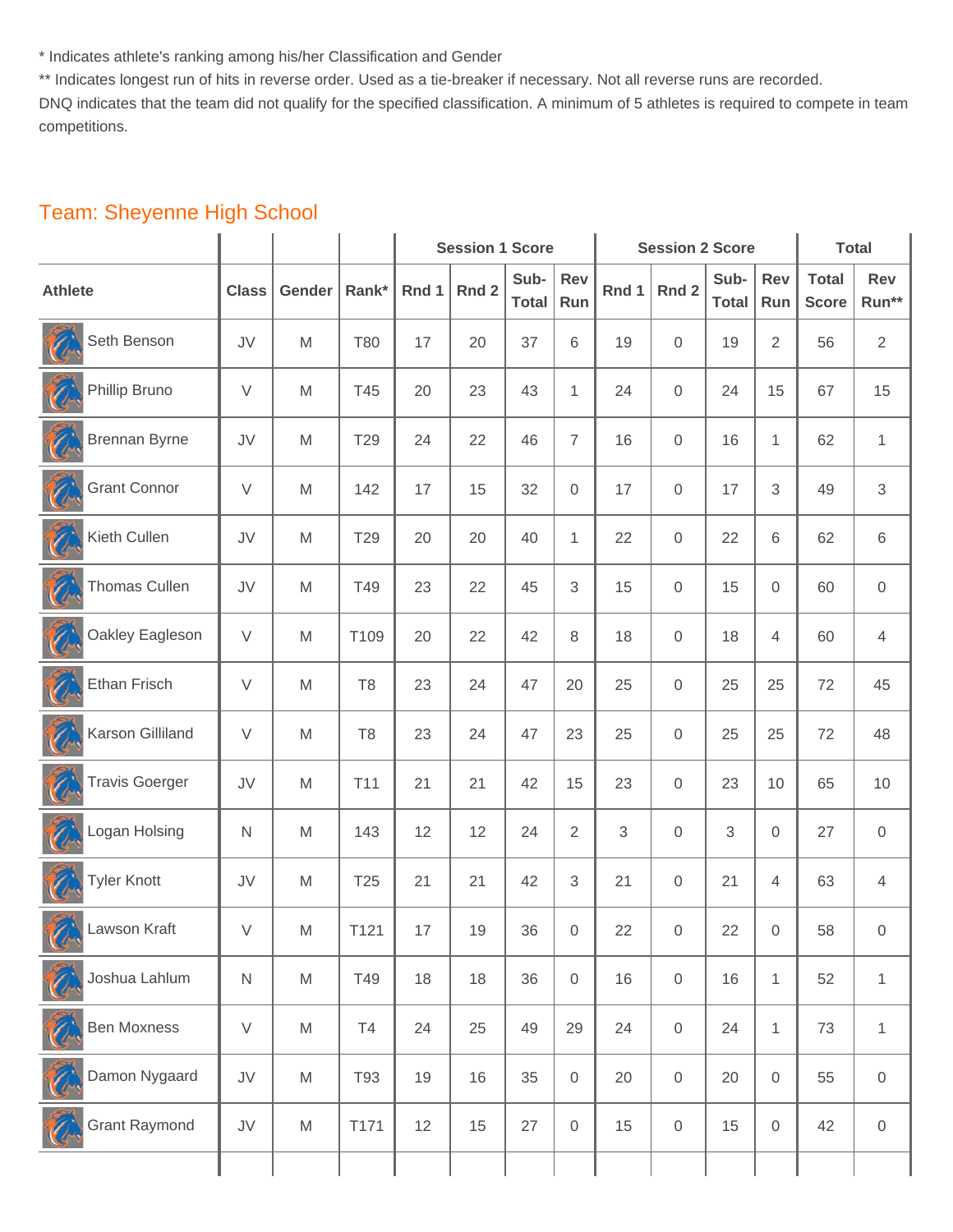* Indicates athlete's ranking among his/her Classification and Gender

** Indicates longest run of hits in reverse order. Used as a tie-breaker if necessary. Not all reverse runs are recorded.

DNQ indicates that the team did not qualify for the specified classification. A minimum of 5 athletes is required to compete in team competitions.

## Team: Sheyenne High School

| | | | | Session 1 Score | | | | Session 2 Score | | | | Total | |
|---|---|---|---|---|---|---|---|---|---|---|---|---|---|
| Athlete | Class | Gender | Rank* | Rnd 1 | Rnd 2 | Sub-Total | Rev Run | Rnd 1 | Rnd 2 | Sub-Total | Rev Run | Total Score | Rev Run** |
| Seth Benson | JV | M | T80 | 17 | 20 | 37 | 6 | 19 | 0 | 19 | 2 | 56 | 2 |
| Phillip Bruno | V | M | T45 | 20 | 23 | 43 | 1 | 24 | 0 | 24 | 15 | 67 | 15 |
| Brennan Byrne | JV | M | T29 | 24 | 22 | 46 | 7 | 16 | 0 | 16 | 1 | 62 | 1 |
| Grant Connor | V | M | 142 | 17 | 15 | 32 | 0 | 17 | 0 | 17 | 3 | 49 | 3 |
| Kieth Cullen | JV | M | T29 | 20 | 20 | 40 | 1 | 22 | 0 | 22 | 6 | 62 | 6 |
| Thomas Cullen | JV | M | T49 | 23 | 22 | 45 | 3 | 15 | 0 | 15 | 0 | 60 | 0 |
| Oakley Eagleson | V | M | T109 | 20 | 22 | 42 | 8 | 18 | 0 | 18 | 4 | 60 | 4 |
| Ethan Frisch | V | M | T8 | 23 | 24 | 47 | 20 | 25 | 0 | 25 | 25 | 72 | 45 |
| Karson Gilliland | V | M | T8 | 23 | 24 | 47 | 23 | 25 | 0 | 25 | 25 | 72 | 48 |
| Travis Goerger | JV | M | T11 | 21 | 21 | 42 | 15 | 23 | 0 | 23 | 10 | 65 | 10 |
| Logan Holsing | N | M | 143 | 12 | 12 | 24 | 2 | 3 | 0 | 3 | 0 | 27 | 0 |
| Tyler Knott | JV | M | T25 | 21 | 21 | 42 | 3 | 21 | 0 | 21 | 4 | 63 | 4 |
| Lawson Kraft | V | M | T121 | 17 | 19 | 36 | 0 | 22 | 0 | 22 | 0 | 58 | 0 |
| Joshua Lahlum | N | M | T49 | 18 | 18 | 36 | 0 | 16 | 0 | 16 | 1 | 52 | 1 |
| Ben Moxness | V | M | T4 | 24 | 25 | 49 | 29 | 24 | 0 | 24 | 1 | 73 | 1 |
| Damon Nygaard | JV | M | T93 | 19 | 16 | 35 | 0 | 20 | 0 | 20 | 0 | 55 | 0 |
| Grant Raymond | JV | M | T171 | 12 | 15 | 27 | 0 | 15 | 0 | 15 | 0 | 42 | 0 |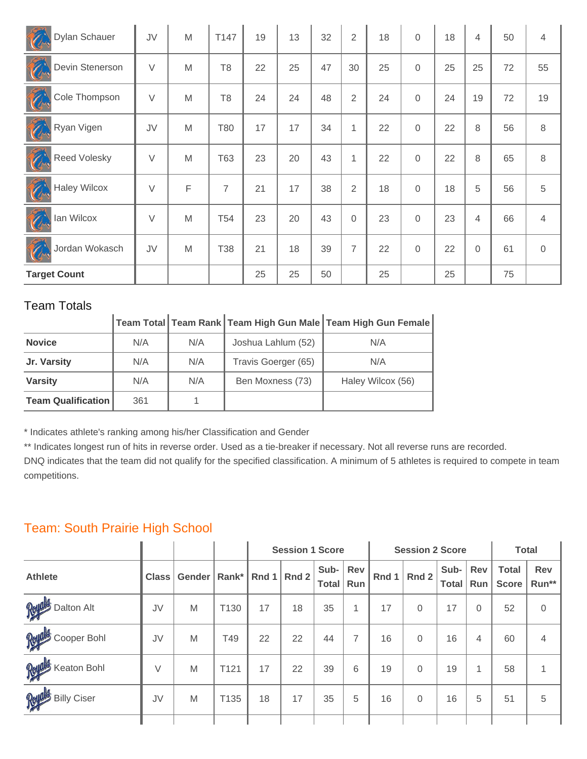| Dylan Schauer | JV | M | T147 | 19 | 13 | 32 | 2 | 18 | 0 | 18 | 4 | 50 | 4 |
|---|---|---|---|---|---|---|---|---|---|---|---|---|---|
| Devin Stenerson | V | M | T8 | 22 | 25 | 47 | 30 | 25 | 0 | 25 | 25 | 72 | 55 |
| Cole Thompson | V | M | T8 | 24 | 24 | 48 | 2 | 24 | 0 | 24 | 19 | 72 | 19 |
| Ryan Vigen | JV | M | T80 | 17 | 17 | 34 | 1 | 22 | 0 | 22 | 8 | 56 | 8 |
| Reed Volesky | V | M | T63 | 23 | 20 | 43 | 1 | 22 | 0 | 22 | 8 | 65 | 8 |
| Haley Wilcox | V | F | 7 | 21 | 17 | 38 | 2 | 18 | 0 | 18 | 5 | 56 | 5 |
| Ian Wilcox | V | M | T54 | 23 | 20 | 43 | 0 | 23 | 0 | 23 | 4 | 66 | 4 |
| Jordan Wokasch | JV | M | T38 | 21 | 18 | 39 | 7 | 22 | 0 | 22 | 0 | 61 | 0 |
| **Target Count** | | | | 25 | 25 | 50 | | 25 | | 25 | | 75 | |

## Team Totals

| | Team Total | Team Rank | Team High Gun Male | Team High Gun Female |
|---|---|---|---|---|
| **Novice** | N/A | N/A | Joshua Lahlum (52) | N/A |
| **Jr. Varsity** | N/A | N/A | Travis Goerger (65) | N/A |
| **Varsity** | N/A | N/A | Ben Moxness (73) | Haley Wilcox (56) |
| **Team Qualification** | 361 | 1 | | |

* Indicates athlete's ranking among his/her Classification and Gender

** Indicates longest run of hits in reverse order. Used as a tie-breaker if necessary. Not all reverse runs are recorded.

DNQ indicates that the team did not qualify for the specified classification. A minimum of 5 athletes is required to compete in team competitions.

## Team: South Prairie High School

| | | | | Session 1 Score | | | | Session 2 Score | | | | Total | |
|---|---|---|---|---|---|---|---|---|---|---|---|---|---|
| **Athlete** | **Class** | **Gender** | **Rank*** | **Rnd 1** | **Rnd 2** | **Sub-Total** | **Rev Run** | **Rnd 1** | **Rnd 2** | **Sub-Total** | **Rev Run** | **Total Score** | **Rev Run**** |
| Dalton Alt | JV | M | T130 | 17 | 18 | 35 | 1 | 17 | 0 | 17 | 0 | 52 | 0 |
| Cooper Bohl | JV | M | T49 | 22 | 22 | 44 | 7 | 16 | 0 | 16 | 4 | 60 | 4 |
| Keaton Bohl | V | M | T121 | 17 | 22 | 39 | 6 | 19 | 0 | 19 | 1 | 58 | 1 |
| Billy Ciser | JV | M | T135 | 18 | 17 | 35 | 5 | 16 | 0 | 16 | 5 | 51 | 5 |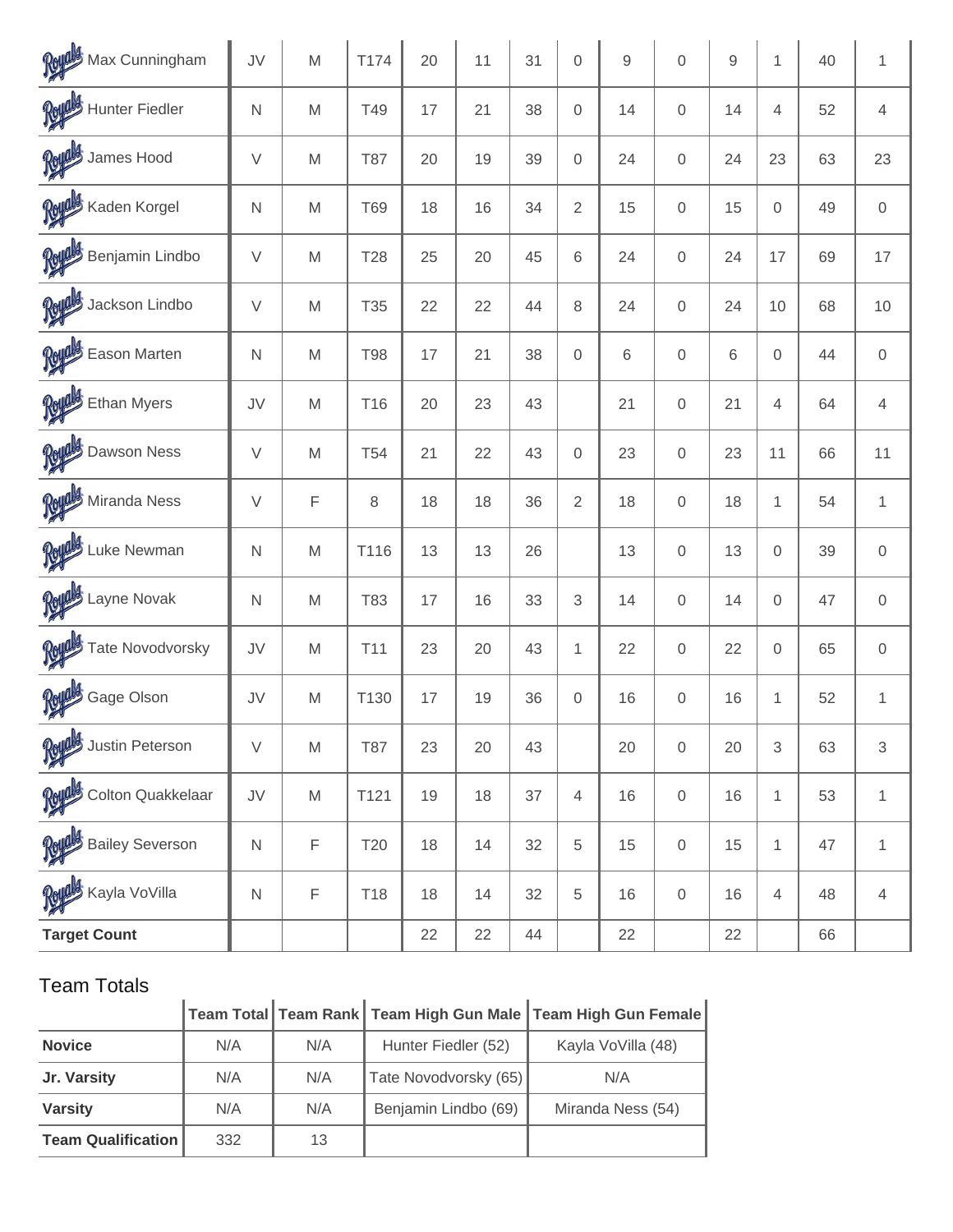| Max Cunningham | JV | M | T174 | 20 | 11 | 31 | 0 | 9 | 0 | 9 | 1 | 40 | 1 |
|---|---|---|---|---|---|---|---|---|---|---|---|---|---|
| Hunter Fiedler | N | M | T49 | 17 | 21 | 38 | 0 | 14 | 0 | 14 | 4 | 52 | 4 |
| James Hood | V | M | T87 | 20 | 19 | 39 | 0 | 24 | 0 | 24 | 23 | 63 | 23 |
| Kaden Korgel | N | M | T69 | 18 | 16 | 34 | 2 | 15 | 0 | 15 | 0 | 49 | 0 |
| Benjamin Lindbo | V | M | T28 | 25 | 20 | 45 | 6 | 24 | 0 | 24 | 17 | 69 | 17 |
| Jackson Lindbo | V | M | T35 | 22 | 22 | 44 | 8 | 24 | 0 | 24 | 10 | 68 | 10 |
| Eason Marten | N | M | T98 | 17 | 21 | 38 | 0 | 6 | 0 | 6 | 0 | 44 | 0 |
| Ethan Myers | JV | M | T16 | 20 | 23 | 43 | | 21 | 0 | 21 | 4 | 64 | 4 |
| Dawson Ness | V | M | T54 | 21 | 22 | 43 | 0 | 23 | 0 | 23 | 11 | 66 | 11 |
| Miranda Ness | V | F | 8 | 18 | 18 | 36 | 2 | 18 | 0 | 18 | 1 | 54 | 1 |
| Luke Newman | N | M | T116 | 13 | 13 | 26 | | 13 | 0 | 13 | 0 | 39 | 0 |
| Layne Novak | N | M | T83 | 17 | 16 | 33 | 3 | 14 | 0 | 14 | 0 | 47 | 0 |
| Tate Novodvorsky | JV | M | T11 | 23 | 20 | 43 | 1 | 22 | 0 | 22 | 0 | 65 | 0 |
| Gage Olson | JV | M | T130 | 17 | 19 | 36 | 0 | 16 | 0 | 16 | 1 | 52 | 1 |
| Justin Peterson | V | M | T87 | 23 | 20 | 43 | | 20 | 0 | 20 | 3 | 63 | 3 |
| Colton Quakkelaar | JV | M | T121 | 19 | 18 | 37 | 4 | 16 | 0 | 16 | 1 | 53 | 1 |
| Bailey Severson | N | F | T20 | 18 | 14 | 32 | 5 | 15 | 0 | 15 | 1 | 47 | 1 |
| Kayla VoVilla | N | F | T18 | 18 | 14 | 32 | 5 | 16 | 0 | 16 | 4 | 48 | 4 |
| **Target Count** | | | | 22 | 22 | 44 | | 22 | | 22 | | 66 | |

## Team Totals

| | Team Total | Team Rank | Team High Gun Male | Team High Gun Female |
|---|---|---|---|---|
| **Novice** | N/A | N/A | Hunter Fiedler (52) | Kayla VoVilla (48) |
| **Jr. Varsity** | N/A | N/A | Tate Novodvorsky (65) | N/A |
| **Varsity** | N/A | N/A | Benjamin Lindbo (69) | Miranda Ness (54) |
| **Team Qualification** | 332 | 13 | | |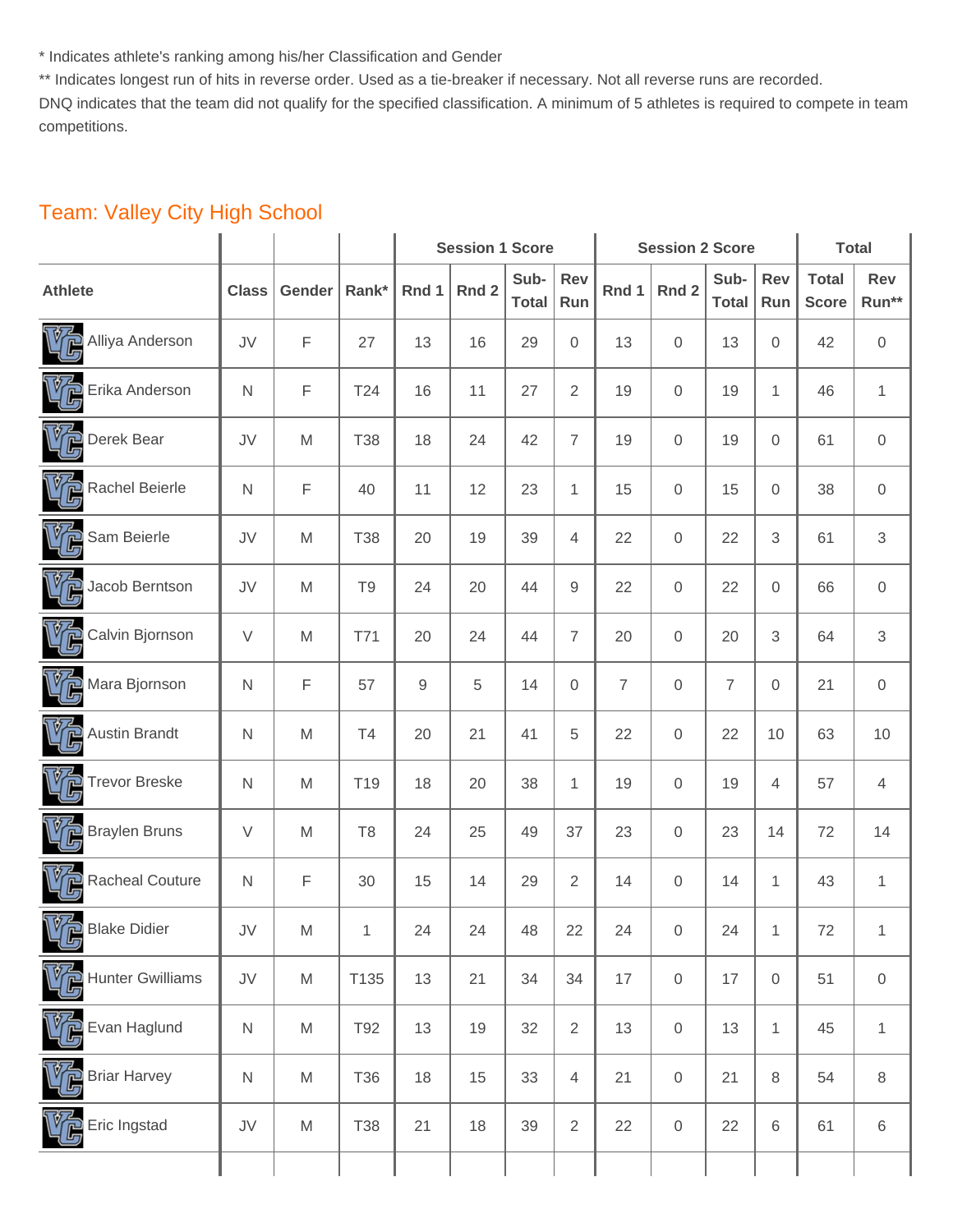\* Indicates athlete's ranking among his/her Classification and Gender

\*\* Indicates longest run of hits in reverse order. Used as a tie-breaker if necessary. Not all reverse runs are recorded.

DNQ indicates that the team did not qualify for the specified classification. A minimum of 5 athletes is required to compete in team competitions.

## Team: Valley City High School

| | | | | Session 1 Score | | | | Session 2 Score | | | | Total | |
|---|---|---|---|---|---|---|---|---|---|---|---|---|---|
| Athlete | Class | Gender | Rank* | Rnd 1 | Rnd 2 | Sub-Total | Rev Run | Rnd 1 | Rnd 2 | Sub-Total | Rev Run | Total Score | Rev Run** |
| Alliya Anderson | JV | F | 27 | 13 | 16 | 29 | 0 | 13 | 0 | 13 | 0 | 42 | 0 |
| Erika Anderson | N | F | T24 | 16 | 11 | 27 | 2 | 19 | 0 | 19 | 1 | 46 | 1 |
| Derek Bear | JV | M | T38 | 18 | 24 | 42 | 7 | 19 | 0 | 19 | 0 | 61 | 0 |
| Rachel Beierle | N | F | 40 | 11 | 12 | 23 | 1 | 15 | 0 | 15 | 0 | 38 | 0 |
| Sam Beierle | JV | M | T38 | 20 | 19 | 39 | 4 | 22 | 0 | 22 | 3 | 61 | 3 |
| Jacob Berntson | JV | M | T9 | 24 | 20 | 44 | 9 | 22 | 0 | 22 | 0 | 66 | 0 |
| Calvin Bjornson | V | M | T71 | 20 | 24 | 44 | 7 | 20 | 0 | 20 | 3 | 64 | 3 |
| Mara Bjornson | N | F | 57 | 9 | 5 | 14 | 0 | 7 | 0 | 7 | 0 | 21 | 0 |
| Austin Brandt | N | M | T4 | 20 | 21 | 41 | 5 | 22 | 0 | 22 | 10 | 63 | 10 |
| Trevor Breske | N | M | T19 | 18 | 20 | 38 | 1 | 19 | 0 | 19 | 4 | 57 | 4 |
| Braylen Bruns | V | M | T8 | 24 | 25 | 49 | 37 | 23 | 0 | 23 | 14 | 72 | 14 |
| Racheal Couture | N | F | 30 | 15 | 14 | 29 | 2 | 14 | 0 | 14 | 1 | 43 | 1 |
| Blake Didier | JV | M | 1 | 24 | 24 | 48 | 22 | 24 | 0 | 24 | 1 | 72 | 1 |
| Hunter Gwilliams | JV | M | T135 | 13 | 21 | 34 | 34 | 17 | 0 | 17 | 0 | 51 | 0 |
| Evan Haglund | N | M | T92 | 13 | 19 | 32 | 2 | 13 | 0 | 13 | 1 | 45 | 1 |
| Briar Harvey | N | M | T36 | 18 | 15 | 33 | 4 | 21 | 0 | 21 | 8 | 54 | 8 |
| Eric Ingstad | JV | M | T38 | 21 | 18 | 39 | 2 | 22 | 0 | 22 | 6 | 61 | 6 |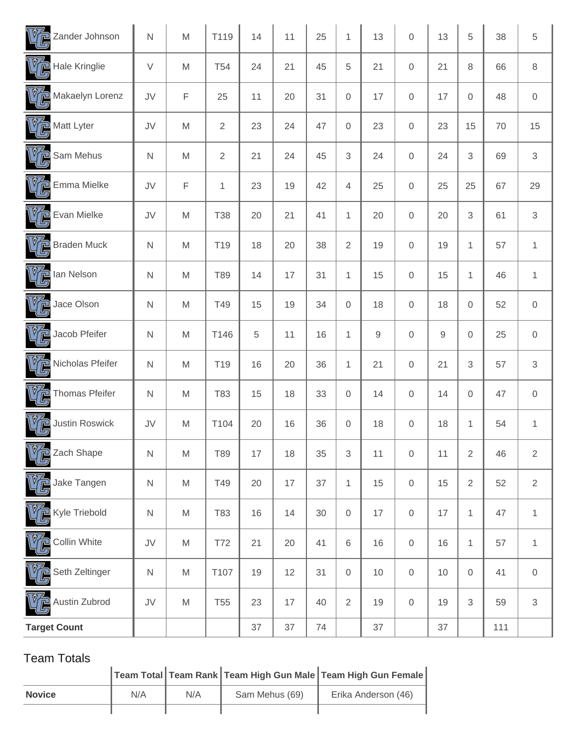| | | | | | | | | | | | | | |
|---|---|---|---|---|---|---|---|---|---|---|---|---|---|
| Zander Johnson | N | M | T119 | 14 | 11 | 25 | 1 | 13 | 0 | 13 | 5 | 38 | 5 |
| Hale Kringlie | V | M | T54 | 24 | 21 | 45 | 5 | 21 | 0 | 21 | 8 | 66 | 8 |
| Makaelyn Lorenz | JV | F | 25 | 11 | 20 | 31 | 0 | 17 | 0 | 17 | 0 | 48 | 0 |
| Matt Lyter | JV | M | 2 | 23 | 24 | 47 | 0 | 23 | 0 | 23 | 15 | 70 | 15 |
| Sam Mehus | N | M | 2 | 21 | 24 | 45 | 3 | 24 | 0 | 24 | 3 | 69 | 3 |
| Emma Mielke | JV | F | 1 | 23 | 19 | 42 | 4 | 25 | 0 | 25 | 25 | 67 | 29 |
| Evan Mielke | JV | M | T38 | 20 | 21 | 41 | 1 | 20 | 0 | 20 | 3 | 61 | 3 |
| Braden Muck | N | M | T19 | 18 | 20 | 38 | 2 | 19 | 0 | 19 | 1 | 57 | 1 |
| Ian Nelson | N | M | T89 | 14 | 17 | 31 | 1 | 15 | 0 | 15 | 1 | 46 | 1 |
| Jace Olson | N | M | T49 | 15 | 19 | 34 | 0 | 18 | 0 | 18 | 0 | 52 | 0 |
| Jacob Pfeifer | N | M | T146 | 5 | 11 | 16 | 1 | 9 | 0 | 9 | 0 | 25 | 0 |
| Nicholas Pfeifer | N | M | T19 | 16 | 20 | 36 | 1 | 21 | 0 | 21 | 3 | 57 | 3 |
| Thomas Pfeifer | N | M | T83 | 15 | 18 | 33 | 0 | 14 | 0 | 14 | 0 | 47 | 0 |
| Justin Roswick | JV | M | T104 | 20 | 16 | 36 | 0 | 18 | 0 | 18 | 1 | 54 | 1 |
| Zach Shape | N | M | T89 | 17 | 18 | 35 | 3 | 11 | 0 | 11 | 2 | 46 | 2 |
| Jake Tangen | N | M | T49 | 20 | 17 | 37 | 1 | 15 | 0 | 15 | 2 | 52 | 2 |
| Kyle Triebold | N | M | T83 | 16 | 14 | 30 | 0 | 17 | 0 | 17 | 1 | 47 | 1 |
| Collin White | JV | M | T72 | 21 | 20 | 41 | 6 | 16 | 0 | 16 | 1 | 57 | 1 |
| Seth Zeltinger | N | M | T107 | 19 | 12 | 31 | 0 | 10 | 0 | 10 | 0 | 41 | 0 |
| Austin Zubrod | JV | M | T55 | 23 | 17 | 40 | 2 | 19 | 0 | 19 | 3 | 59 | 3 |
| **Target Count** | | | | 37 | 37 | 74 | | 37 | | 37 | | 111 | |

## Team Totals

| | Team Total | Team Rank | Team High Gun Male | Team High Gun Female |
|---|---|---|---|---|
| **Novice** | N/A | N/A | Sam Mehus (69) | Erika Anderson (46) |
| | | | | |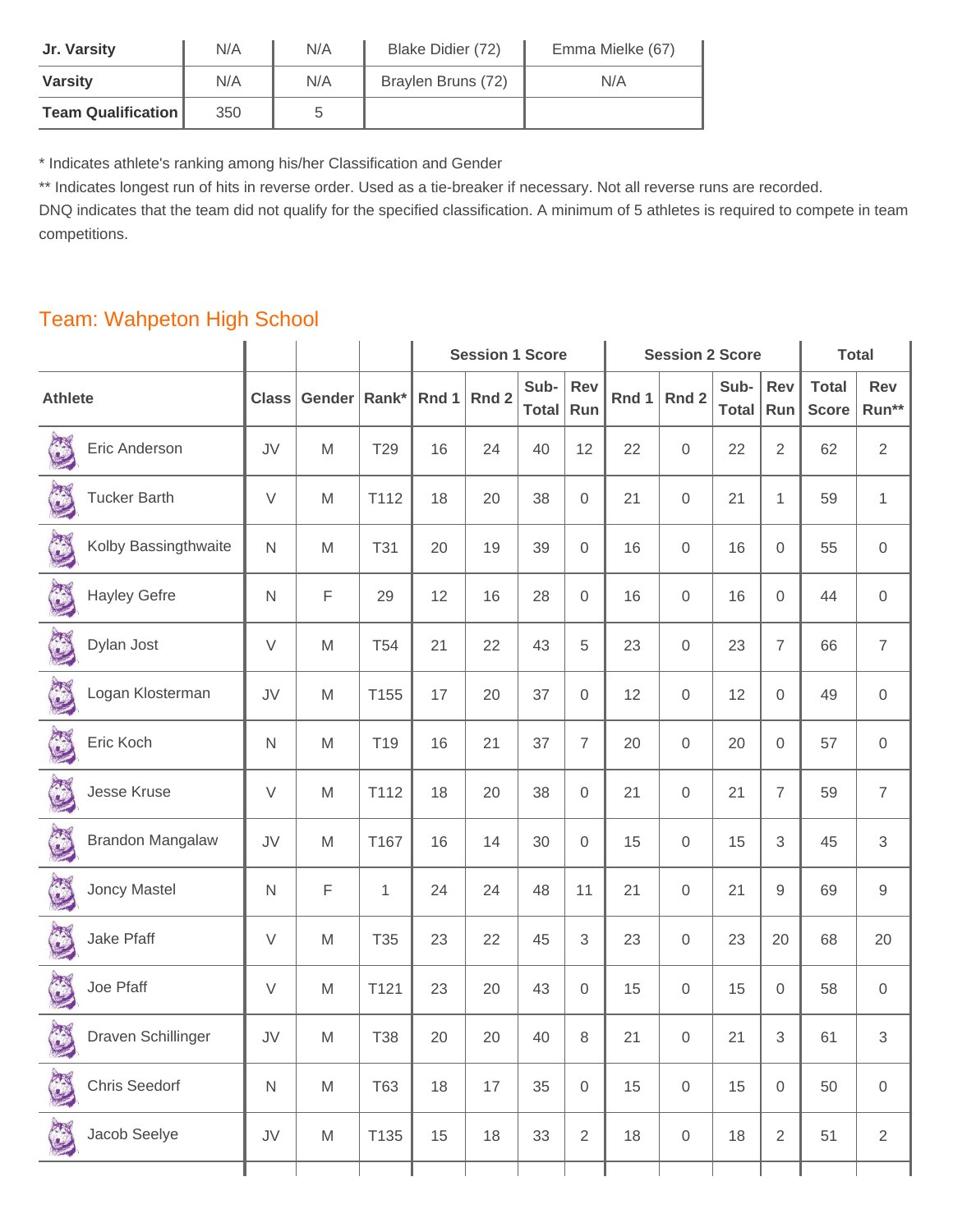| Jr. Varsity | N/A | N/A | Blake Didier (72) | Emma Mielke (67) |
|---|---|---|---|---|
| Varsity | N/A | N/A | Braylen Bruns (72) | N/A |
| Team Qualification | 350 | 5 | | |

* Indicates athlete's ranking among his/her Classification and Gender

** Indicates longest run of hits in reverse order. Used as a tie-breaker if necessary. Not all reverse runs are recorded.

DNQ indicates that the team did not qualify for the specified classification. A minimum of 5 athletes is required to compete in team competitions.

## Team: Wahpeton High School

| | | | | Session 1 Score | | | | Session 2 Score | | | | Total | |
|---|---|---|---|---|---|---|---|---|---|---|---|---|---|
| Athlete | Class | Gender | Rank* | Rnd 1 | Rnd 2 | Sub-Total | Rev Run | Rnd 1 | Rnd 2 | Sub-Total | Rev Run | Total Score | Rev Run** |
| Eric Anderson | JV | M | T29 | 16 | 24 | 40 | 12 | 22 | 0 | 22 | 2 | 62 | 2 |
| Tucker Barth | V | M | T112 | 18 | 20 | 38 | 0 | 21 | 0 | 21 | 1 | 59 | 1 |
| Kolby Bassingthwaite | N | M | T31 | 20 | 19 | 39 | 0 | 16 | 0 | 16 | 0 | 55 | 0 |
| Hayley Gefre | N | F | 29 | 12 | 16 | 28 | 0 | 16 | 0 | 16 | 0 | 44 | 0 |
| Dylan Jost | V | M | T54 | 21 | 22 | 43 | 5 | 23 | 0 | 23 | 7 | 66 | 7 |
| Logan Klosterman | JV | M | T155 | 17 | 20 | 37 | 0 | 12 | 0 | 12 | 0 | 49 | 0 |
| Eric Koch | N | M | T19 | 16 | 21 | 37 | 7 | 20 | 0 | 20 | 0 | 57 | 0 |
| Jesse Kruse | V | M | T112 | 18 | 20 | 38 | 0 | 21 | 0 | 21 | 7 | 59 | 7 |
| Brandon Mangalaw | JV | M | T167 | 16 | 14 | 30 | 0 | 15 | 0 | 15 | 3 | 45 | 3 |
| Joncy Mastel | N | F | 1 | 24 | 24 | 48 | 11 | 21 | 0 | 21 | 9 | 69 | 9 |
| Jake Pfaff | V | M | T35 | 23 | 22 | 45 | 3 | 23 | 0 | 23 | 20 | 68 | 20 |
| Joe Pfaff | V | M | T121 | 23 | 20 | 43 | 0 | 15 | 0 | 15 | 0 | 58 | 0 |
| Draven Schillinger | JV | M | T38 | 20 | 20 | 40 | 8 | 21 | 0 | 21 | 3 | 61 | 3 |
| Chris Seedorf | N | M | T63 | 18 | 17 | 35 | 0 | 15 | 0 | 15 | 0 | 50 | 0 |
| Jacob Seelye | JV | M | T135 | 15 | 18 | 33 | 2 | 18 | 0 | 18 | 2 | 51 | 2 |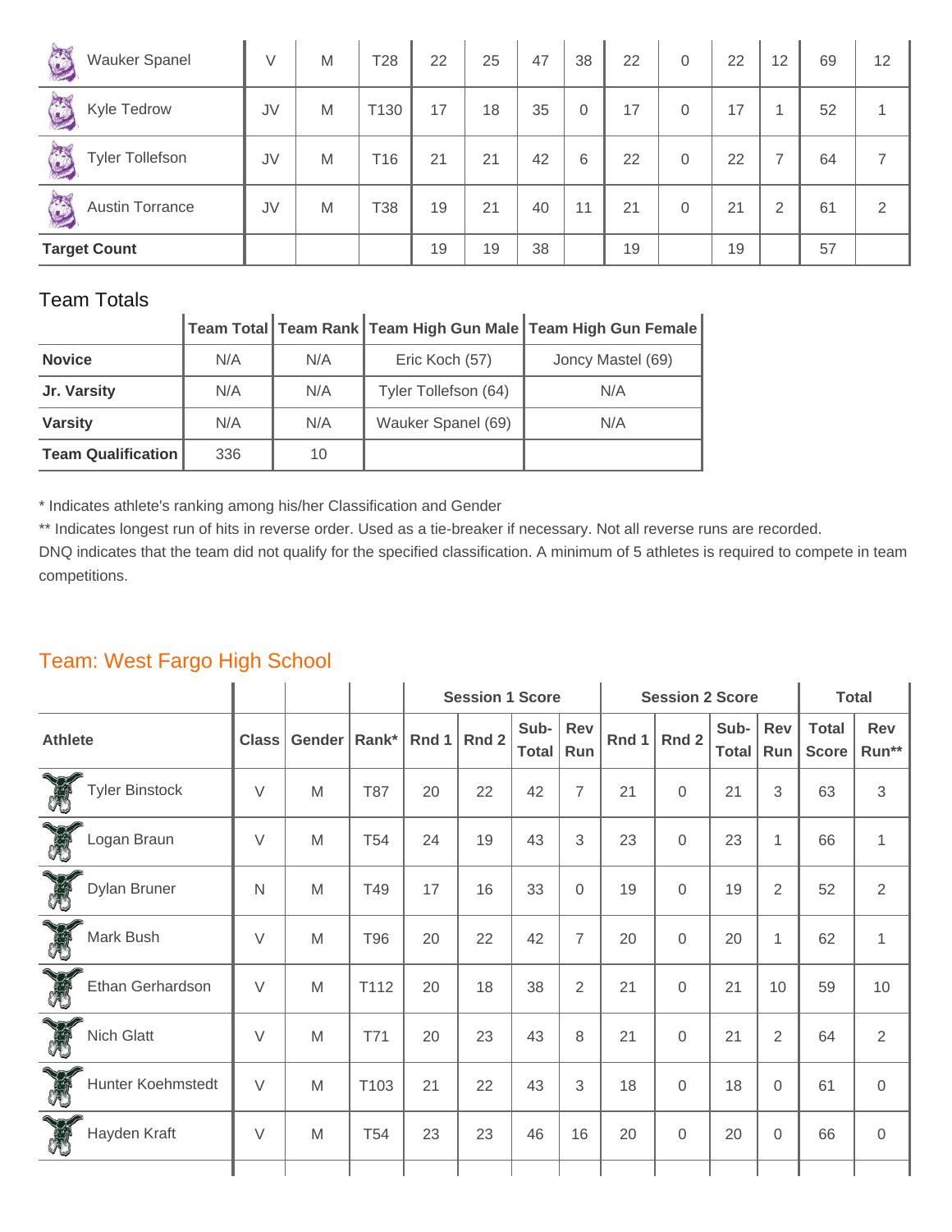| | | | | | | | | | | | | | |
|---|---|---|---|---|---|---|---|---|---|---|---|---|---|
| Wauker Spanel | V | M | T28 | 22 | 25 | 47 | 38 | 22 | 0 | 22 | 12 | 69 | 12 |
| Kyle Tedrow | JV | M | T130 | 17 | 18 | 35 | 0 | 17 | 0 | 17 | 1 | 52 | 1 |
| Tyler Tollefson | JV | M | T16 | 21 | 21 | 42 | 6 | 22 | 0 | 22 | 7 | 64 | 7 |
| Austin Torrance | JV | M | T38 | 19 | 21 | 40 | 11 | 21 | 0 | 21 | 2 | 61 | 2 |
| **Target Count** | | | | 19 | 19 | 38 | | 19 | | 19 | | 57 | |

## Team Totals

| | Team Total | Team Rank | Team High Gun Male | Team High Gun Female |
|---|---|---|---|---|
| **Novice** | N/A | N/A | Eric Koch (57) | Joncy Mastel (69) |
| **Jr. Varsity** | N/A | N/A | Tyler Tollefson (64) | N/A |
| **Varsity** | N/A | N/A | Wauker Spanel (69) | N/A |
| **Team Qualification** | 336 | 10 | | |

* Indicates athlete's ranking among his/her Classification and Gender

** Indicates longest run of hits in reverse order. Used as a tie-breaker if necessary. Not all reverse runs are recorded.

DNQ indicates that the team did not qualify for the specified classification. A minimum of 5 athletes is required to compete in team competitions.

## Team: West Fargo High School

| | | | | Session 1 Score | | | | Session 2 Score | | | | Total | |
|---|---|---|---|---|---|---|---|---|---|---|---|---|---|
| **Athlete** | **Class** | **Gender** | **Rank*** | **Rnd 1** | **Rnd 2** | **Sub-Total** | **Rev Run** | **Rnd 1** | **Rnd 2** | **Sub-Total** | **Rev Run** | **Total Score** | **Rev Run**** |
| Tyler Binstock | V | M | T87 | 20 | 22 | 42 | 7 | 21 | 0 | 21 | 3 | 63 | 3 |
| Logan Braun | V | M | T54 | 24 | 19 | 43 | 3 | 23 | 0 | 23 | 1 | 66 | 1 |
| Dylan Bruner | N | M | T49 | 17 | 16 | 33 | 0 | 19 | 0 | 19 | 2 | 52 | 2 |
| Mark Bush | V | M | T96 | 20 | 22 | 42 | 7 | 20 | 0 | 20 | 1 | 62 | 1 |
| Ethan Gerhardson | V | M | T112 | 20 | 18 | 38 | 2 | 21 | 0 | 21 | 10 | 59 | 10 |
| Nich Glatt | V | M | T71 | 20 | 23 | 43 | 8 | 21 | 0 | 21 | 2 | 64 | 2 |
| Hunter Koehmstedt | V | M | T103 | 21 | 22 | 43 | 3 | 18 | 0 | 18 | 0 | 61 | 0 |
| Hayden Kraft | V | M | T54 | 23 | 23 | 46 | 16 | 20 | 0 | 20 | 0 | 66 | 0 |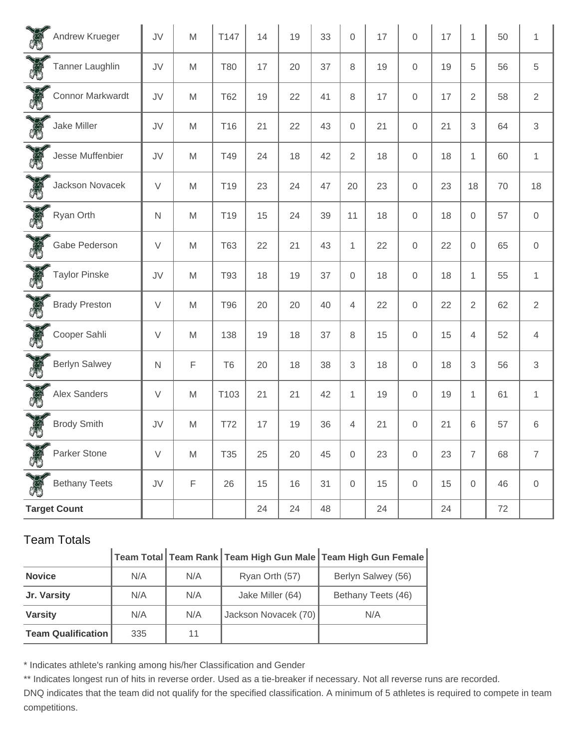| Athlete | Class | Gender | Rank | | | | | | | | | | |
|---|---|---|---|---|---|---|---|---|---|---|---|---|---|
| Andrew Krueger | JV | M | T147 | 14 | 19 | 33 | 0 | 17 | 0 | 17 | 1 | 50 | 1 |
| Tanner Laughlin | JV | M | T80 | 17 | 20 | 37 | 8 | 19 | 0 | 19 | 5 | 56 | 5 |
| Connor Markwardt | JV | M | T62 | 19 | 22 | 41 | 8 | 17 | 0 | 17 | 2 | 58 | 2 |
| Jake Miller | JV | M | T16 | 21 | 22 | 43 | 0 | 21 | 0 | 21 | 3 | 64 | 3 |
| Jesse Muffenbier | JV | M | T49 | 24 | 18 | 42 | 2 | 18 | 0 | 18 | 1 | 60 | 1 |
| Jackson Novacek | V | M | T19 | 23 | 24 | 47 | 20 | 23 | 0 | 23 | 18 | 70 | 18 |
| Ryan Orth | N | M | T19 | 15 | 24 | 39 | 11 | 18 | 0 | 18 | 0 | 57 | 0 |
| Gabe Pederson | V | M | T63 | 22 | 21 | 43 | 1 | 22 | 0 | 22 | 0 | 65 | 0 |
| Taylor Pinske | JV | M | T93 | 18 | 19 | 37 | 0 | 18 | 0 | 18 | 1 | 55 | 1 |
| Brady Preston | V | M | T96 | 20 | 20 | 40 | 4 | 22 | 0 | 22 | 2 | 62 | 2 |
| Cooper Sahli | V | M | 138 | 19 | 18 | 37 | 8 | 15 | 0 | 15 | 4 | 52 | 4 |
| Berlyn Salwey | N | F | T6 | 20 | 18 | 38 | 3 | 18 | 0 | 18 | 3 | 56 | 3 |
| Alex Sanders | V | M | T103 | 21 | 21 | 42 | 1 | 19 | 0 | 19 | 1 | 61 | 1 |
| Brody Smith | JV | M | T72 | 17 | 19 | 36 | 4 | 21 | 0 | 21 | 6 | 57 | 6 |
| Parker Stone | V | M | T35 | 25 | 20 | 45 | 0 | 23 | 0 | 23 | 7 | 68 | 7 |
| Bethany Teets | JV | F | 26 | 15 | 16 | 31 | 0 | 15 | 0 | 15 | 0 | 46 | 0 |
| **Target Count** | | | | 24 | 24 | 48 | | 24 | | 24 | | 72 | |

## Team Totals

| | Team Total | Team Rank | Team High Gun Male | Team High Gun Female |
|---|---|---|---|---|
| **Novice** | N/A | N/A | Ryan Orth (57) | Berlyn Salwey (56) |
| **Jr. Varsity** | N/A | N/A | Jake Miller (64) | Bethany Teets (46) |
| **Varsity** | N/A | N/A | Jackson Novacek (70) | N/A |
| **Team Qualification** | 335 | 11 | | |

* Indicates athlete's ranking among his/her Classification and Gender

** Indicates longest run of hits in reverse order. Used as a tie-breaker if necessary. Not all reverse runs are recorded.

DNQ indicates that the team did not qualify for the specified classification. A minimum of 5 athletes is required to compete in team competitions.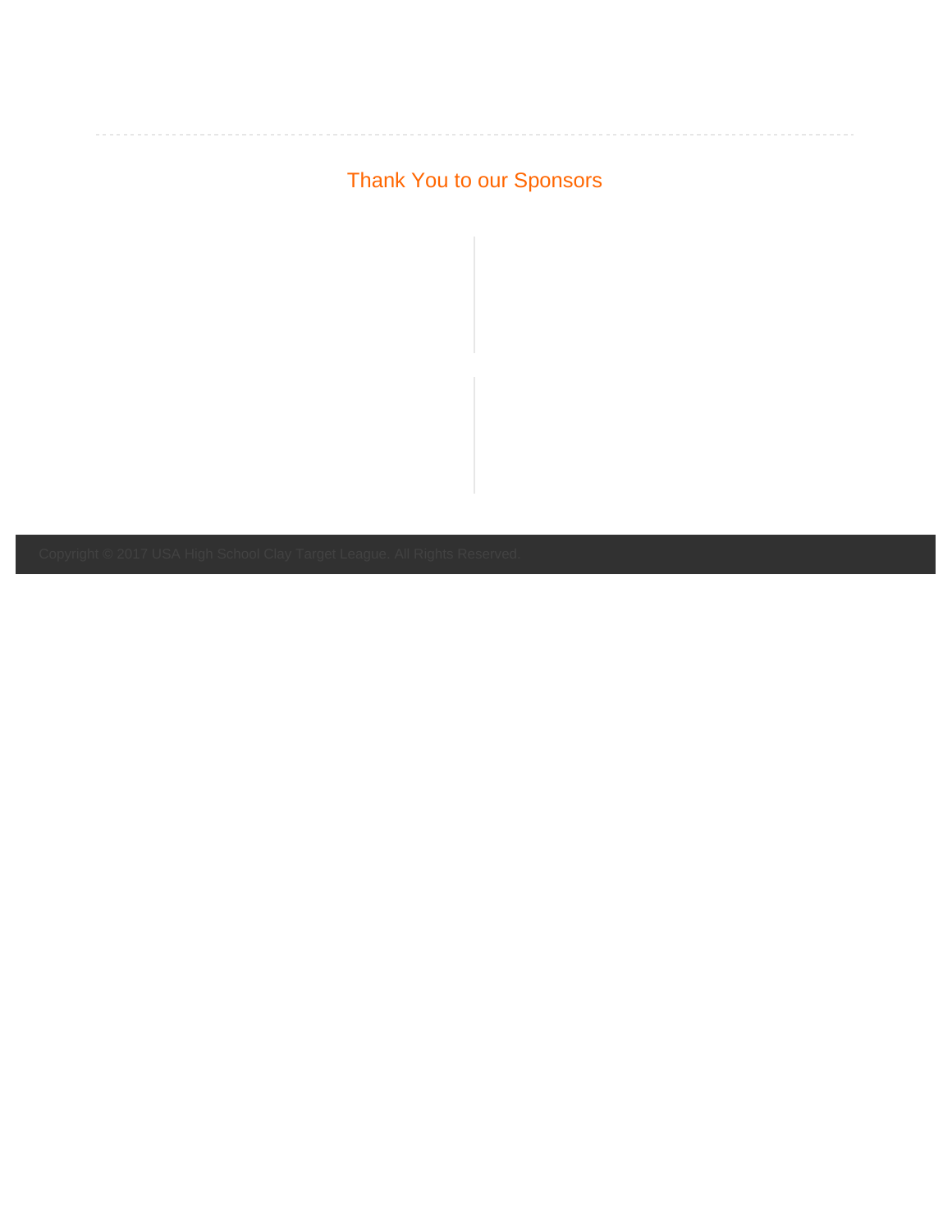## Thank You to our Sponsors

Copyright © 2017 USA High School Clay Target League. All Rights Reserved.